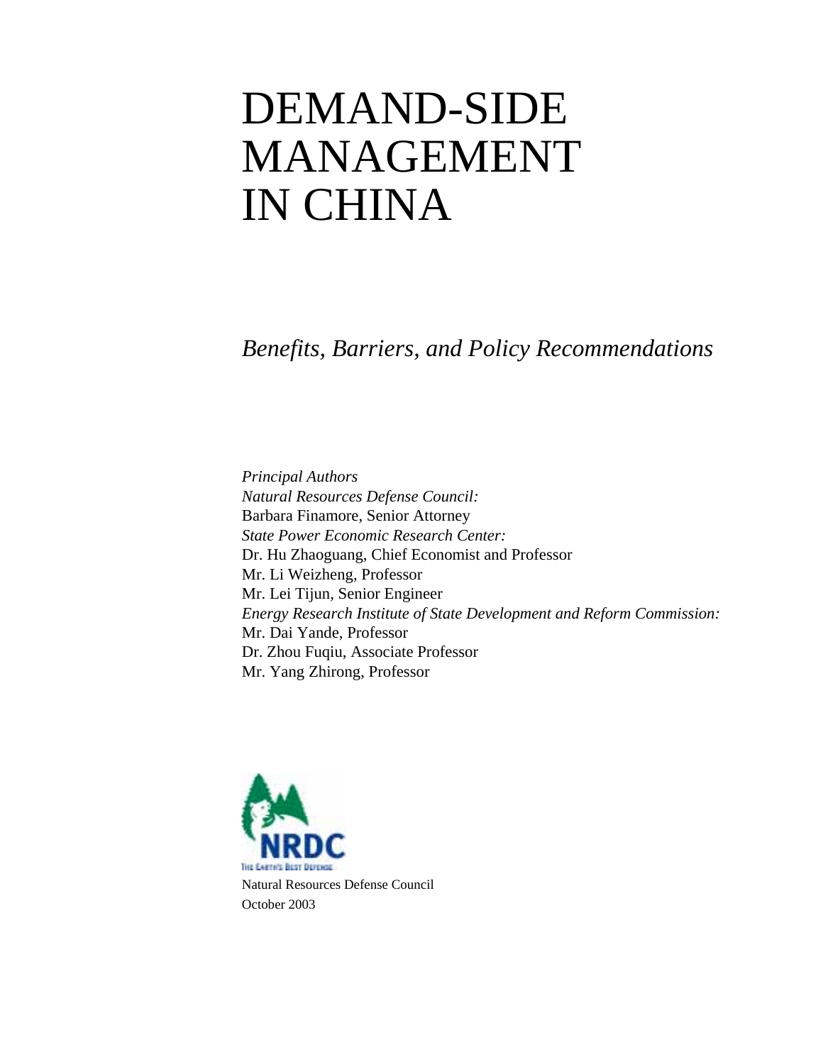# DEMAND-SIDE MANAGEMENT IN CHINA

*Benefits, Barriers, and Policy Recommendations*

*Principal Authors*
*Natural Resources Defense Council:*
Barbara Finamore, Senior Attorney
*State Power Economic Research Center:*
Dr. Hu Zhaoguang, Chief Economist and Professor
Mr. Li Weizheng, Professor
Mr. Lei Tijun, Senior Engineer
*Energy Research Institute of State Development and Reform Commission:*
Mr. Dai Yande, Professor
Dr. Zhou Fuqiu, Associate Professor
Mr. Yang Zhirong, Professor

NRDC
THE EARTH'S BEST DEFENSE

Natural Resources Defense Council
October 2003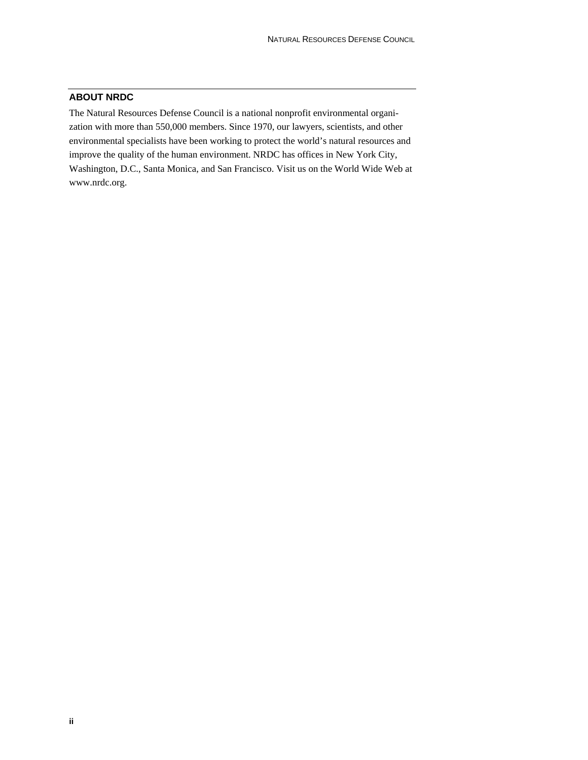## ABOUT NRDC

The Natural Resources Defense Council is a national nonprofit environmental organization with more than 550,000 members. Since 1970, our lawyers, scientists, and other environmental specialists have been working to protect the world's natural resources and improve the quality of the human environment. NRDC has offices in New York City, Washington, D.C., Santa Monica, and San Francisco. Visit us on the World Wide Web at www.nrdc.org.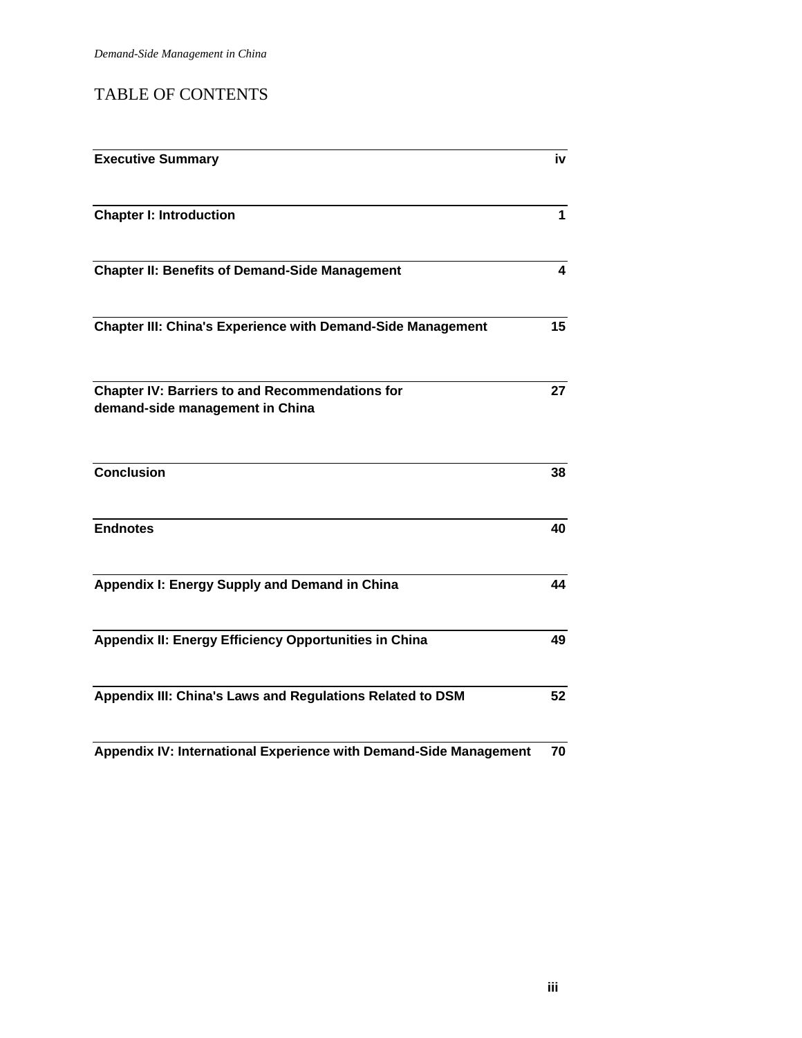# TABLE OF CONTENTS

| | |
|---|---|
| **Executive Summary** | **iv** |
| **Chapter I: Introduction** | **1** |
| **Chapter II: Benefits of Demand-Side Management** | **4** |
| **Chapter III: China's Experience with Demand-Side Management** | **15** |
| **Chapter IV: Barriers to and Recommendations for demand-side management in China** | **27** |
| **Conclusion** | **38** |
| **Endnotes** | **40** |
| **Appendix I: Energy Supply and Demand in China** | **44** |
| **Appendix II: Energy Efficiency Opportunities in China** | **49** |
| **Appendix III: China's Laws and Regulations Related to DSM** | **52** |
| **Appendix IV: International Experience with Demand-Side Management** | **70** |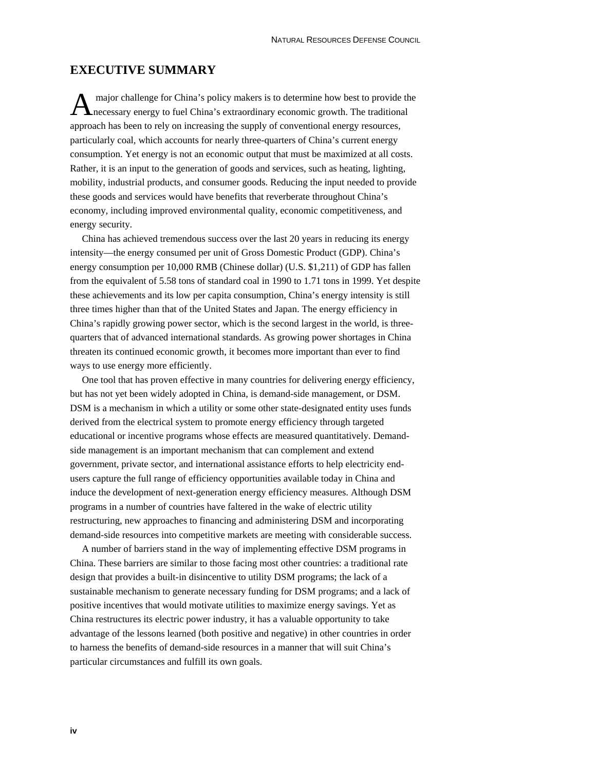## EXECUTIVE SUMMARY

A major challenge for China's policy makers is to determine how best to provide the necessary energy to fuel China's extraordinary economic growth. The traditional approach has been to rely on increasing the supply of conventional energy resources, particularly coal, which accounts for nearly three-quarters of China's current energy consumption. Yet energy is not an economic output that must be maximized at all costs. Rather, it is an input to the generation of goods and services, such as heating, lighting, mobility, industrial products, and consumer goods. Reducing the input needed to provide these goods and services would have benefits that reverberate throughout China's economy, including improved environmental quality, economic competitiveness, and energy security.

China has achieved tremendous success over the last 20 years in reducing its energy intensity—the energy consumed per unit of Gross Domestic Product (GDP). China's energy consumption per 10,000 RMB (Chinese dollar) (U.S. $1,211) of GDP has fallen from the equivalent of 5.58 tons of standard coal in 1990 to 1.71 tons in 1999. Yet despite these achievements and its low per capita consumption, China's energy intensity is still three times higher than that of the United States and Japan. The energy efficiency in China's rapidly growing power sector, which is the second largest in the world, is three-quarters that of advanced international standards. As growing power shortages in China threaten its continued economic growth, it becomes more important than ever to find ways to use energy more efficiently.

One tool that has proven effective in many countries for delivering energy efficiency, but has not yet been widely adopted in China, is demand-side management, or DSM. DSM is a mechanism in which a utility or some other state-designated entity uses funds derived from the electrical system to promote energy efficiency through targeted educational or incentive programs whose effects are measured quantitatively. Demand-side management is an important mechanism that can complement and extend government, private sector, and international assistance efforts to help electricity end-users capture the full range of efficiency opportunities available today in China and induce the development of next-generation energy efficiency measures. Although DSM programs in a number of countries have faltered in the wake of electric utility restructuring, new approaches to financing and administering DSM and incorporating demand-side resources into competitive markets are meeting with considerable success.

A number of barriers stand in the way of implementing effective DSM programs in China. These barriers are similar to those facing most other countries: a traditional rate design that provides a built-in disincentive to utility DSM programs; the lack of a sustainable mechanism to generate necessary funding for DSM programs; and a lack of positive incentives that would motivate utilities to maximize energy savings. Yet as China restructures its electric power industry, it has a valuable opportunity to take advantage of the lessons learned (both positive and negative) in other countries in order to harness the benefits of demand-side resources in a manner that will suit China's particular circumstances and fulfill its own goals.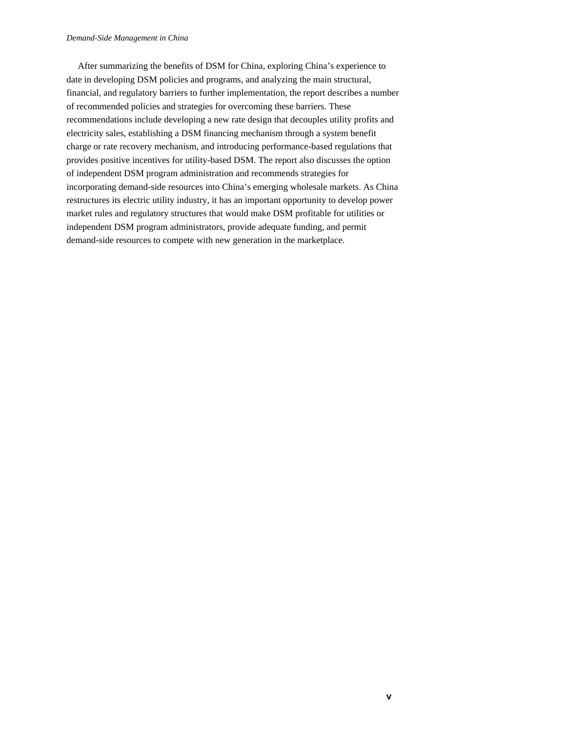After summarizing the benefits of DSM for China, exploring China's experience to date in developing DSM policies and programs, and analyzing the main structural, financial, and regulatory barriers to further implementation, the report describes a number of recommended policies and strategies for overcoming these barriers. These recommendations include developing a new rate design that decouples utility profits and electricity sales, establishing a DSM financing mechanism through a system benefit charge or rate recovery mechanism, and introducing performance-based regulations that provides positive incentives for utility-based DSM. The report also discusses the option of independent DSM program administration and recommends strategies for incorporating demand-side resources into China's emerging wholesale markets. As China restructures its electric utility industry, it has an important opportunity to develop power market rules and regulatory structures that would make DSM profitable for utilities or independent DSM program administrators, provide adequate funding, and permit demand-side resources to compete with new generation in the marketplace.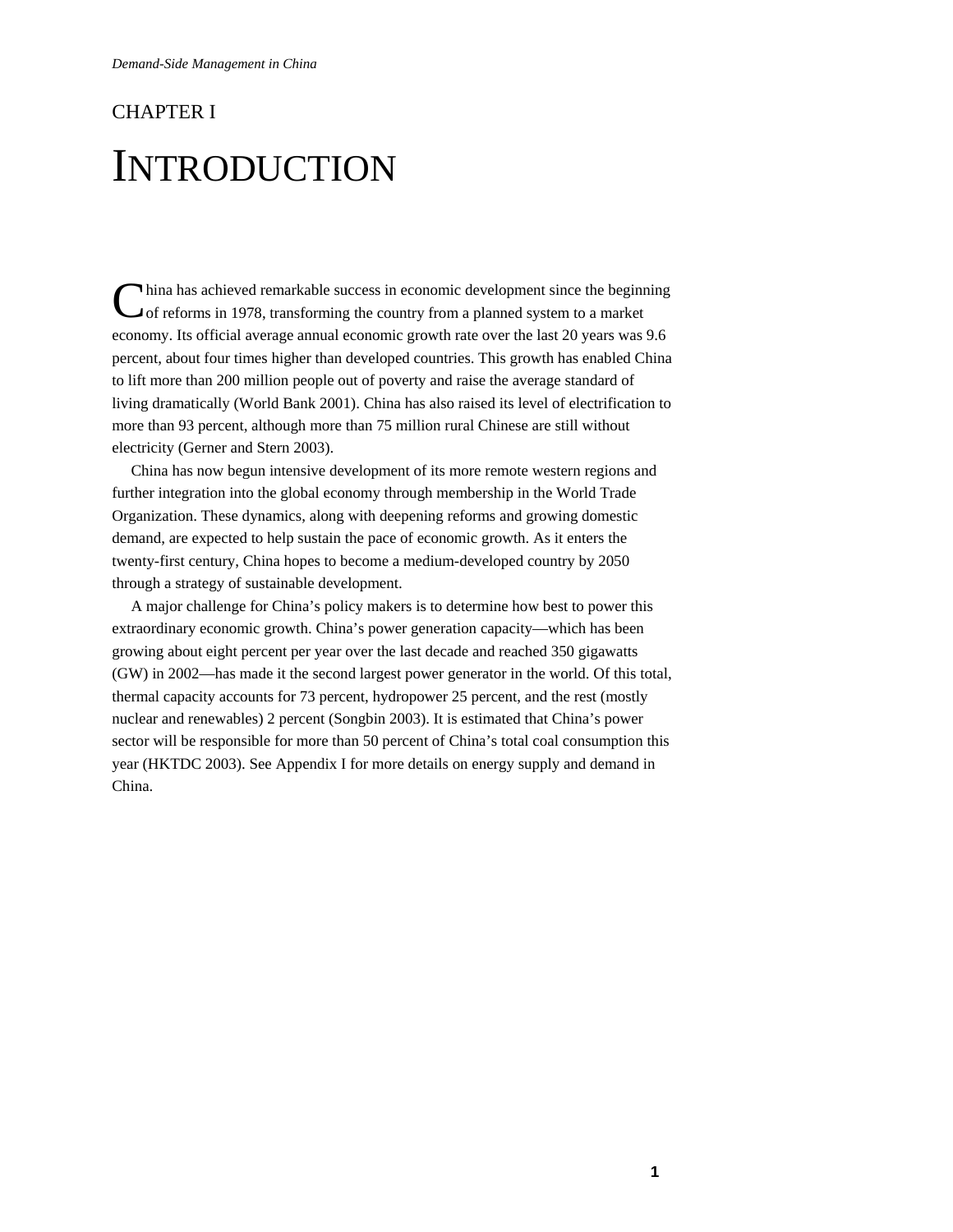# CHAPTER I

# INTRODUCTION

China has achieved remarkable success in economic development since the beginning of reforms in 1978, transforming the country from a planned system to a market economy. Its official average annual economic growth rate over the last 20 years was 9.6 percent, about four times higher than developed countries. This growth has enabled China to lift more than 200 million people out of poverty and raise the average standard of living dramatically (World Bank 2001). China has also raised its level of electrification to more than 93 percent, although more than 75 million rural Chinese are still without electricity (Gerner and Stern 2003).

China has now begun intensive development of its more remote western regions and further integration into the global economy through membership in the World Trade Organization. These dynamics, along with deepening reforms and growing domestic demand, are expected to help sustain the pace of economic growth. As it enters the twenty-first century, China hopes to become a medium-developed country by 2050 through a strategy of sustainable development.

A major challenge for China's policy makers is to determine how best to power this extraordinary economic growth. China's power generation capacity—which has been growing about eight percent per year over the last decade and reached 350 gigawatts (GW) in 2002—has made it the second largest power generator in the world. Of this total, thermal capacity accounts for 73 percent, hydropower 25 percent, and the rest (mostly nuclear and renewables) 2 percent (Songbin 2003). It is estimated that China's power sector will be responsible for more than 50 percent of China's total coal consumption this year (HKTDC 2003). See Appendix I for more details on energy supply and demand in China.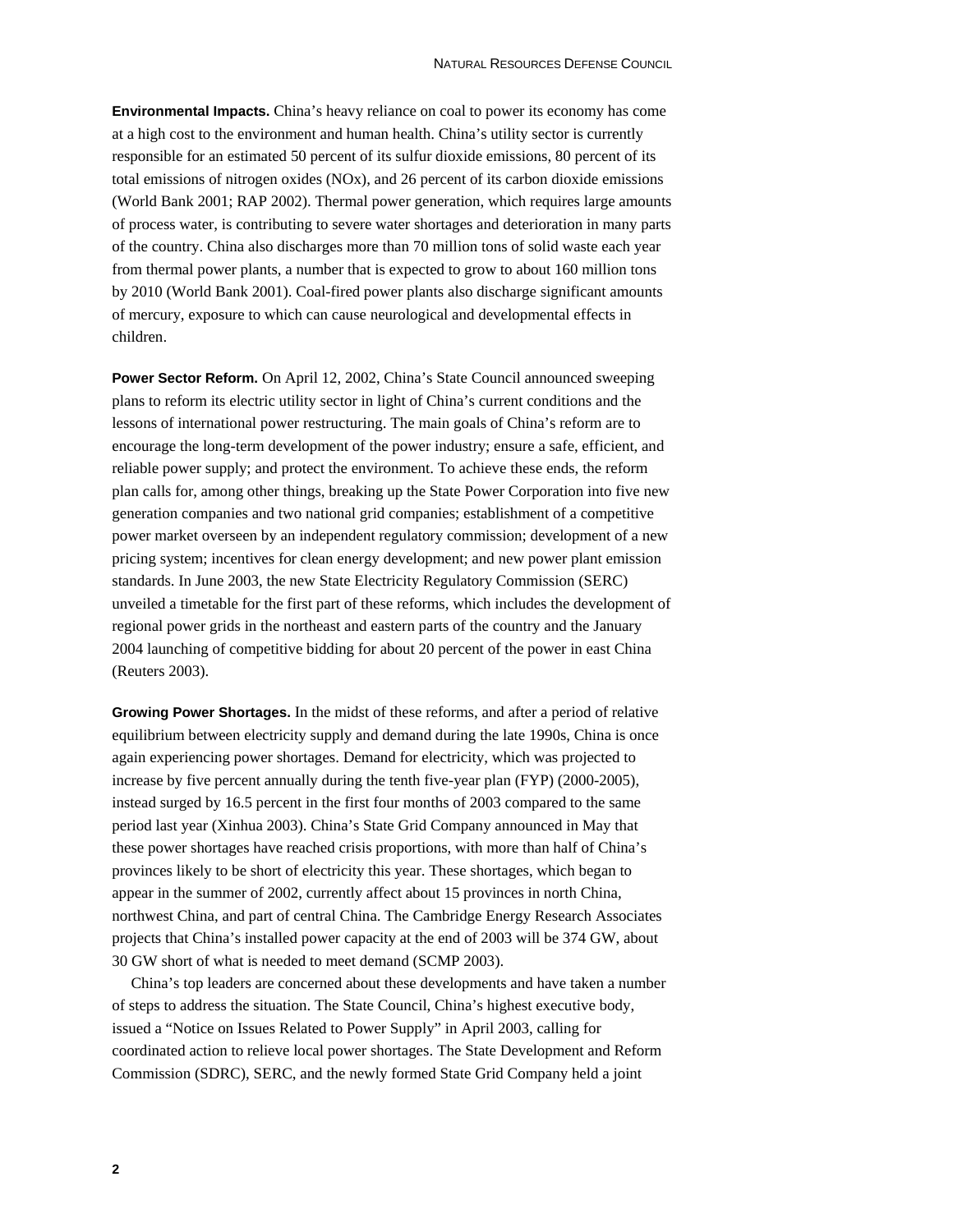**Environmental Impacts.** China's heavy reliance on coal to power its economy has come at a high cost to the environment and human health. China's utility sector is currently responsible for an estimated 50 percent of its sulfur dioxide emissions, 80 percent of its total emissions of nitrogen oxides (NOx), and 26 percent of its carbon dioxide emissions (World Bank 2001; RAP 2002). Thermal power generation, which requires large amounts of process water, is contributing to severe water shortages and deterioration in many parts of the country. China also discharges more than 70 million tons of solid waste each year from thermal power plants, a number that is expected to grow to about 160 million tons by 2010 (World Bank 2001). Coal-fired power plants also discharge significant amounts of mercury, exposure to which can cause neurological and developmental effects in children.

**Power Sector Reform.** On April 12, 2002, China's State Council announced sweeping plans to reform its electric utility sector in light of China's current conditions and the lessons of international power restructuring. The main goals of China's reform are to encourage the long-term development of the power industry; ensure a safe, efficient, and reliable power supply; and protect the environment. To achieve these ends, the reform plan calls for, among other things, breaking up the State Power Corporation into five new generation companies and two national grid companies; establishment of a competitive power market overseen by an independent regulatory commission; development of a new pricing system; incentives for clean energy development; and new power plant emission standards. In June 2003, the new State Electricity Regulatory Commission (SERC) unveiled a timetable for the first part of these reforms, which includes the development of regional power grids in the northeast and eastern parts of the country and the January 2004 launching of competitive bidding for about 20 percent of the power in east China (Reuters 2003).

**Growing Power Shortages.** In the midst of these reforms, and after a period of relative equilibrium between electricity supply and demand during the late 1990s, China is once again experiencing power shortages. Demand for electricity, which was projected to increase by five percent annually during the tenth five-year plan (FYP) (2000-2005), instead surged by 16.5 percent in the first four months of 2003 compared to the same period last year (Xinhua 2003). China's State Grid Company announced in May that these power shortages have reached crisis proportions, with more than half of China's provinces likely to be short of electricity this year. These shortages, which began to appear in the summer of 2002, currently affect about 15 provinces in north China, northwest China, and part of central China. The Cambridge Energy Research Associates projects that China's installed power capacity at the end of 2003 will be 374 GW, about 30 GW short of what is needed to meet demand (SCMP 2003).

China's top leaders are concerned about these developments and have taken a number of steps to address the situation. The State Council, China's highest executive body, issued a "Notice on Issues Related to Power Supply" in April 2003, calling for coordinated action to relieve local power shortages. The State Development and Reform Commission (SDRC), SERC, and the newly formed State Grid Company held a joint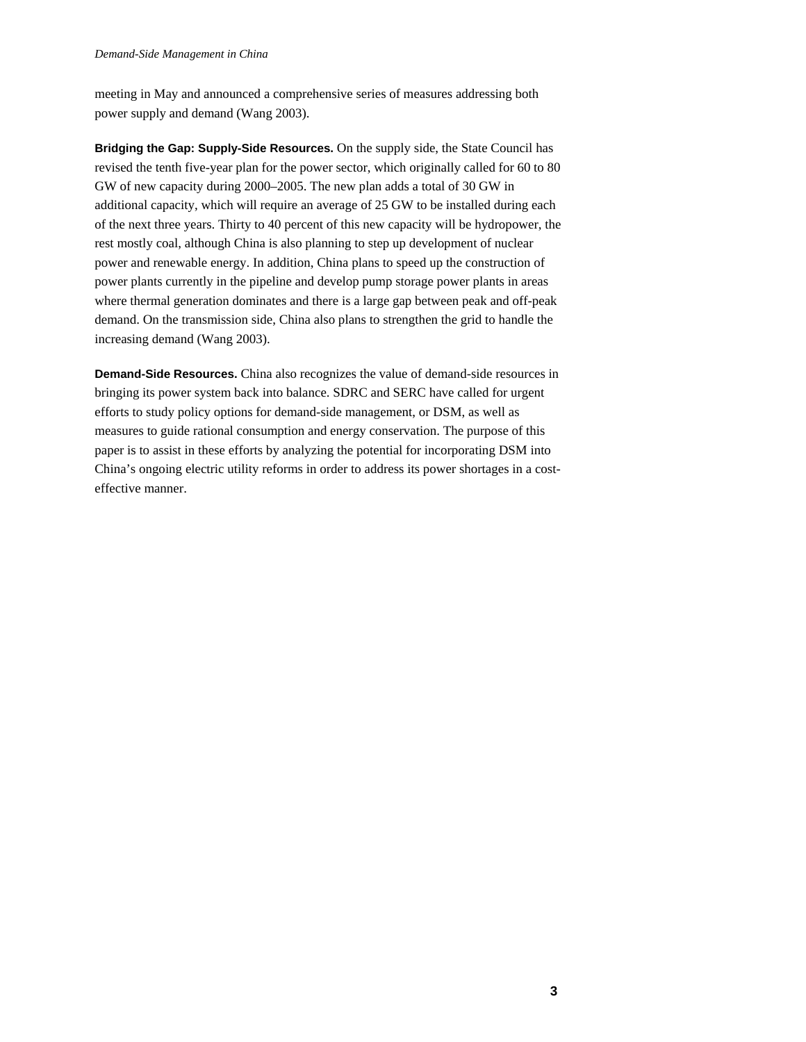meeting in May and announced a comprehensive series of measures addressing both power supply and demand (Wang 2003).

**Bridging the Gap: Supply-Side Resources.** On the supply side, the State Council has revised the tenth five-year plan for the power sector, which originally called for 60 to 80 GW of new capacity during 2000–2005. The new plan adds a total of 30 GW in additional capacity, which will require an average of 25 GW to be installed during each of the next three years. Thirty to 40 percent of this new capacity will be hydropower, the rest mostly coal, although China is also planning to step up development of nuclear power and renewable energy. In addition, China plans to speed up the construction of power plants currently in the pipeline and develop pump storage power plants in areas where thermal generation dominates and there is a large gap between peak and off-peak demand. On the transmission side, China also plans to strengthen the grid to handle the increasing demand (Wang 2003).

**Demand-Side Resources.** China also recognizes the value of demand-side resources in bringing its power system back into balance. SDRC and SERC have called for urgent efforts to study policy options for demand-side management, or DSM, as well as measures to guide rational consumption and energy conservation. The purpose of this paper is to assist in these efforts by analyzing the potential for incorporating DSM into China's ongoing electric utility reforms in order to address its power shortages in a cost-effective manner.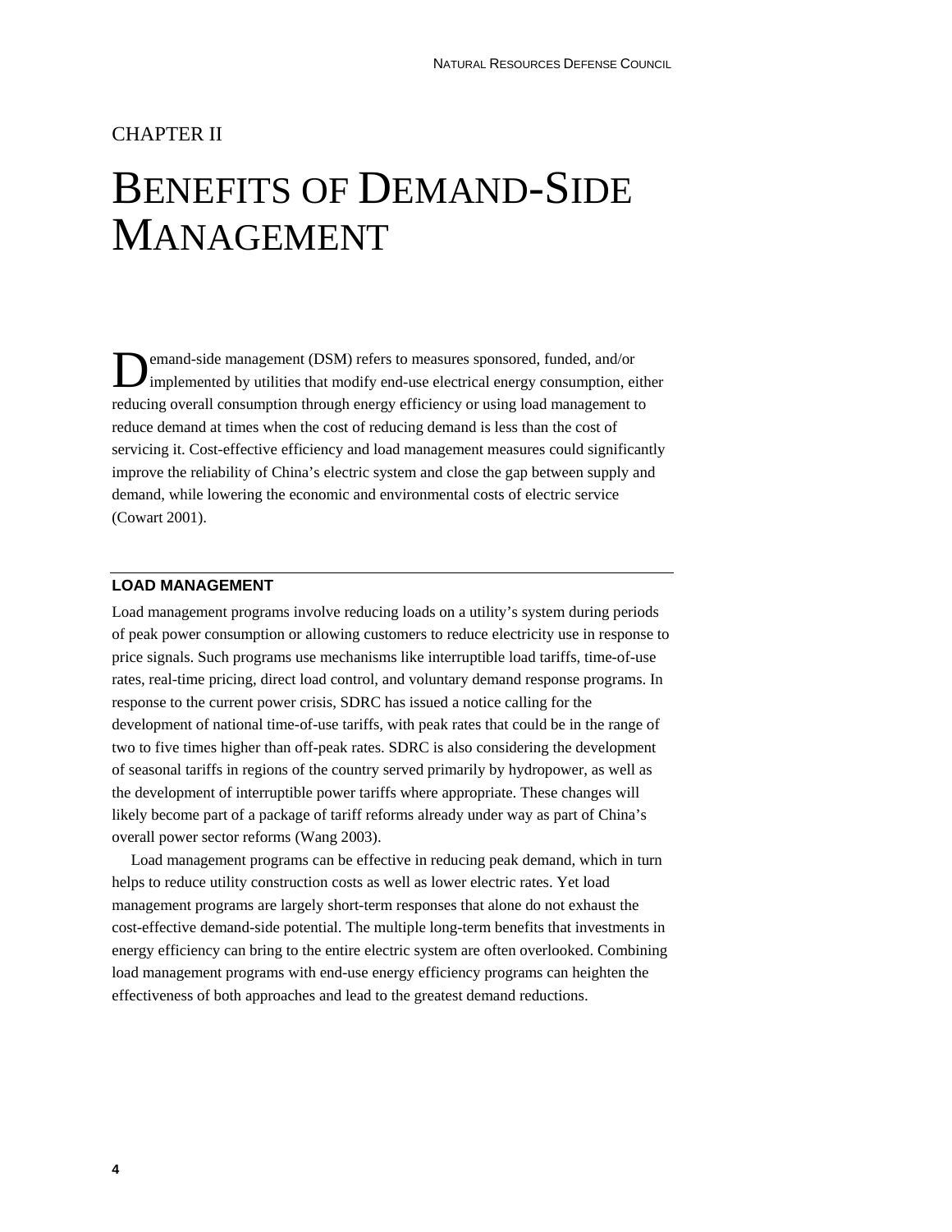CHAPTER II

# Benefits of Demand-Side Management

Demand-side management (DSM) refers to measures sponsored, funded, and/or implemented by utilities that modify end-use electrical energy consumption, either reducing overall consumption through energy efficiency or using load management to reduce demand at times when the cost of reducing demand is less than the cost of servicing it. Cost-effective efficiency and load management measures could significantly improve the reliability of China's electric system and close the gap between supply and demand, while lowering the economic and environmental costs of electric service (Cowart 2001).

## LOAD MANAGEMENT

Load management programs involve reducing loads on a utility's system during periods of peak power consumption or allowing customers to reduce electricity use in response to price signals. Such programs use mechanisms like interruptible load tariffs, time-of-use rates, real-time pricing, direct load control, and voluntary demand response programs. In response to the current power crisis, SDRC has issued a notice calling for the development of national time-of-use tariffs, with peak rates that could be in the range of two to five times higher than off-peak rates. SDRC is also considering the development of seasonal tariffs in regions of the country served primarily by hydropower, as well as the development of interruptible power tariffs where appropriate. These changes will likely become part of a package of tariff reforms already under way as part of China's overall power sector reforms (Wang 2003).

Load management programs can be effective in reducing peak demand, which in turn helps to reduce utility construction costs as well as lower electric rates. Yet load management programs are largely short-term responses that alone do not exhaust the cost-effective demand-side potential. The multiple long-term benefits that investments in energy efficiency can bring to the entire electric system are often overlooked. Combining load management programs with end-use energy efficiency programs can heighten the effectiveness of both approaches and lead to the greatest demand reductions.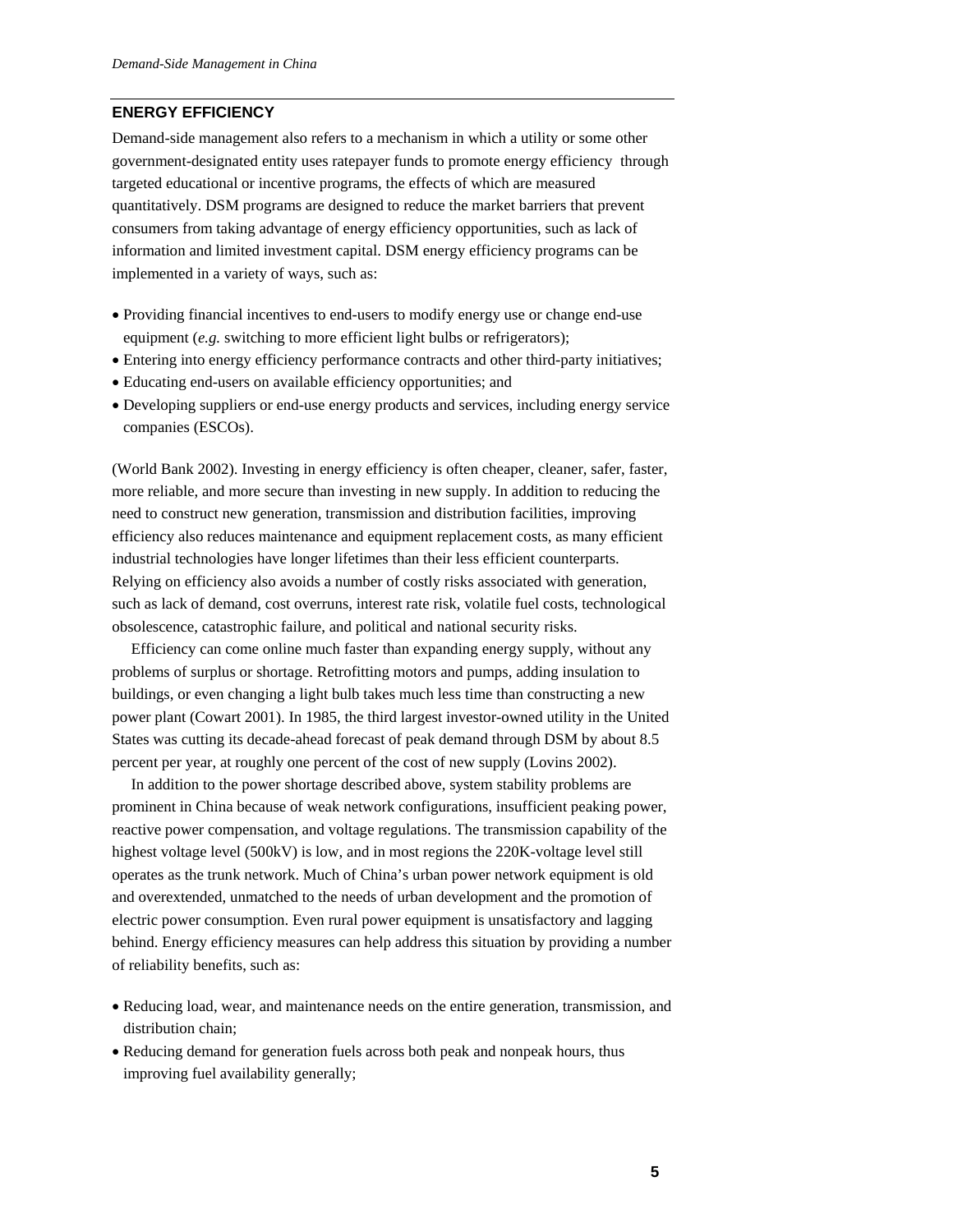## ENERGY EFFICIENCY

Demand-side management also refers to a mechanism in which a utility or some other government-designated entity uses ratepayer funds to promote energy efficiency through targeted educational or incentive programs, the effects of which are measured quantitatively. DSM programs are designed to reduce the market barriers that prevent consumers from taking advantage of energy efficiency opportunities, such as lack of information and limited investment capital. DSM energy efficiency programs can be implemented in a variety of ways, such as:

- Providing financial incentives to end-users to modify energy use or change end-use equipment (*e.g.* switching to more efficient light bulbs or refrigerators);
- Entering into energy efficiency performance contracts and other third-party initiatives;
- Educating end-users on available efficiency opportunities; and
- Developing suppliers or end-use energy products and services, including energy service companies (ESCOs).

(World Bank 2002). Investing in energy efficiency is often cheaper, cleaner, safer, faster, more reliable, and more secure than investing in new supply. In addition to reducing the need to construct new generation, transmission and distribution facilities, improving efficiency also reduces maintenance and equipment replacement costs, as many efficient industrial technologies have longer lifetimes than their less efficient counterparts. Relying on efficiency also avoids a number of costly risks associated with generation, such as lack of demand, cost overruns, interest rate risk, volatile fuel costs, technological obsolescence, catastrophic failure, and political and national security risks.

Efficiency can come online much faster than expanding energy supply, without any problems of surplus or shortage. Retrofitting motors and pumps, adding insulation to buildings, or even changing a light bulb takes much less time than constructing a new power plant (Cowart 2001). In 1985, the third largest investor-owned utility in the United States was cutting its decade-ahead forecast of peak demand through DSM by about 8.5 percent per year, at roughly one percent of the cost of new supply (Lovins 2002).

In addition to the power shortage described above, system stability problems are prominent in China because of weak network configurations, insufficient peaking power, reactive power compensation, and voltage regulations. The transmission capability of the highest voltage level (500kV) is low, and in most regions the 220K-voltage level still operates as the trunk network. Much of China's urban power network equipment is old and overextended, unmatched to the needs of urban development and the promotion of electric power consumption. Even rural power equipment is unsatisfactory and lagging behind. Energy efficiency measures can help address this situation by providing a number of reliability benefits, such as:

- Reducing load, wear, and maintenance needs on the entire generation, transmission, and distribution chain;
- Reducing demand for generation fuels across both peak and nonpeak hours, thus improving fuel availability generally;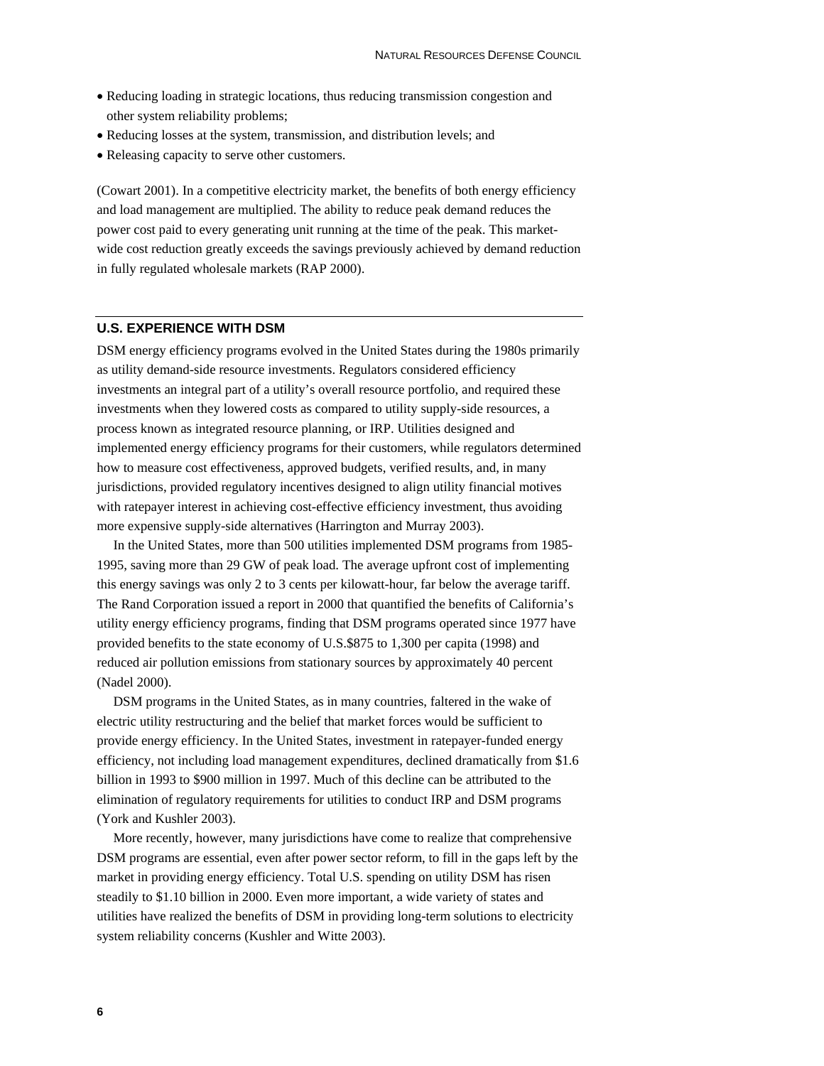- Reducing loading in strategic locations, thus reducing transmission congestion and other system reliability problems;
- Reducing losses at the system, transmission, and distribution levels; and
- Releasing capacity to serve other customers.

(Cowart 2001). In a competitive electricity market, the benefits of both energy efficiency and load management are multiplied. The ability to reduce peak demand reduces the power cost paid to every generating unit running at the time of the peak. This market-wide cost reduction greatly exceeds the savings previously achieved by demand reduction in fully regulated wholesale markets (RAP 2000).

## U.S. EXPERIENCE WITH DSM

DSM energy efficiency programs evolved in the United States during the 1980s primarily as utility demand-side resource investments. Regulators considered efficiency investments an integral part of a utility's overall resource portfolio, and required these investments when they lowered costs as compared to utility supply-side resources, a process known as integrated resource planning, or IRP. Utilities designed and implemented energy efficiency programs for their customers, while regulators determined how to measure cost effectiveness, approved budgets, verified results, and, in many jurisdictions, provided regulatory incentives designed to align utility financial motives with ratepayer interest in achieving cost-effective efficiency investment, thus avoiding more expensive supply-side alternatives (Harrington and Murray 2003).

In the United States, more than 500 utilities implemented DSM programs from 1985-1995, saving more than 29 GW of peak load. The average upfront cost of implementing this energy savings was only 2 to 3 cents per kilowatt-hour, far below the average tariff. The Rand Corporation issued a report in 2000 that quantified the benefits of California's utility energy efficiency programs, finding that DSM programs operated since 1977 have provided benefits to the state economy of U.S.$875 to 1,300 per capita (1998) and reduced air pollution emissions from stationary sources by approximately 40 percent (Nadel 2000).

DSM programs in the United States, as in many countries, faltered in the wake of electric utility restructuring and the belief that market forces would be sufficient to provide energy efficiency. In the United States, investment in ratepayer-funded energy efficiency, not including load management expenditures, declined dramatically from $1.6 billion in 1993 to $900 million in 1997. Much of this decline can be attributed to the elimination of regulatory requirements for utilities to conduct IRP and DSM programs (York and Kushler 2003).

More recently, however, many jurisdictions have come to realize that comprehensive DSM programs are essential, even after power sector reform, to fill in the gaps left by the market in providing energy efficiency. Total U.S. spending on utility DSM has risen steadily to $1.10 billion in 2000. Even more important, a wide variety of states and utilities have realized the benefits of DSM in providing long-term solutions to electricity system reliability concerns (Kushler and Witte 2003).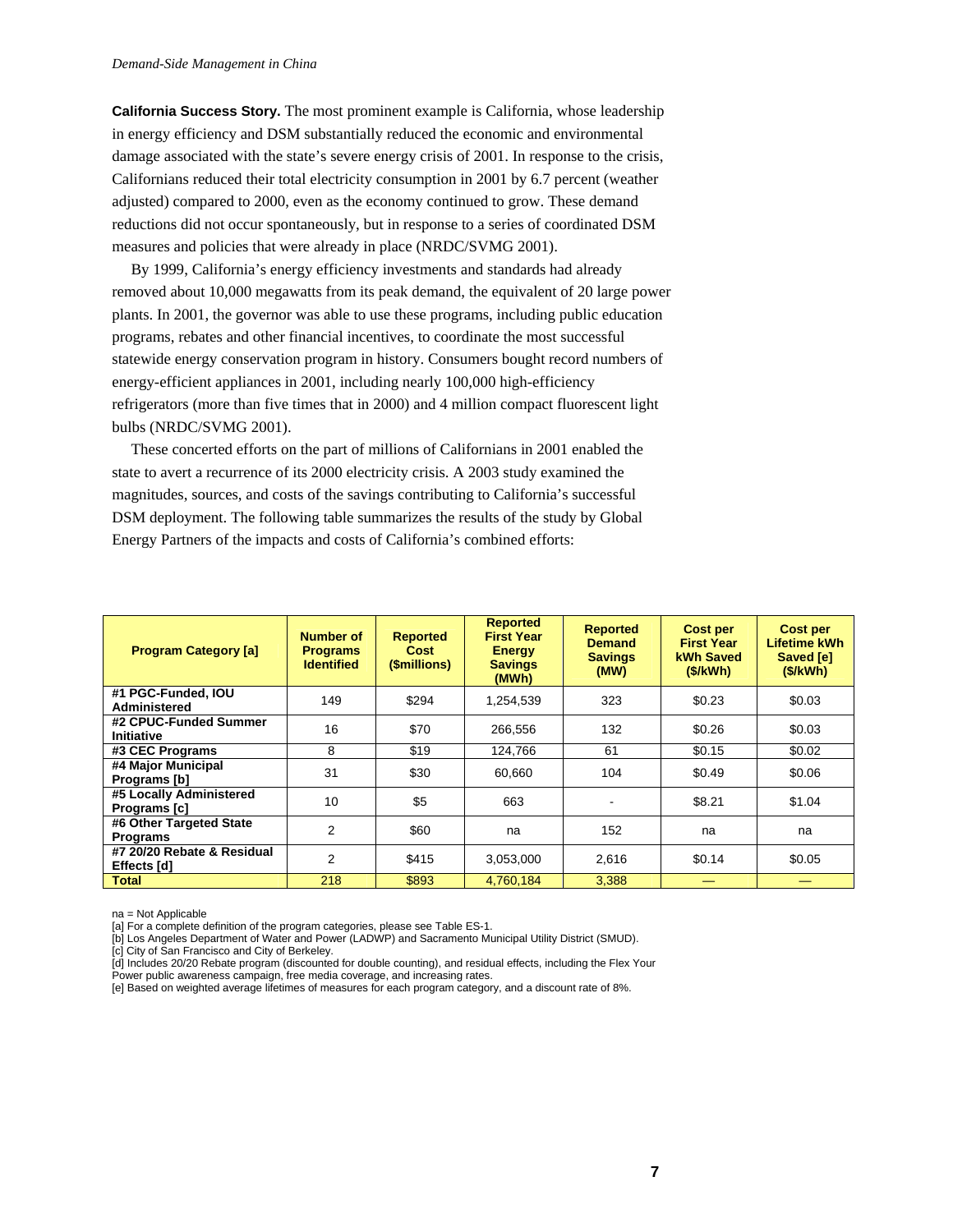**California Success Story.** The most prominent example is California, whose leadership in energy efficiency and DSM substantially reduced the economic and environmental damage associated with the state's severe energy crisis of 2001. In response to the crisis, Californians reduced their total electricity consumption in 2001 by 6.7 percent (weather adjusted) compared to 2000, even as the economy continued to grow. These demand reductions did not occur spontaneously, but in response to a series of coordinated DSM measures and policies that were already in place (NRDC/SVMG 2001).

By 1999, California's energy efficiency investments and standards had already removed about 10,000 megawatts from its peak demand, the equivalent of 20 large power plants. In 2001, the governor was able to use these programs, including public education programs, rebates and other financial incentives, to coordinate the most successful statewide energy conservation program in history. Consumers bought record numbers of energy-efficient appliances in 2001, including nearly 100,000 high-efficiency refrigerators (more than five times that in 2000) and 4 million compact fluorescent light bulbs (NRDC/SVMG 2001).

These concerted efforts on the part of millions of Californians in 2001 enabled the state to avert a recurrence of its 2000 electricity crisis. A 2003 study examined the magnitudes, sources, and costs of the savings contributing to California's successful DSM deployment. The following table summarizes the results of the study by Global Energy Partners of the impacts and costs of California's combined efforts:

| Program Category [a] | Number of Programs Identified | Reported Cost ($millions) | Reported First Year Energy Savings (MWh) | Reported Demand Savings (MW) | Cost per First Year kWh Saved ($/kWh) | Cost per Lifetime kWh Saved [e] ($/kWh) |
|---|---|---|---|---|---|---|
| #1 PGC-Funded, IOU Administered | 149 | $294 | 1,254,539 | 323 | $0.23 | $0.03 |
| #2 CPUC-Funded Summer Initiative | 16 | $70 | 266,556 | 132 | $0.26 | $0.03 |
| #3 CEC Programs | 8 | $19 | 124,766 | 61 | $0.15 | $0.02 |
| #4 Major Municipal Programs [b] | 31 | $30 | 60,660 | 104 | $0.49 | $0.06 |
| #5 Locally Administered Programs [c] | 10 | $5 | 663 | - | $8.21 | $1.04 |
| #6 Other Targeted State Programs | 2 | $60 | na | 152 | na | na |
| #7 20/20 Rebate & Residual Effects [d] | 2 | $415 | 3,053,000 | 2,616 | $0.14 | $0.05 |
| **Total** | 218 | $893 | 4,760,184 | 3,388 | — | — |

na = Not Applicable

[a] For a complete definition of the program categories, please see Table ES-1.

[b] Los Angeles Department of Water and Power (LADWP) and Sacramento Municipal Utility District (SMUD).

[c] City of San Francisco and City of Berkeley.

[d] Includes 20/20 Rebate program (discounted for double counting), and residual effects, including the Flex Your Power public awareness campaign, free media coverage, and increasing rates.

[e] Based on weighted average lifetimes of measures for each program category, and a discount rate of 8%.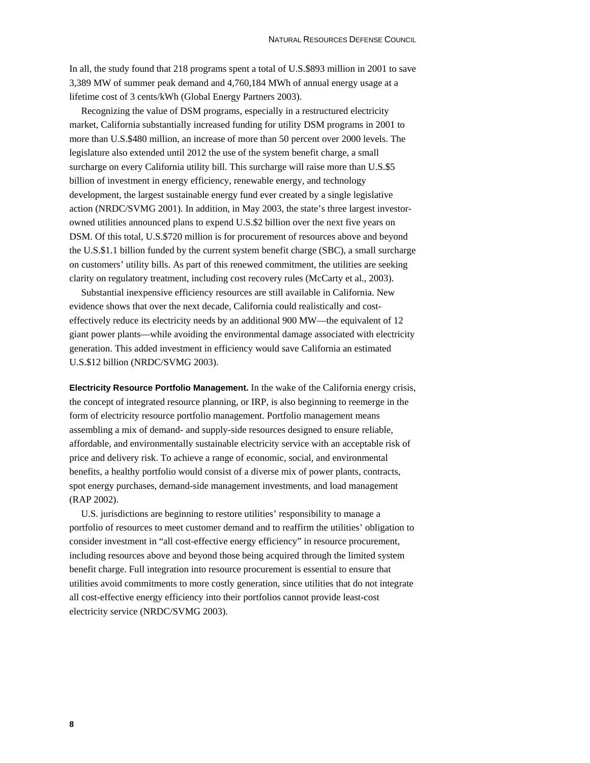In all, the study found that 218 programs spent a total of U.S.$893 million in 2001 to save 3,389 MW of summer peak demand and 4,760,184 MWh of annual energy usage at a lifetime cost of 3 cents/kWh (Global Energy Partners 2003).

Recognizing the value of DSM programs, especially in a restructured electricity market, California substantially increased funding for utility DSM programs in 2001 to more than U.S.$480 million, an increase of more than 50 percent over 2000 levels. The legislature also extended until 2012 the use of the system benefit charge, a small surcharge on every California utility bill. This surcharge will raise more than U.S.$5 billion of investment in energy efficiency, renewable energy, and technology development, the largest sustainable energy fund ever created by a single legislative action (NRDC/SVMG 2001). In addition, in May 2003, the state's three largest investor-owned utilities announced plans to expend U.S.$2 billion over the next five years on DSM. Of this total, U.S.$720 million is for procurement of resources above and beyond the U.S.$1.1 billion funded by the current system benefit charge (SBC), a small surcharge on customers' utility bills. As part of this renewed commitment, the utilities are seeking clarity on regulatory treatment, including cost recovery rules (McCarty et al., 2003).

Substantial inexpensive efficiency resources are still available in California. New evidence shows that over the next decade, California could realistically and cost-effectively reduce its electricity needs by an additional 900 MW—the equivalent of 12 giant power plants—while avoiding the environmental damage associated with electricity generation. This added investment in efficiency would save California an estimated U.S.$12 billion (NRDC/SVMG 2003).

**Electricity Resource Portfolio Management.** In the wake of the California energy crisis, the concept of integrated resource planning, or IRP, is also beginning to reemerge in the form of electricity resource portfolio management. Portfolio management means assembling a mix of demand- and supply-side resources designed to ensure reliable, affordable, and environmentally sustainable electricity service with an acceptable risk of price and delivery risk. To achieve a range of economic, social, and environmental benefits, a healthy portfolio would consist of a diverse mix of power plants, contracts, spot energy purchases, demand-side management investments, and load management (RAP 2002).

U.S. jurisdictions are beginning to restore utilities' responsibility to manage a portfolio of resources to meet customer demand and to reaffirm the utilities' obligation to consider investment in "all cost-effective energy efficiency" in resource procurement, including resources above and beyond those being acquired through the limited system benefit charge. Full integration into resource procurement is essential to ensure that utilities avoid commitments to more costly generation, since utilities that do not integrate all cost-effective energy efficiency into their portfolios cannot provide least-cost electricity service (NRDC/SVMG 2003).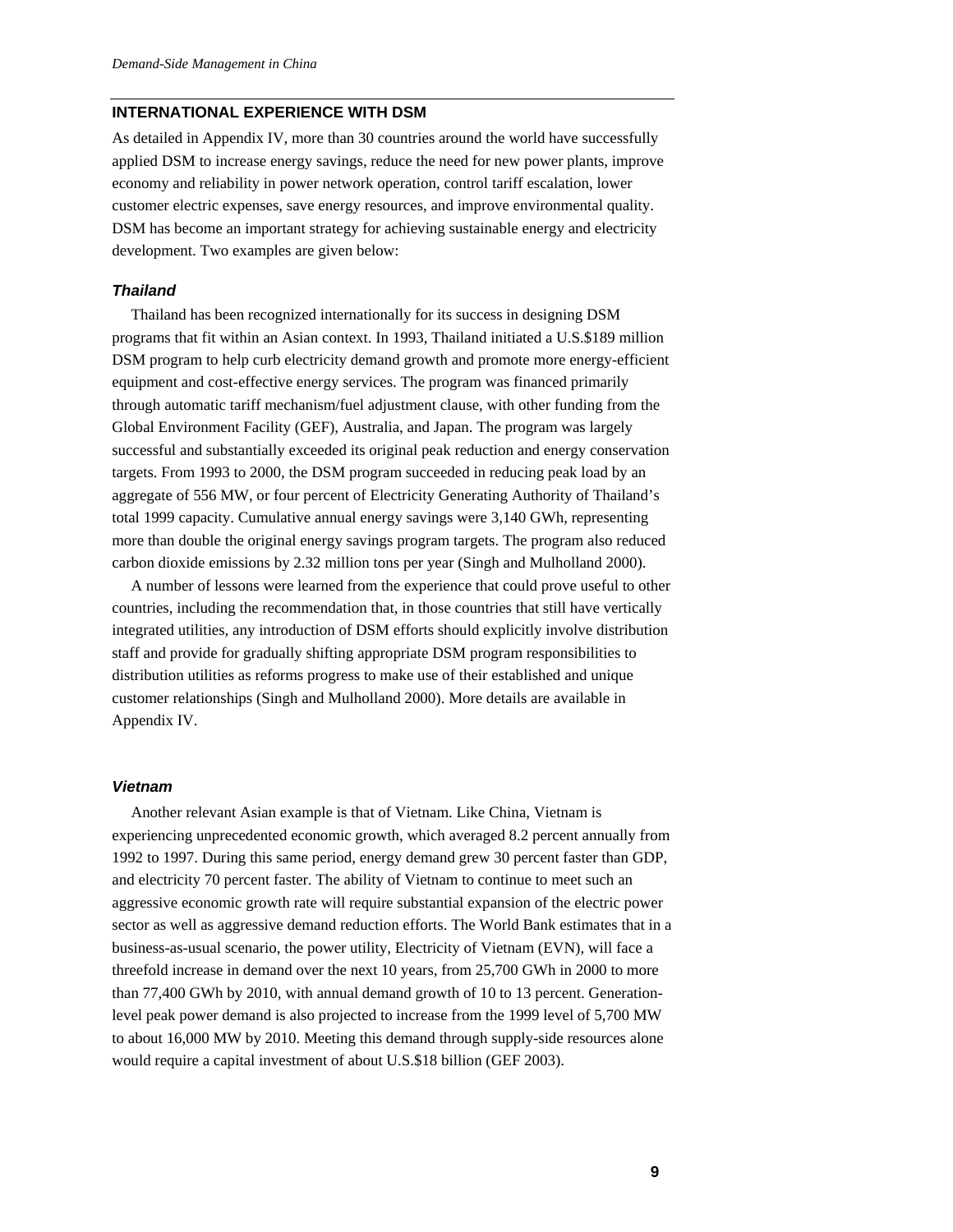## INTERNATIONAL EXPERIENCE WITH DSM

As detailed in Appendix IV, more than 30 countries around the world have successfully applied DSM to increase energy savings, reduce the need for new power plants, improve economy and reliability in power network operation, control tariff escalation, lower customer electric expenses, save energy resources, and improve environmental quality. DSM has become an important strategy for achieving sustainable energy and electricity development. Two examples are given below:

### *Thailand*

Thailand has been recognized internationally for its success in designing DSM programs that fit within an Asian context. In 1993, Thailand initiated a U.S.$189 million DSM program to help curb electricity demand growth and promote more energy-efficient equipment and cost-effective energy services. The program was financed primarily through automatic tariff mechanism/fuel adjustment clause, with other funding from the Global Environment Facility (GEF), Australia, and Japan. The program was largely successful and substantially exceeded its original peak reduction and energy conservation targets. From 1993 to 2000, the DSM program succeeded in reducing peak load by an aggregate of 556 MW, or four percent of Electricity Generating Authority of Thailand's total 1999 capacity. Cumulative annual energy savings were 3,140 GWh, representing more than double the original energy savings program targets. The program also reduced carbon dioxide emissions by 2.32 million tons per year (Singh and Mulholland 2000).

A number of lessons were learned from the experience that could prove useful to other countries, including the recommendation that, in those countries that still have vertically integrated utilities, any introduction of DSM efforts should explicitly involve distribution staff and provide for gradually shifting appropriate DSM program responsibilities to distribution utilities as reforms progress to make use of their established and unique customer relationships (Singh and Mulholland 2000). More details are available in Appendix IV.

### *Vietnam*

Another relevant Asian example is that of Vietnam. Like China, Vietnam is experiencing unprecedented economic growth, which averaged 8.2 percent annually from 1992 to 1997. During this same period, energy demand grew 30 percent faster than GDP, and electricity 70 percent faster. The ability of Vietnam to continue to meet such an aggressive economic growth rate will require substantial expansion of the electric power sector as well as aggressive demand reduction efforts. The World Bank estimates that in a business-as-usual scenario, the power utility, Electricity of Vietnam (EVN), will face a threefold increase in demand over the next 10 years, from 25,700 GWh in 2000 to more than 77,400 GWh by 2010, with annual demand growth of 10 to 13 percent. Generation-level peak power demand is also projected to increase from the 1999 level of 5,700 MW to about 16,000 MW by 2010. Meeting this demand through supply-side resources alone would require a capital investment of about U.S.$18 billion (GEF 2003).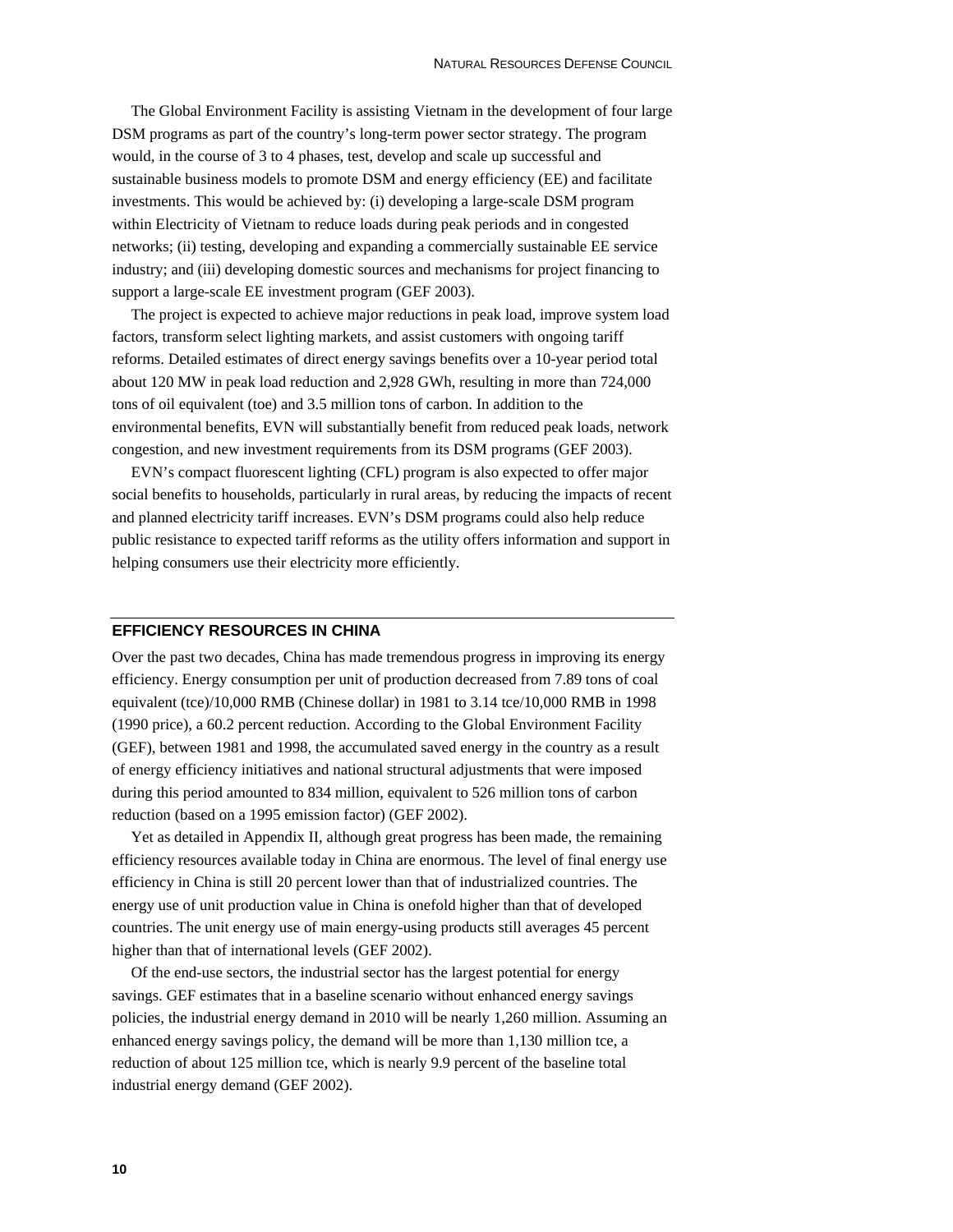The Global Environment Facility is assisting Vietnam in the development of four large DSM programs as part of the country's long-term power sector strategy. The program would, in the course of 3 to 4 phases, test, develop and scale up successful and sustainable business models to promote DSM and energy efficiency (EE) and facilitate investments. This would be achieved by: (i) developing a large-scale DSM program within Electricity of Vietnam to reduce loads during peak periods and in congested networks; (ii) testing, developing and expanding a commercially sustainable EE service industry; and (iii) developing domestic sources and mechanisms for project financing to support a large-scale EE investment program (GEF 2003).

The project is expected to achieve major reductions in peak load, improve system load factors, transform select lighting markets, and assist customers with ongoing tariff reforms. Detailed estimates of direct energy savings benefits over a 10-year period total about 120 MW in peak load reduction and 2,928 GWh, resulting in more than 724,000 tons of oil equivalent (toe) and 3.5 million tons of carbon. In addition to the environmental benefits, EVN will substantially benefit from reduced peak loads, network congestion, and new investment requirements from its DSM programs (GEF 2003).

EVN's compact fluorescent lighting (CFL) program is also expected to offer major social benefits to households, particularly in rural areas, by reducing the impacts of recent and planned electricity tariff increases. EVN's DSM programs could also help reduce public resistance to expected tariff reforms as the utility offers information and support in helping consumers use their electricity more efficiently.

## EFFICIENCY RESOURCES IN CHINA

Over the past two decades, China has made tremendous progress in improving its energy efficiency. Energy consumption per unit of production decreased from 7.89 tons of coal equivalent (tce)/10,000 RMB (Chinese dollar) in 1981 to 3.14 tce/10,000 RMB in 1998 (1990 price), a 60.2 percent reduction. According to the Global Environment Facility (GEF), between 1981 and 1998, the accumulated saved energy in the country as a result of energy efficiency initiatives and national structural adjustments that were imposed during this period amounted to 834 million, equivalent to 526 million tons of carbon reduction (based on a 1995 emission factor) (GEF 2002).

Yet as detailed in Appendix II, although great progress has been made, the remaining efficiency resources available today in China are enormous. The level of final energy use efficiency in China is still 20 percent lower than that of industrialized countries. The energy use of unit production value in China is onefold higher than that of developed countries. The unit energy use of main energy-using products still averages 45 percent higher than that of international levels (GEF 2002).

Of the end-use sectors, the industrial sector has the largest potential for energy savings. GEF estimates that in a baseline scenario without enhanced energy savings policies, the industrial energy demand in 2010 will be nearly 1,260 million. Assuming an enhanced energy savings policy, the demand will be more than 1,130 million tce, a reduction of about 125 million tce, which is nearly 9.9 percent of the baseline total industrial energy demand (GEF 2002).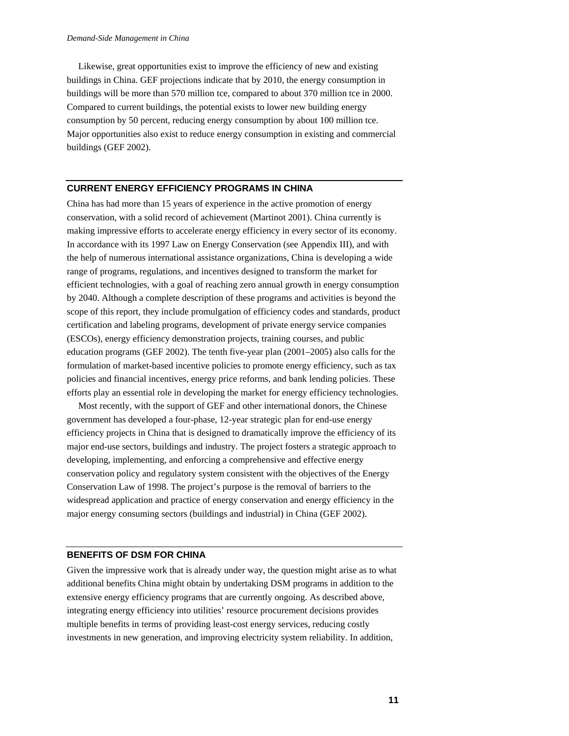Likewise, great opportunities exist to improve the efficiency of new and existing buildings in China. GEF projections indicate that by 2010, the energy consumption in buildings will be more than 570 million tce, compared to about 370 million tce in 2000. Compared to current buildings, the potential exists to lower new building energy consumption by 50 percent, reducing energy consumption by about 100 million tce. Major opportunities also exist to reduce energy consumption in existing and commercial buildings (GEF 2002).

## CURRENT ENERGY EFFICIENCY PROGRAMS IN CHINA

China has had more than 15 years of experience in the active promotion of energy conservation, with a solid record of achievement (Martinot 2001). China currently is making impressive efforts to accelerate energy efficiency in every sector of its economy. In accordance with its 1997 Law on Energy Conservation (see Appendix III), and with the help of numerous international assistance organizations, China is developing a wide range of programs, regulations, and incentives designed to transform the market for efficient technologies, with a goal of reaching zero annual growth in energy consumption by 2040. Although a complete description of these programs and activities is beyond the scope of this report, they include promulgation of efficiency codes and standards, product certification and labeling programs, development of private energy service companies (ESCOs), energy efficiency demonstration projects, training courses, and public education programs (GEF 2002). The tenth five-year plan (2001–2005) also calls for the formulation of market-based incentive policies to promote energy efficiency, such as tax policies and financial incentives, energy price reforms, and bank lending policies. These efforts play an essential role in developing the market for energy efficiency technologies.

Most recently, with the support of GEF and other international donors, the Chinese government has developed a four-phase, 12-year strategic plan for end-use energy efficiency projects in China that is designed to dramatically improve the efficiency of its major end-use sectors, buildings and industry. The project fosters a strategic approach to developing, implementing, and enforcing a comprehensive and effective energy conservation policy and regulatory system consistent with the objectives of the Energy Conservation Law of 1998. The project's purpose is the removal of barriers to the widespread application and practice of energy conservation and energy efficiency in the major energy consuming sectors (buildings and industrial) in China (GEF 2002).

## BENEFITS OF DSM FOR CHINA

Given the impressive work that is already under way, the question might arise as to what additional benefits China might obtain by undertaking DSM programs in addition to the extensive energy efficiency programs that are currently ongoing. As described above, integrating energy efficiency into utilities' resource procurement decisions provides multiple benefits in terms of providing least-cost energy services, reducing costly investments in new generation, and improving electricity system reliability. In addition,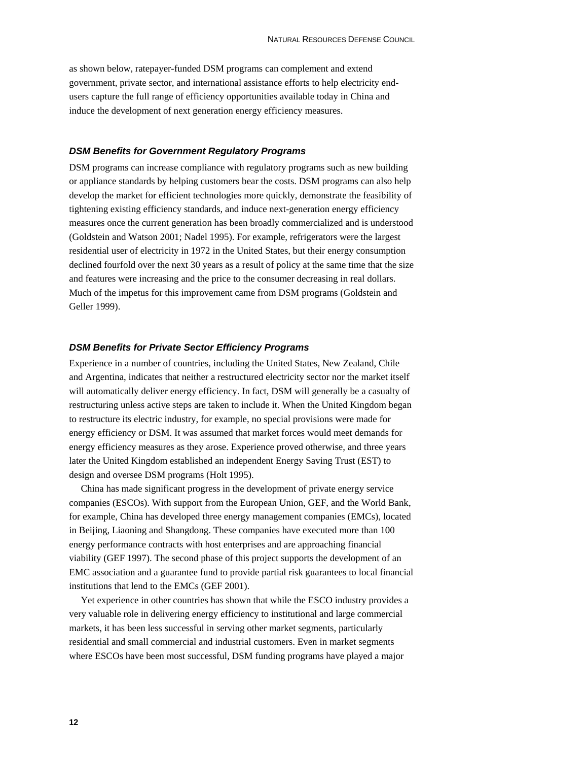as shown below, ratepayer-funded DSM programs can complement and extend government, private sector, and international assistance efforts to help electricity end-users capture the full range of efficiency opportunities available today in China and induce the development of next generation energy efficiency measures.

### *DSM Benefits for Government Regulatory Programs*

DSM programs can increase compliance with regulatory programs such as new building or appliance standards by helping customers bear the costs. DSM programs can also help develop the market for efficient technologies more quickly, demonstrate the feasibility of tightening existing efficiency standards, and induce next-generation energy efficiency measures once the current generation has been broadly commercialized and is understood (Goldstein and Watson 2001; Nadel 1995). For example, refrigerators were the largest residential user of electricity in 1972 in the United States, but their energy consumption declined fourfold over the next 30 years as a result of policy at the same time that the size and features were increasing and the price to the consumer decreasing in real dollars. Much of the impetus for this improvement came from DSM programs (Goldstein and Geller 1999).

### *DSM Benefits for Private Sector Efficiency Programs*

Experience in a number of countries, including the United States, New Zealand, Chile and Argentina, indicates that neither a restructured electricity sector nor the market itself will automatically deliver energy efficiency. In fact, DSM will generally be a casualty of restructuring unless active steps are taken to include it. When the United Kingdom began to restructure its electric industry, for example, no special provisions were made for energy efficiency or DSM. It was assumed that market forces would meet demands for energy efficiency measures as they arose. Experience proved otherwise, and three years later the United Kingdom established an independent Energy Saving Trust (EST) to design and oversee DSM programs (Holt 1995).

China has made significant progress in the development of private energy service companies (ESCOs). With support from the European Union, GEF, and the World Bank, for example, China has developed three energy management companies (EMCs), located in Beijing, Liaoning and Shangdong. These companies have executed more than 100 energy performance contracts with host enterprises and are approaching financial viability (GEF 1997). The second phase of this project supports the development of an EMC association and a guarantee fund to provide partial risk guarantees to local financial institutions that lend to the EMCs (GEF 2001).

Yet experience in other countries has shown that while the ESCO industry provides a very valuable role in delivering energy efficiency to institutional and large commercial markets, it has been less successful in serving other market segments, particularly residential and small commercial and industrial customers. Even in market segments where ESCOs have been most successful, DSM funding programs have played a major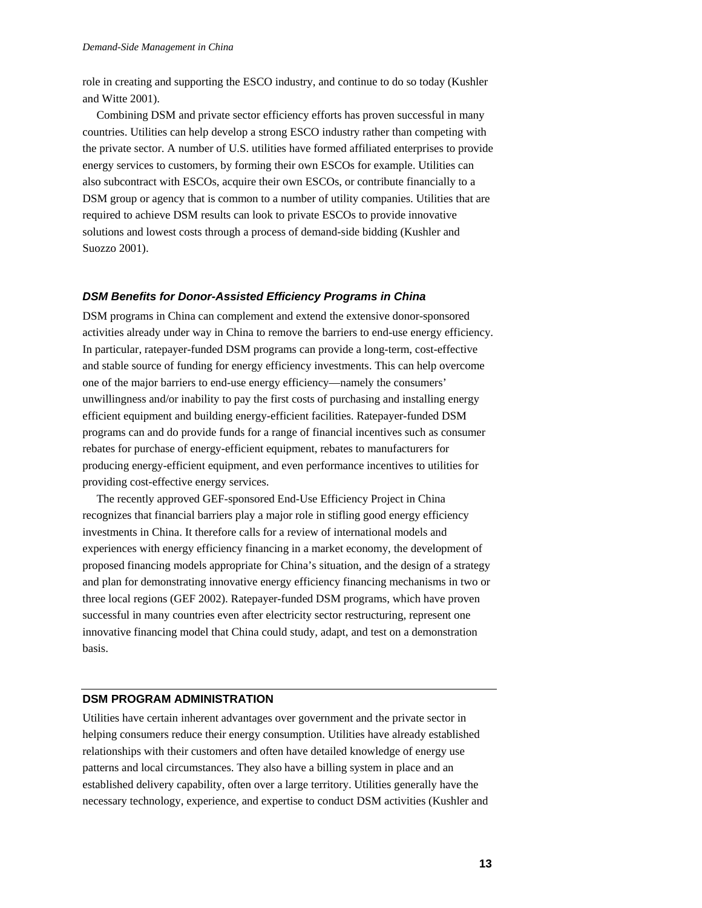role in creating and supporting the ESCO industry, and continue to do so today (Kushler and Witte 2001).

Combining DSM and private sector efficiency efforts has proven successful in many countries. Utilities can help develop a strong ESCO industry rather than competing with the private sector. A number of U.S. utilities have formed affiliated enterprises to provide energy services to customers, by forming their own ESCOs for example. Utilities can also subcontract with ESCOs, acquire their own ESCOs, or contribute financially to a DSM group or agency that is common to a number of utility companies. Utilities that are required to achieve DSM results can look to private ESCOs to provide innovative solutions and lowest costs through a process of demand-side bidding (Kushler and Suozzo 2001).

### *DSM Benefits for Donor-Assisted Efficiency Programs in China*

DSM programs in China can complement and extend the extensive donor-sponsored activities already under way in China to remove the barriers to end-use energy efficiency. In particular, ratepayer-funded DSM programs can provide a long-term, cost-effective and stable source of funding for energy efficiency investments. This can help overcome one of the major barriers to end-use energy efficiency—namely the consumers' unwillingness and/or inability to pay the first costs of purchasing and installing energy efficient equipment and building energy-efficient facilities. Ratepayer-funded DSM programs can and do provide funds for a range of financial incentives such as consumer rebates for purchase of energy-efficient equipment, rebates to manufacturers for producing energy-efficient equipment, and even performance incentives to utilities for providing cost-effective energy services.

The recently approved GEF-sponsored End-Use Efficiency Project in China recognizes that financial barriers play a major role in stifling good energy efficiency investments in China. It therefore calls for a review of international models and experiences with energy efficiency financing in a market economy, the development of proposed financing models appropriate for China's situation, and the design of a strategy and plan for demonstrating innovative energy efficiency financing mechanisms in two or three local regions (GEF 2002). Ratepayer-funded DSM programs, which have proven successful in many countries even after electricity sector restructuring, represent one innovative financing model that China could study, adapt, and test on a demonstration basis.

## DSM PROGRAM ADMINISTRATION

Utilities have certain inherent advantages over government and the private sector in helping consumers reduce their energy consumption. Utilities have already established relationships with their customers and often have detailed knowledge of energy use patterns and local circumstances. They also have a billing system in place and an established delivery capability, often over a large territory. Utilities generally have the necessary technology, experience, and expertise to conduct DSM activities (Kushler and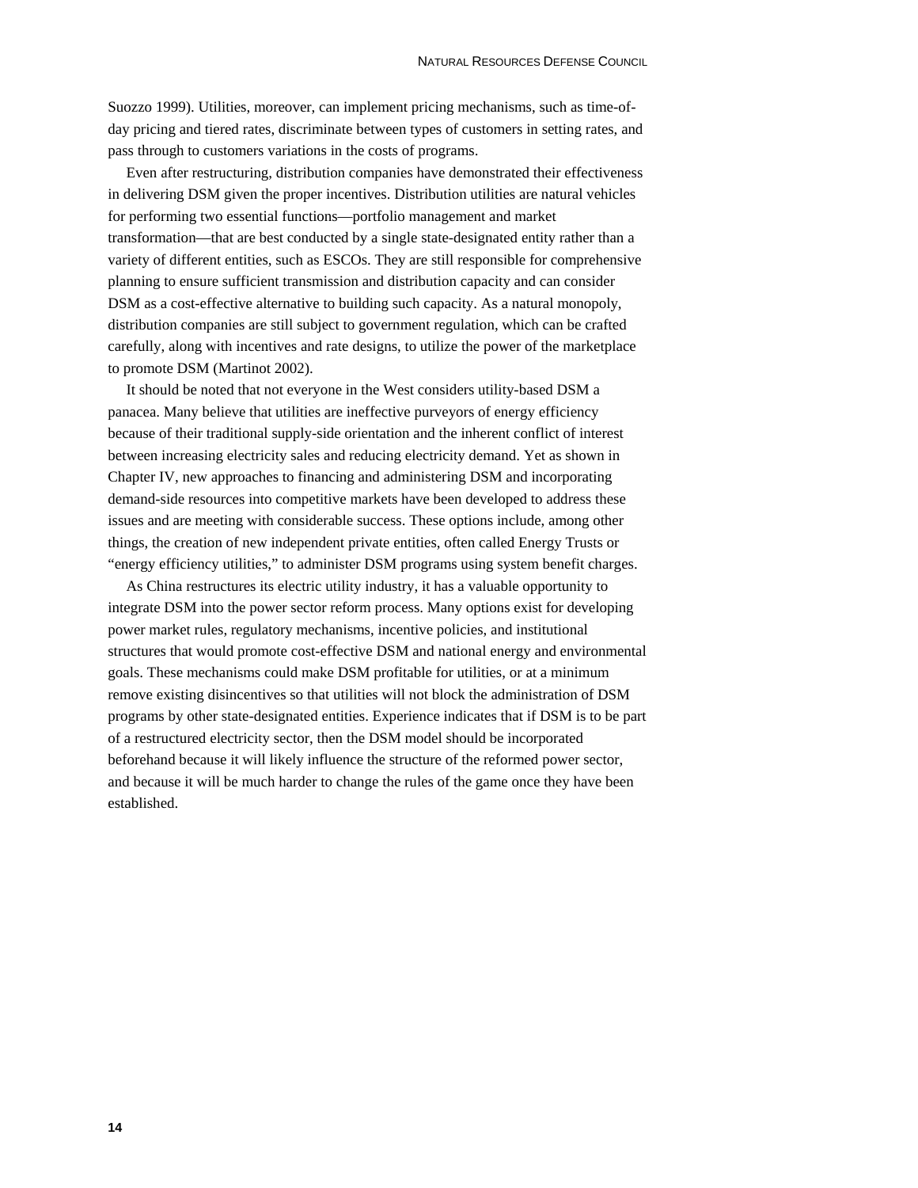Suozzo 1999). Utilities, moreover, can implement pricing mechanisms, such as time-of-day pricing and tiered rates, discriminate between types of customers in setting rates, and pass through to customers variations in the costs of programs.

Even after restructuring, distribution companies have demonstrated their effectiveness in delivering DSM given the proper incentives. Distribution utilities are natural vehicles for performing two essential functions—portfolio management and market transformation—that are best conducted by a single state-designated entity rather than a variety of different entities, such as ESCOs. They are still responsible for comprehensive planning to ensure sufficient transmission and distribution capacity and can consider DSM as a cost-effective alternative to building such capacity. As a natural monopoly, distribution companies are still subject to government regulation, which can be crafted carefully, along with incentives and rate designs, to utilize the power of the marketplace to promote DSM (Martinot 2002).

It should be noted that not everyone in the West considers utility-based DSM a panacea. Many believe that utilities are ineffective purveyors of energy efficiency because of their traditional supply-side orientation and the inherent conflict of interest between increasing electricity sales and reducing electricity demand. Yet as shown in Chapter IV, new approaches to financing and administering DSM and incorporating demand-side resources into competitive markets have been developed to address these issues and are meeting with considerable success. These options include, among other things, the creation of new independent private entities, often called Energy Trusts or "energy efficiency utilities," to administer DSM programs using system benefit charges.

As China restructures its electric utility industry, it has a valuable opportunity to integrate DSM into the power sector reform process. Many options exist for developing power market rules, regulatory mechanisms, incentive policies, and institutional structures that would promote cost-effective DSM and national energy and environmental goals. These mechanisms could make DSM profitable for utilities, or at a minimum remove existing disincentives so that utilities will not block the administration of DSM programs by other state-designated entities. Experience indicates that if DSM is to be part of a restructured electricity sector, then the DSM model should be incorporated beforehand because it will likely influence the structure of the reformed power sector, and because it will be much harder to change the rules of the game once they have been established.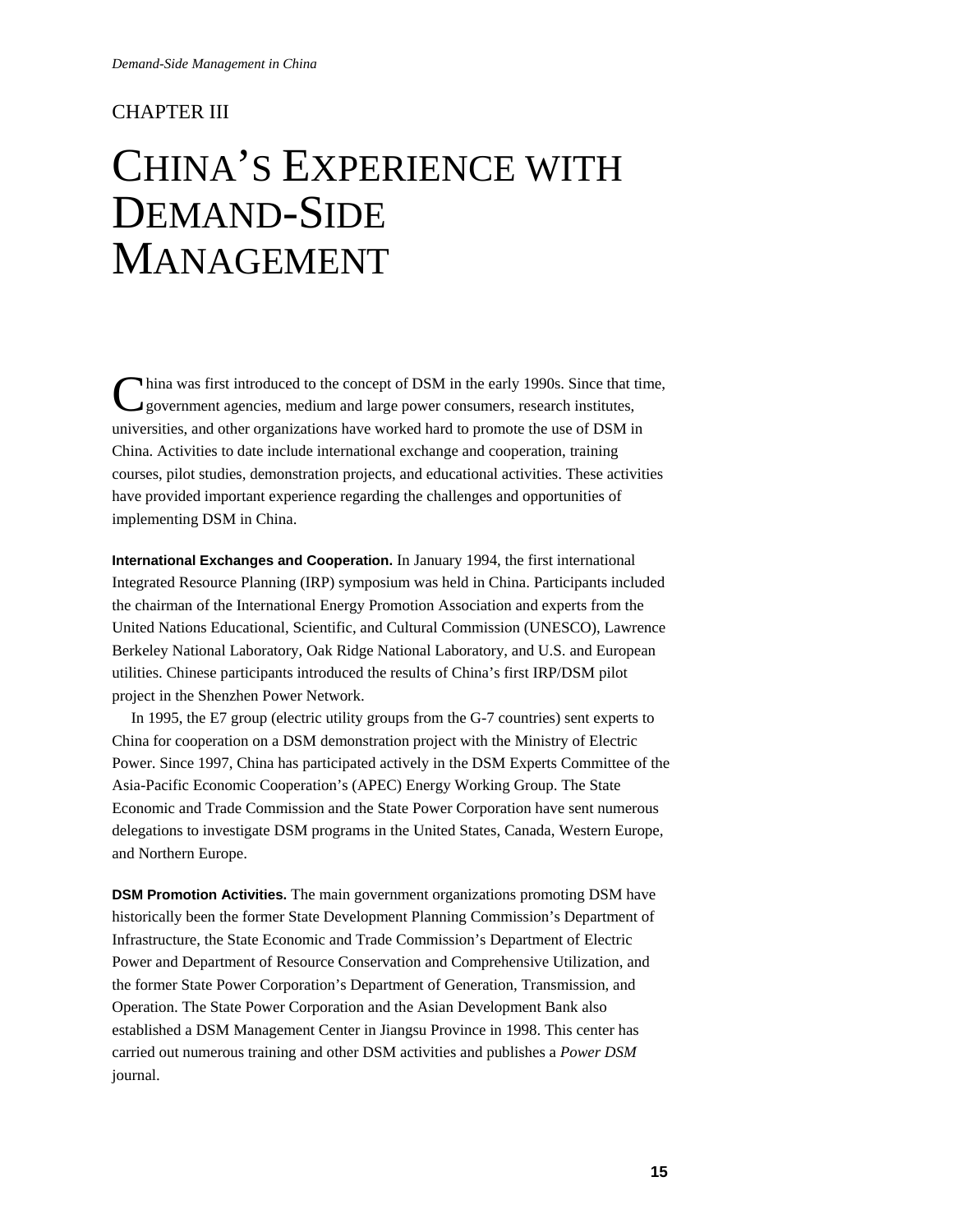# CHAPTER III

# CHINA'S EXPERIENCE WITH DEMAND-SIDE MANAGEMENT

China was first introduced to the concept of DSM in the early 1990s. Since that time, government agencies, medium and large power consumers, research institutes, universities, and other organizations have worked hard to promote the use of DSM in China. Activities to date include international exchange and cooperation, training courses, pilot studies, demonstration projects, and educational activities. These activities have provided important experience regarding the challenges and opportunities of implementing DSM in China.

**International Exchanges and Cooperation.** In January 1994, the first international Integrated Resource Planning (IRP) symposium was held in China. Participants included the chairman of the International Energy Promotion Association and experts from the United Nations Educational, Scientific, and Cultural Commission (UNESCO), Lawrence Berkeley National Laboratory, Oak Ridge National Laboratory, and U.S. and European utilities. Chinese participants introduced the results of China's first IRP/DSM pilot project in the Shenzhen Power Network.

In 1995, the E7 group (electric utility groups from the G-7 countries) sent experts to China for cooperation on a DSM demonstration project with the Ministry of Electric Power. Since 1997, China has participated actively in the DSM Experts Committee of the Asia-Pacific Economic Cooperation's (APEC) Energy Working Group. The State Economic and Trade Commission and the State Power Corporation have sent numerous delegations to investigate DSM programs in the United States, Canada, Western Europe, and Northern Europe.

**DSM Promotion Activities.** The main government organizations promoting DSM have historically been the former State Development Planning Commission's Department of Infrastructure, the State Economic and Trade Commission's Department of Electric Power and Department of Resource Conservation and Comprehensive Utilization, and the former State Power Corporation's Department of Generation, Transmission, and Operation. The State Power Corporation and the Asian Development Bank also established a DSM Management Center in Jiangsu Province in 1998. This center has carried out numerous training and other DSM activities and publishes a *Power DSM* journal.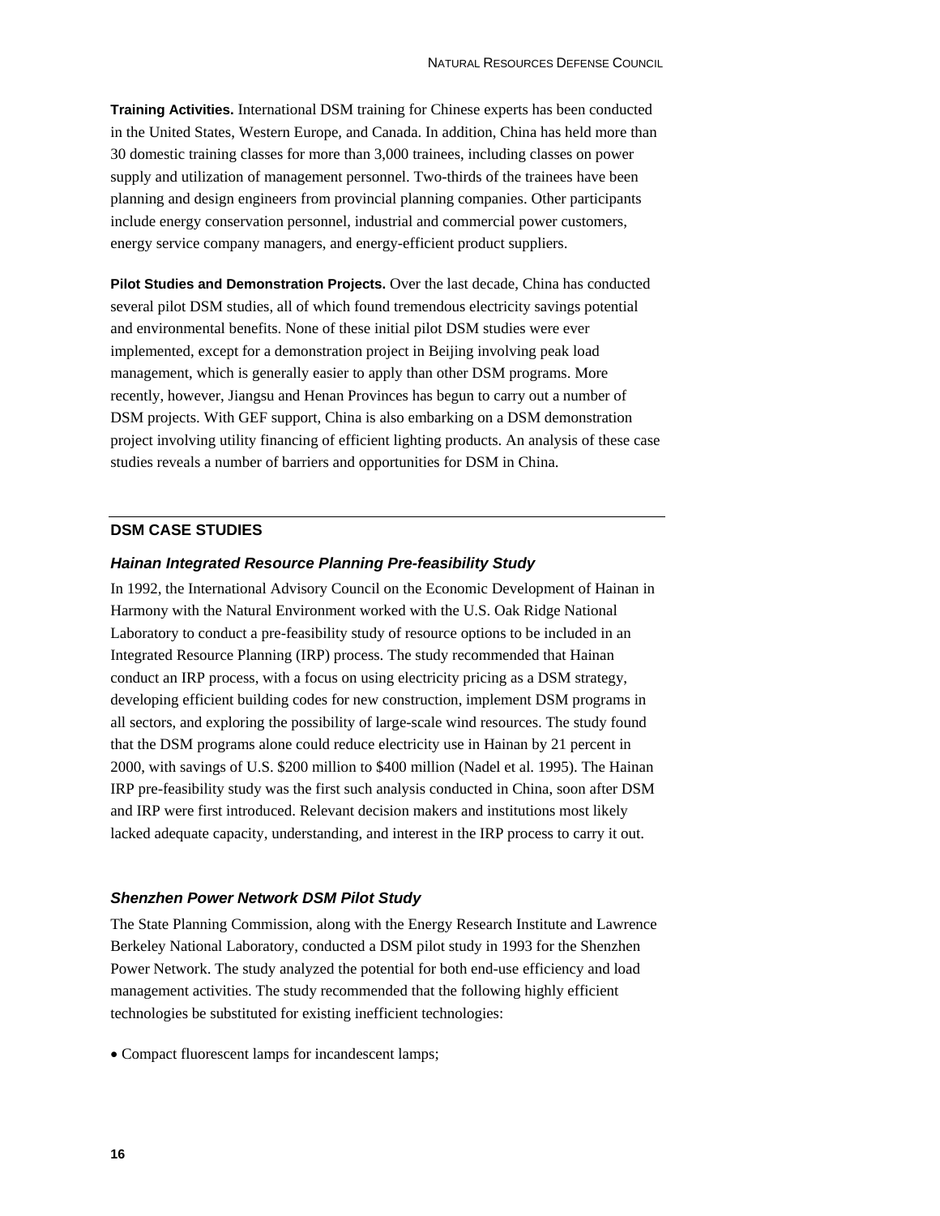**Training Activities.** International DSM training for Chinese experts has been conducted in the United States, Western Europe, and Canada. In addition, China has held more than 30 domestic training classes for more than 3,000 trainees, including classes on power supply and utilization of management personnel. Two-thirds of the trainees have been planning and design engineers from provincial planning companies. Other participants include energy conservation personnel, industrial and commercial power customers, energy service company managers, and energy-efficient product suppliers.

**Pilot Studies and Demonstration Projects.** Over the last decade, China has conducted several pilot DSM studies, all of which found tremendous electricity savings potential and environmental benefits. None of these initial pilot DSM studies were ever implemented, except for a demonstration project in Beijing involving peak load management, which is generally easier to apply than other DSM programs. More recently, however, Jiangsu and Henan Provinces has begun to carry out a number of DSM projects. With GEF support, China is also embarking on a DSM demonstration project involving utility financing of efficient lighting products. An analysis of these case studies reveals a number of barriers and opportunities for DSM in China.

## DSM CASE STUDIES

### *Hainan Integrated Resource Planning Pre-feasibility Study*

In 1992, the International Advisory Council on the Economic Development of Hainan in Harmony with the Natural Environment worked with the U.S. Oak Ridge National Laboratory to conduct a pre-feasibility study of resource options to be included in an Integrated Resource Planning (IRP) process. The study recommended that Hainan conduct an IRP process, with a focus on using electricity pricing as a DSM strategy, developing efficient building codes for new construction, implement DSM programs in all sectors, and exploring the possibility of large-scale wind resources. The study found that the DSM programs alone could reduce electricity use in Hainan by 21 percent in 2000, with savings of U.S. $200 million to $400 million (Nadel et al. 1995). The Hainan IRP pre-feasibility study was the first such analysis conducted in China, soon after DSM and IRP were first introduced. Relevant decision makers and institutions most likely lacked adequate capacity, understanding, and interest in the IRP process to carry it out.

### *Shenzhen Power Network DSM Pilot Study*

The State Planning Commission, along with the Energy Research Institute and Lawrence Berkeley National Laboratory, conducted a DSM pilot study in 1993 for the Shenzhen Power Network. The study analyzed the potential for both end-use efficiency and load management activities. The study recommended that the following highly efficient technologies be substituted for existing inefficient technologies:

- Compact fluorescent lamps for incandescent lamps;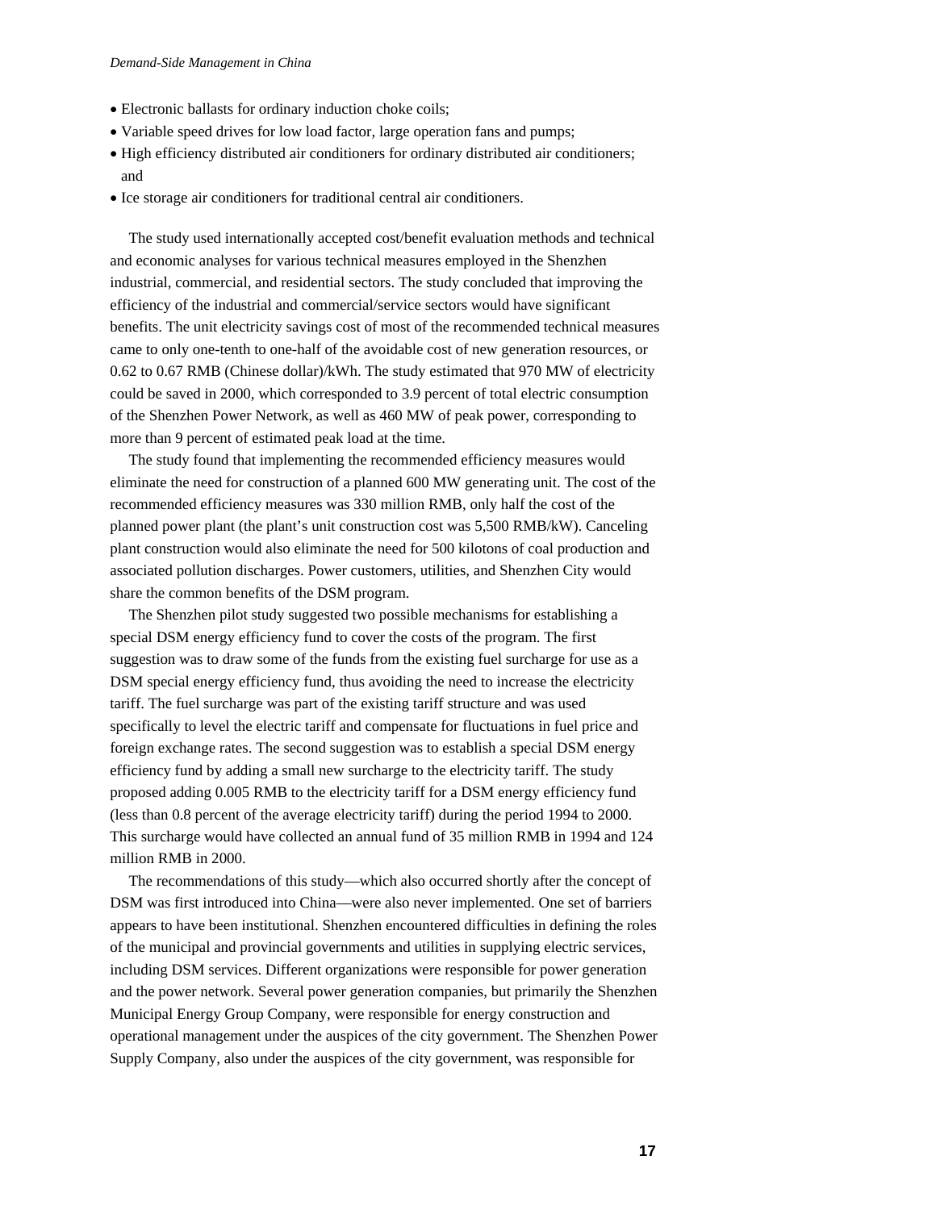- Electronic ballasts for ordinary induction choke coils;
- Variable speed drives for low load factor, large operation fans and pumps;
- High efficiency distributed air conditioners for ordinary distributed air conditioners; and
- Ice storage air conditioners for traditional central air conditioners.

The study used internationally accepted cost/benefit evaluation methods and technical and economic analyses for various technical measures employed in the Shenzhen industrial, commercial, and residential sectors. The study concluded that improving the efficiency of the industrial and commercial/service sectors would have significant benefits. The unit electricity savings cost of most of the recommended technical measures came to only one-tenth to one-half of the avoidable cost of new generation resources, or 0.62 to 0.67 RMB (Chinese dollar)/kWh. The study estimated that 970 MW of electricity could be saved in 2000, which corresponded to 3.9 percent of total electric consumption of the Shenzhen Power Network, as well as 460 MW of peak power, corresponding to more than 9 percent of estimated peak load at the time.

The study found that implementing the recommended efficiency measures would eliminate the need for construction of a planned 600 MW generating unit. The cost of the recommended efficiency measures was 330 million RMB, only half the cost of the planned power plant (the plant's unit construction cost was 5,500 RMB/kW). Canceling plant construction would also eliminate the need for 500 kilotons of coal production and associated pollution discharges. Power customers, utilities, and Shenzhen City would share the common benefits of the DSM program.

The Shenzhen pilot study suggested two possible mechanisms for establishing a special DSM energy efficiency fund to cover the costs of the program. The first suggestion was to draw some of the funds from the existing fuel surcharge for use as a DSM special energy efficiency fund, thus avoiding the need to increase the electricity tariff. The fuel surcharge was part of the existing tariff structure and was used specifically to level the electric tariff and compensate for fluctuations in fuel price and foreign exchange rates. The second suggestion was to establish a special DSM energy efficiency fund by adding a small new surcharge to the electricity tariff. The study proposed adding 0.005 RMB to the electricity tariff for a DSM energy efficiency fund (less than 0.8 percent of the average electricity tariff) during the period 1994 to 2000. This surcharge would have collected an annual fund of 35 million RMB in 1994 and 124 million RMB in 2000.

The recommendations of this study—which also occurred shortly after the concept of DSM was first introduced into China—were also never implemented. One set of barriers appears to have been institutional. Shenzhen encountered difficulties in defining the roles of the municipal and provincial governments and utilities in supplying electric services, including DSM services. Different organizations were responsible for power generation and the power network. Several power generation companies, but primarily the Shenzhen Municipal Energy Group Company, were responsible for energy construction and operational management under the auspices of the city government. The Shenzhen Power Supply Company, also under the auspices of the city government, was responsible for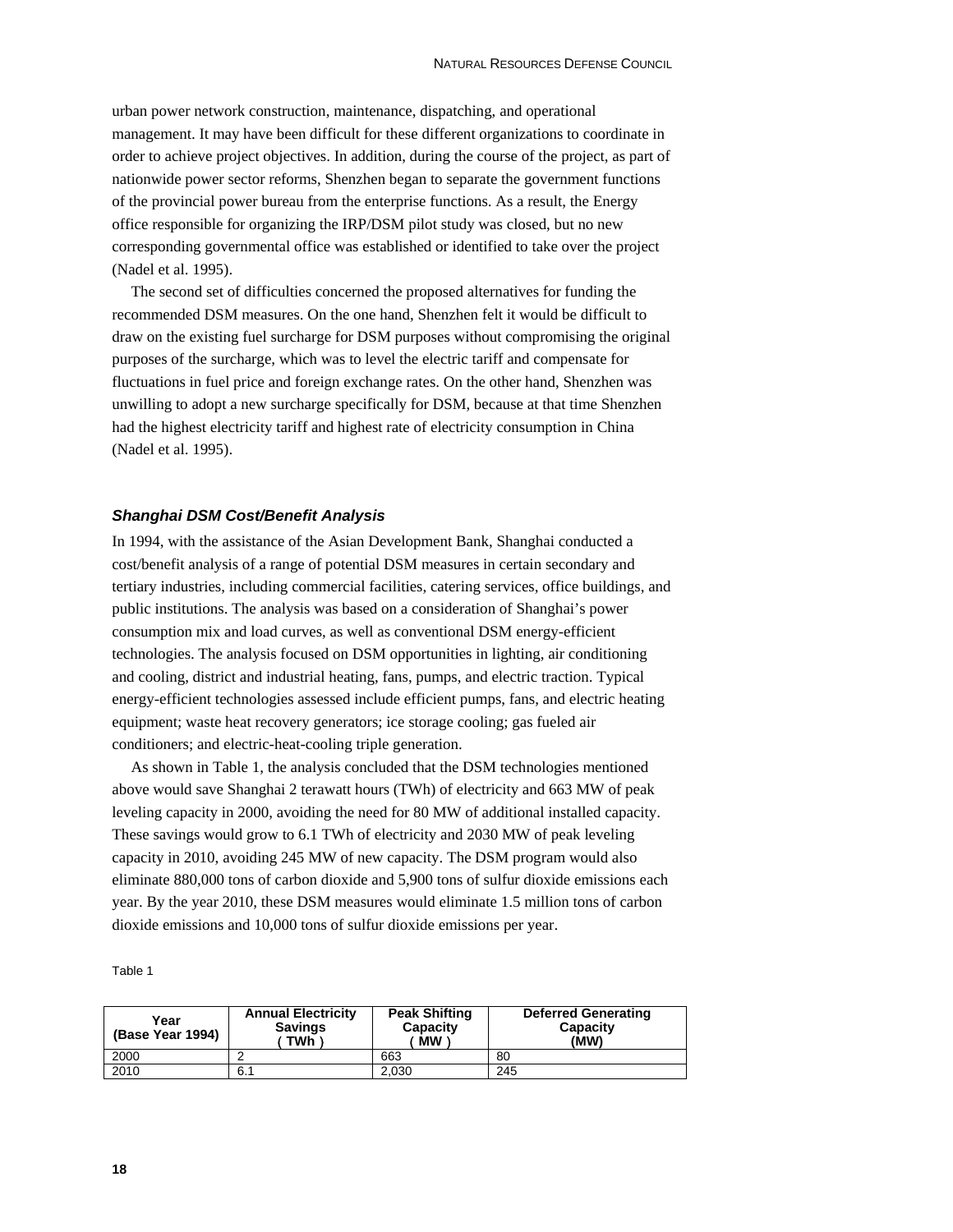urban power network construction, maintenance, dispatching, and operational management. It may have been difficult for these different organizations to coordinate in order to achieve project objectives. In addition, during the course of the project, as part of nationwide power sector reforms, Shenzhen began to separate the government functions of the provincial power bureau from the enterprise functions. As a result, the Energy office responsible for organizing the IRP/DSM pilot study was closed, but no new corresponding governmental office was established or identified to take over the project (Nadel et al. 1995).

The second set of difficulties concerned the proposed alternatives for funding the recommended DSM measures. On the one hand, Shenzhen felt it would be difficult to draw on the existing fuel surcharge for DSM purposes without compromising the original purposes of the surcharge, which was to level the electric tariff and compensate for fluctuations in fuel price and foreign exchange rates. On the other hand, Shenzhen was unwilling to adopt a new surcharge specifically for DSM, because at that time Shenzhen had the highest electricity tariff and highest rate of electricity consumption in China (Nadel et al. 1995).

### *Shanghai DSM Cost/Benefit Analysis*

In 1994, with the assistance of the Asian Development Bank, Shanghai conducted a cost/benefit analysis of a range of potential DSM measures in certain secondary and tertiary industries, including commercial facilities, catering services, office buildings, and public institutions. The analysis was based on a consideration of Shanghai's power consumption mix and load curves, as well as conventional DSM energy-efficient technologies. The analysis focused on DSM opportunities in lighting, air conditioning and cooling, district and industrial heating, fans, pumps, and electric traction. Typical energy-efficient technologies assessed include efficient pumps, fans, and electric heating equipment; waste heat recovery generators; ice storage cooling; gas fueled air conditioners; and electric-heat-cooling triple generation.

As shown in Table 1, the analysis concluded that the DSM technologies mentioned above would save Shanghai 2 terawatt hours (TWh) of electricity and 663 MW of peak leveling capacity in 2000, avoiding the need for 80 MW of additional installed capacity. These savings would grow to 6.1 TWh of electricity and 2030 MW of peak leveling capacity in 2010, avoiding 245 MW of new capacity. The DSM program would also eliminate 880,000 tons of carbon dioxide and 5,900 tons of sulfur dioxide emissions each year. By the year 2010, these DSM measures would eliminate 1.5 million tons of carbon dioxide emissions and 10,000 tons of sulfur dioxide emissions per year.

Table 1

| Year (Base Year 1994) | Annual Electricity Savings ( TWh ) | Peak Shifting Capacity ( MW ) | Deferred Generating Capacity (MW) |
|---|---|---|---|
| 2000 | 2 | 663 | 80 |
| 2010 | 6.1 | 2,030 | 245 |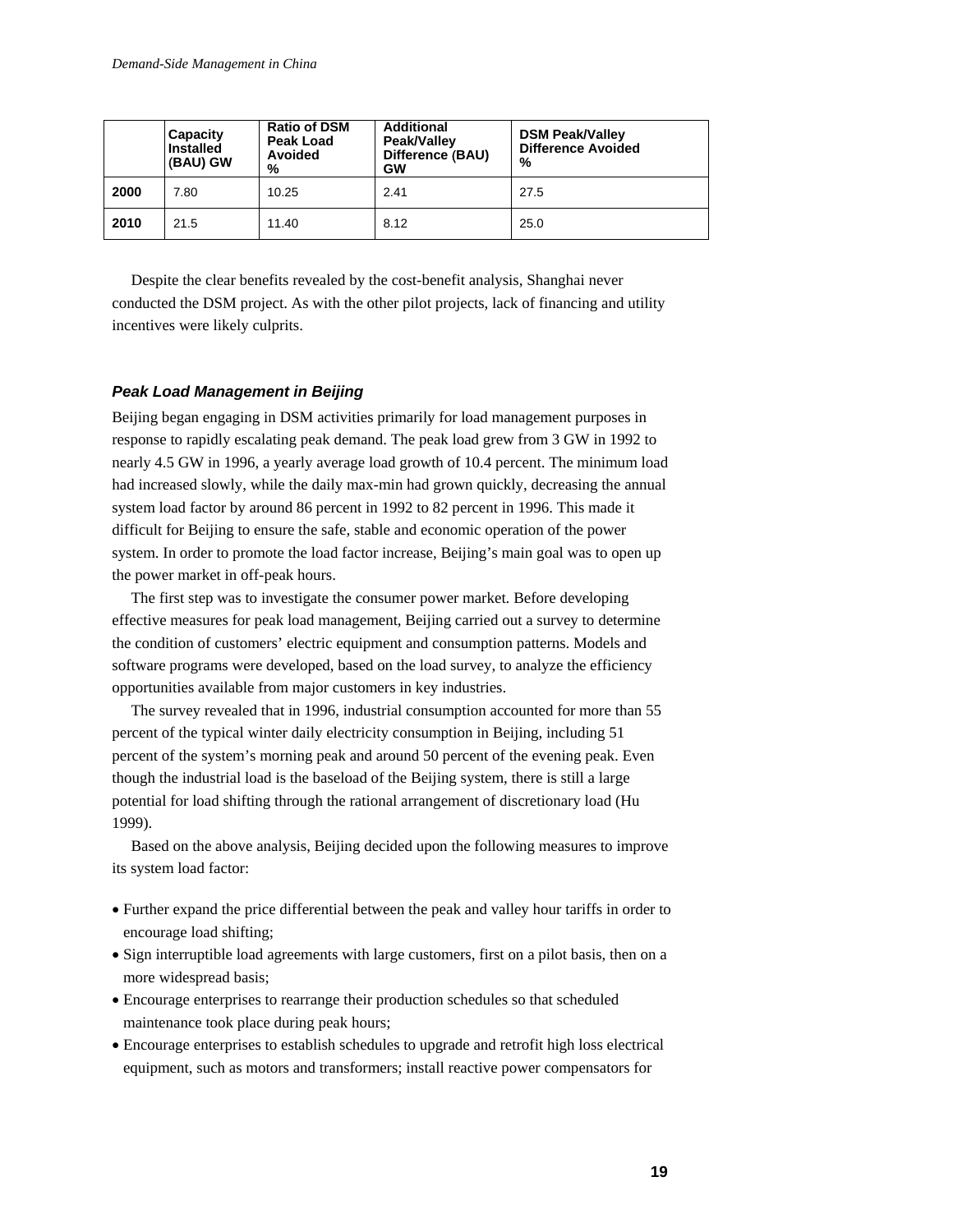| | Capacity Installed (BAU) GW | Ratio of DSM Peak Load Avoided % | Additional Peak/Valley Difference (BAU) GW | DSM Peak/Valley Difference Avoided % |
|---|---|---|---|---|
| **2000** | 7.80 | 10.25 | 2.41 | 27.5 |
| **2010** | 21.5 | 11.40 | 8.12 | 25.0 |

Despite the clear benefits revealed by the cost-benefit analysis, Shanghai never conducted the DSM project. As with the other pilot projects, lack of financing and utility incentives were likely culprits.

### *Peak Load Management in Beijing*

Beijing began engaging in DSM activities primarily for load management purposes in response to rapidly escalating peak demand. The peak load grew from 3 GW in 1992 to nearly 4.5 GW in 1996, a yearly average load growth of 10.4 percent. The minimum load had increased slowly, while the daily max-min had grown quickly, decreasing the annual system load factor by around 86 percent in 1992 to 82 percent in 1996. This made it difficult for Beijing to ensure the safe, stable and economic operation of the power system. In order to promote the load factor increase, Beijing's main goal was to open up the power market in off-peak hours.

The first step was to investigate the consumer power market. Before developing effective measures for peak load management, Beijing carried out a survey to determine the condition of customers' electric equipment and consumption patterns. Models and software programs were developed, based on the load survey, to analyze the efficiency opportunities available from major customers in key industries.

The survey revealed that in 1996, industrial consumption accounted for more than 55 percent of the typical winter daily electricity consumption in Beijing, including 51 percent of the system's morning peak and around 50 percent of the evening peak. Even though the industrial load is the baseload of the Beijing system, there is still a large potential for load shifting through the rational arrangement of discretionary load (Hu 1999).

Based on the above analysis, Beijing decided upon the following measures to improve its system load factor:

- Further expand the price differential between the peak and valley hour tariffs in order to encourage load shifting;
- Sign interruptible load agreements with large customers, first on a pilot basis, then on a more widespread basis;
- Encourage enterprises to rearrange their production schedules so that scheduled maintenance took place during peak hours;
- Encourage enterprises to establish schedules to upgrade and retrofit high loss electrical equipment, such as motors and transformers; install reactive power compensators for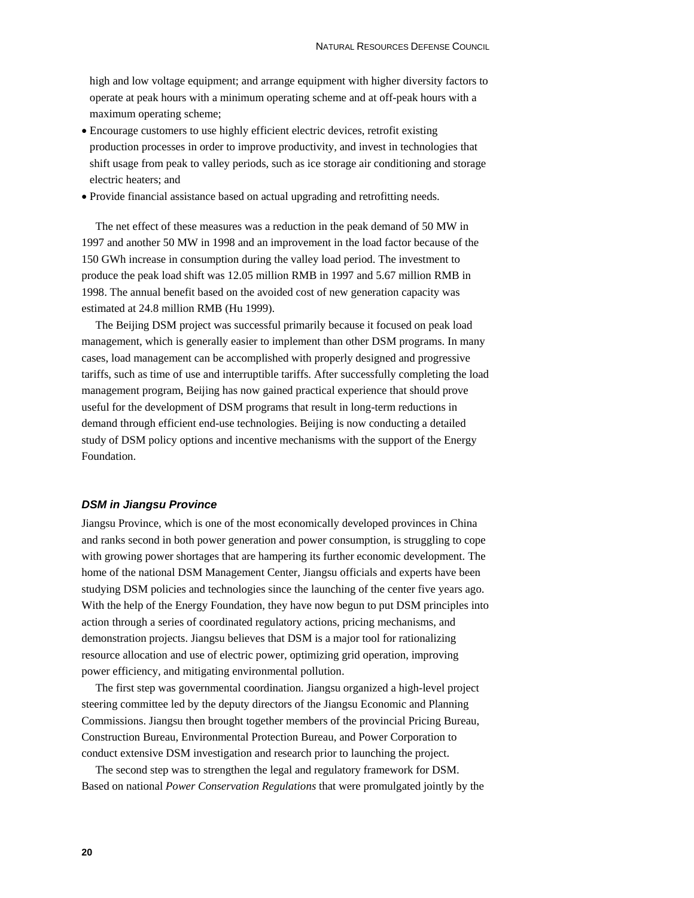high and low voltage equipment; and arrange equipment with higher diversity factors to operate at peak hours with a minimum operating scheme and at off-peak hours with a maximum operating scheme;

- Encourage customers to use highly efficient electric devices, retrofit existing production processes in order to improve productivity, and invest in technologies that shift usage from peak to valley periods, such as ice storage air conditioning and storage electric heaters; and
- Provide financial assistance based on actual upgrading and retrofitting needs.

The net effect of these measures was a reduction in the peak demand of 50 MW in 1997 and another 50 MW in 1998 and an improvement in the load factor because of the 150 GWh increase in consumption during the valley load period. The investment to produce the peak load shift was 12.05 million RMB in 1997 and 5.67 million RMB in 1998. The annual benefit based on the avoided cost of new generation capacity was estimated at 24.8 million RMB (Hu 1999).

The Beijing DSM project was successful primarily because it focused on peak load management, which is generally easier to implement than other DSM programs. In many cases, load management can be accomplished with properly designed and progressive tariffs, such as time of use and interruptible tariffs. After successfully completing the load management program, Beijing has now gained practical experience that should prove useful for the development of DSM programs that result in long-term reductions in demand through efficient end-use technologies. Beijing is now conducting a detailed study of DSM policy options and incentive mechanisms with the support of the Energy Foundation.

### *DSM in Jiangsu Province*

Jiangsu Province, which is one of the most economically developed provinces in China and ranks second in both power generation and power consumption, is struggling to cope with growing power shortages that are hampering its further economic development. The home of the national DSM Management Center, Jiangsu officials and experts have been studying DSM policies and technologies since the launching of the center five years ago. With the help of the Energy Foundation, they have now begun to put DSM principles into action through a series of coordinated regulatory actions, pricing mechanisms, and demonstration projects. Jiangsu believes that DSM is a major tool for rationalizing resource allocation and use of electric power, optimizing grid operation, improving power efficiency, and mitigating environmental pollution.

The first step was governmental coordination. Jiangsu organized a high-level project steering committee led by the deputy directors of the Jiangsu Economic and Planning Commissions. Jiangsu then brought together members of the provincial Pricing Bureau, Construction Bureau, Environmental Protection Bureau, and Power Corporation to conduct extensive DSM investigation and research prior to launching the project.

The second step was to strengthen the legal and regulatory framework for DSM. Based on national *Power Conservation Regulations* that were promulgated jointly by the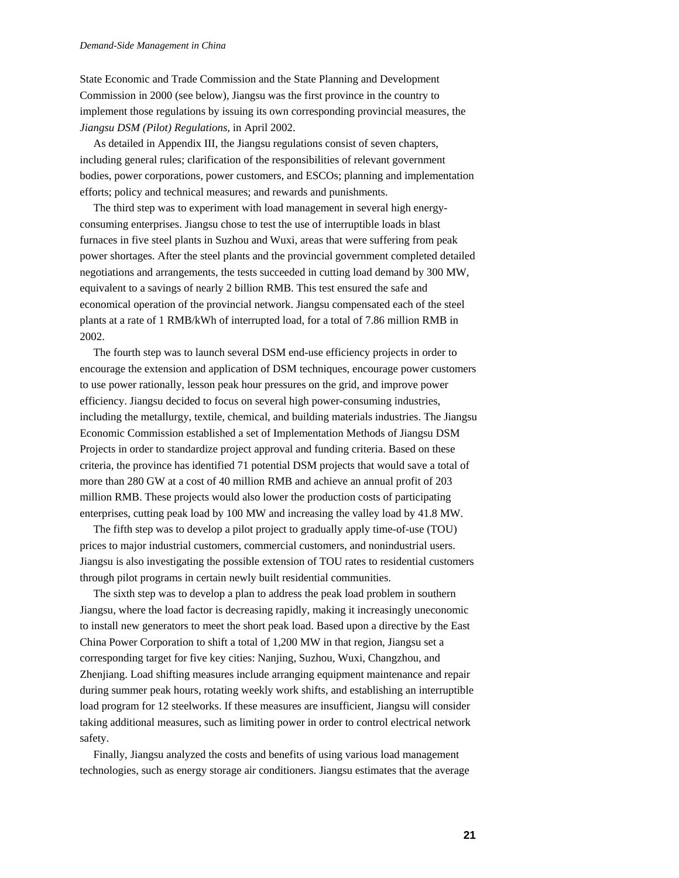State Economic and Trade Commission and the State Planning and Development Commission in 2000 (see below), Jiangsu was the first province in the country to implement those regulations by issuing its own corresponding provincial measures, the *Jiangsu DSM (Pilot) Regulations*, in April 2002.

As detailed in Appendix III, the Jiangsu regulations consist of seven chapters, including general rules; clarification of the responsibilities of relevant government bodies, power corporations, power customers, and ESCOs; planning and implementation efforts; policy and technical measures; and rewards and punishments.

The third step was to experiment with load management in several high energy-consuming enterprises. Jiangsu chose to test the use of interruptible loads in blast furnaces in five steel plants in Suzhou and Wuxi, areas that were suffering from peak power shortages. After the steel plants and the provincial government completed detailed negotiations and arrangements, the tests succeeded in cutting load demand by 300 MW, equivalent to a savings of nearly 2 billion RMB. This test ensured the safe and economical operation of the provincial network. Jiangsu compensated each of the steel plants at a rate of 1 RMB/kWh of interrupted load, for a total of 7.86 million RMB in 2002.

The fourth step was to launch several DSM end-use efficiency projects in order to encourage the extension and application of DSM techniques, encourage power customers to use power rationally, lesson peak hour pressures on the grid, and improve power efficiency. Jiangsu decided to focus on several high power-consuming industries, including the metallurgy, textile, chemical, and building materials industries. The Jiangsu Economic Commission established a set of Implementation Methods of Jiangsu DSM Projects in order to standardize project approval and funding criteria. Based on these criteria, the province has identified 71 potential DSM projects that would save a total of more than 280 GW at a cost of 40 million RMB and achieve an annual profit of 203 million RMB. These projects would also lower the production costs of participating enterprises, cutting peak load by 100 MW and increasing the valley load by 41.8 MW.

The fifth step was to develop a pilot project to gradually apply time-of-use (TOU) prices to major industrial customers, commercial customers, and nonindustrial users. Jiangsu is also investigating the possible extension of TOU rates to residential customers through pilot programs in certain newly built residential communities.

The sixth step was to develop a plan to address the peak load problem in southern Jiangsu, where the load factor is decreasing rapidly, making it increasingly uneconomic to install new generators to meet the short peak load. Based upon a directive by the East China Power Corporation to shift a total of 1,200 MW in that region, Jiangsu set a corresponding target for five key cities: Nanjing, Suzhou, Wuxi, Changzhou, and Zhenjiang. Load shifting measures include arranging equipment maintenance and repair during summer peak hours, rotating weekly work shifts, and establishing an interruptible load program for 12 steelworks. If these measures are insufficient, Jiangsu will consider taking additional measures, such as limiting power in order to control electrical network safety.

Finally, Jiangsu analyzed the costs and benefits of using various load management technologies, such as energy storage air conditioners. Jiangsu estimates that the average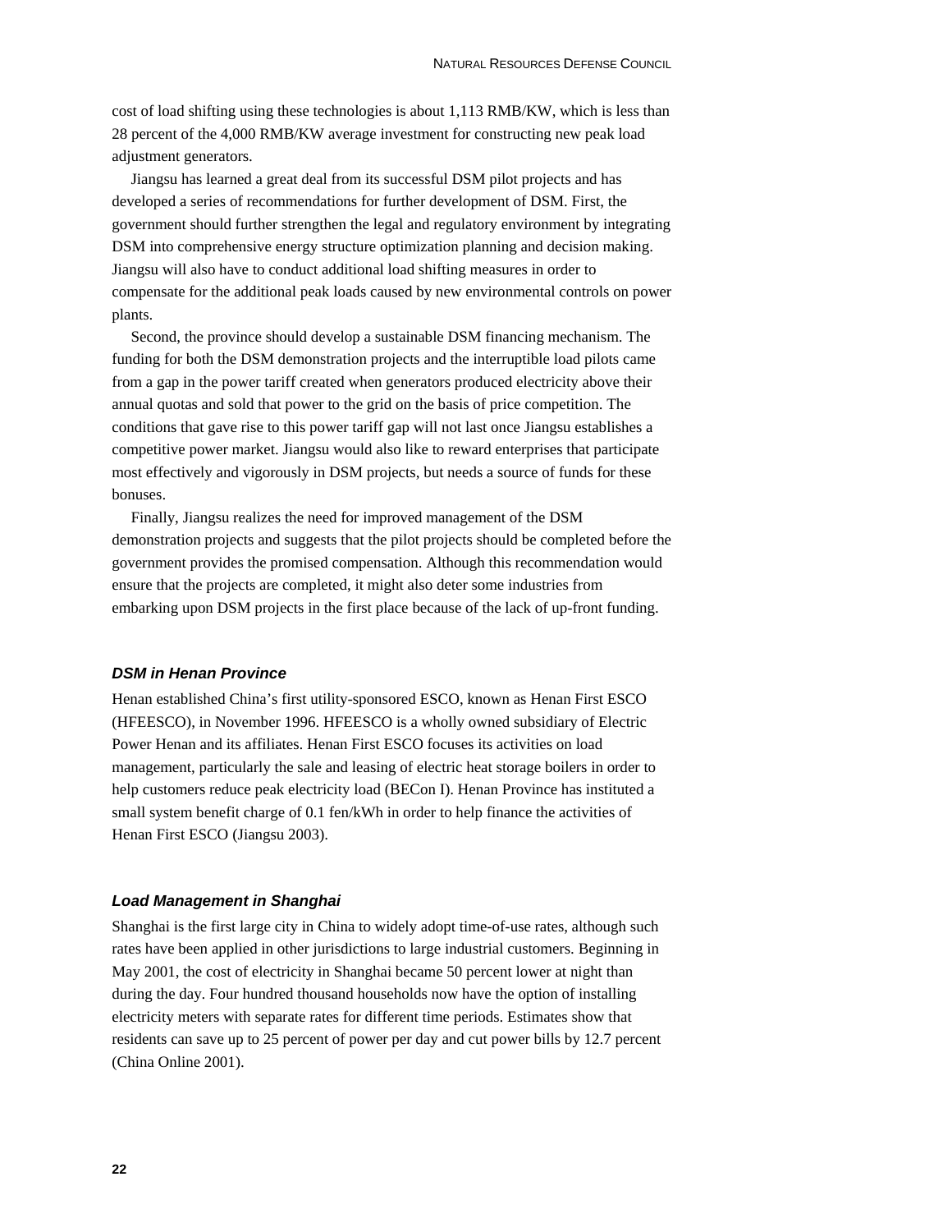cost of load shifting using these technologies is about 1,113 RMB/KW, which is less than 28 percent of the 4,000 RMB/KW average investment for constructing new peak load adjustment generators.

Jiangsu has learned a great deal from its successful DSM pilot projects and has developed a series of recommendations for further development of DSM. First, the government should further strengthen the legal and regulatory environment by integrating DSM into comprehensive energy structure optimization planning and decision making. Jiangsu will also have to conduct additional load shifting measures in order to compensate for the additional peak loads caused by new environmental controls on power plants.

Second, the province should develop a sustainable DSM financing mechanism. The funding for both the DSM demonstration projects and the interruptible load pilots came from a gap in the power tariff created when generators produced electricity above their annual quotas and sold that power to the grid on the basis of price competition. The conditions that gave rise to this power tariff gap will not last once Jiangsu establishes a competitive power market. Jiangsu would also like to reward enterprises that participate most effectively and vigorously in DSM projects, but needs a source of funds for these bonuses.

Finally, Jiangsu realizes the need for improved management of the DSM demonstration projects and suggests that the pilot projects should be completed before the government provides the promised compensation. Although this recommendation would ensure that the projects are completed, it might also deter some industries from embarking upon DSM projects in the first place because of the lack of up-front funding.

### *DSM in Henan Province*

Henan established China's first utility-sponsored ESCO, known as Henan First ESCO (HFEESCO), in November 1996. HFEESCO is a wholly owned subsidiary of Electric Power Henan and its affiliates. Henan First ESCO focuses its activities on load management, particularly the sale and leasing of electric heat storage boilers in order to help customers reduce peak electricity load (BECon I). Henan Province has instituted a small system benefit charge of 0.1 fen/kWh in order to help finance the activities of Henan First ESCO (Jiangsu 2003).

### *Load Management in Shanghai*

Shanghai is the first large city in China to widely adopt time-of-use rates, although such rates have been applied in other jurisdictions to large industrial customers. Beginning in May 2001, the cost of electricity in Shanghai became 50 percent lower at night than during the day. Four hundred thousand households now have the option of installing electricity meters with separate rates for different time periods. Estimates show that residents can save up to 25 percent of power per day and cut power bills by 12.7 percent (China Online 2001).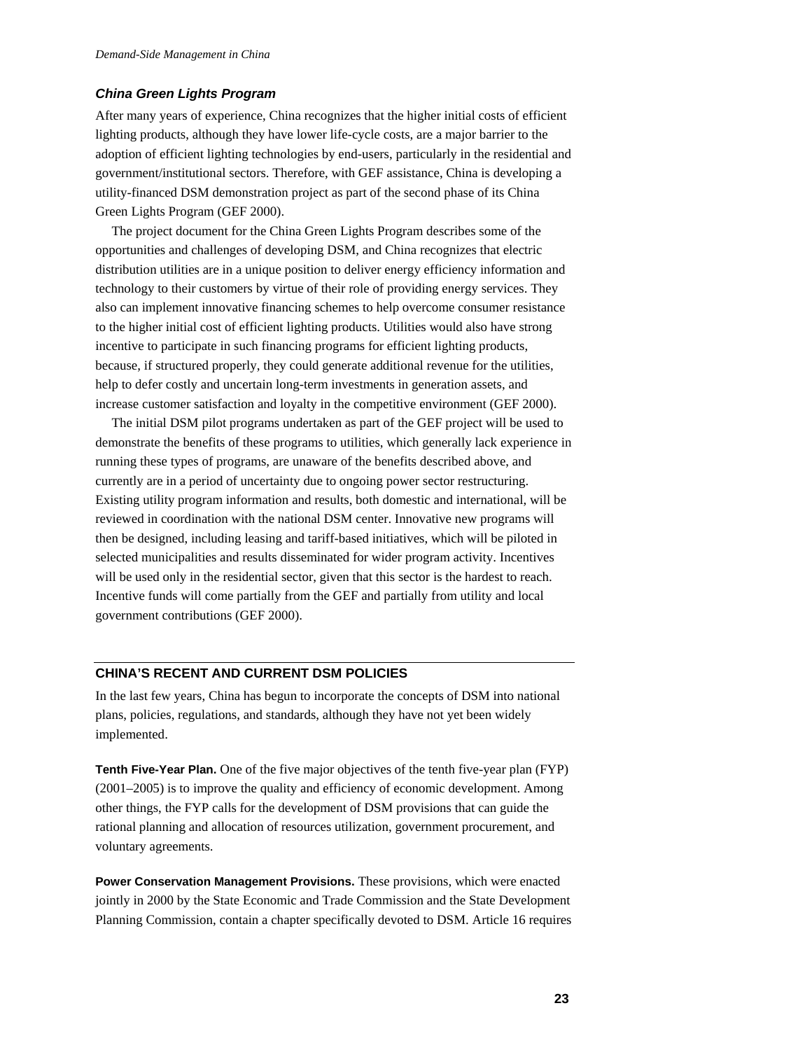### *China Green Lights Program*

After many years of experience, China recognizes that the higher initial costs of efficient lighting products, although they have lower life-cycle costs, are a major barrier to the adoption of efficient lighting technologies by end-users, particularly in the residential and government/institutional sectors. Therefore, with GEF assistance, China is developing a utility-financed DSM demonstration project as part of the second phase of its China Green Lights Program (GEF 2000).

The project document for the China Green Lights Program describes some of the opportunities and challenges of developing DSM, and China recognizes that electric distribution utilities are in a unique position to deliver energy efficiency information and technology to their customers by virtue of their role of providing energy services. They also can implement innovative financing schemes to help overcome consumer resistance to the higher initial cost of efficient lighting products. Utilities would also have strong incentive to participate in such financing programs for efficient lighting products, because, if structured properly, they could generate additional revenue for the utilities, help to defer costly and uncertain long-term investments in generation assets, and increase customer satisfaction and loyalty in the competitive environment (GEF 2000).

The initial DSM pilot programs undertaken as part of the GEF project will be used to demonstrate the benefits of these programs to utilities, which generally lack experience in running these types of programs, are unaware of the benefits described above, and currently are in a period of uncertainty due to ongoing power sector restructuring. Existing utility program information and results, both domestic and international, will be reviewed in coordination with the national DSM center. Innovative new programs will then be designed, including leasing and tariff-based initiatives, which will be piloted in selected municipalities and results disseminated for wider program activity. Incentives will be used only in the residential sector, given that this sector is the hardest to reach. Incentive funds will come partially from the GEF and partially from utility and local government contributions (GEF 2000).

## CHINA'S RECENT AND CURRENT DSM POLICIES

In the last few years, China has begun to incorporate the concepts of DSM into national plans, policies, regulations, and standards, although they have not yet been widely implemented.

**Tenth Five-Year Plan.** One of the five major objectives of the tenth five-year plan (FYP) (2001–2005) is to improve the quality and efficiency of economic development. Among other things, the FYP calls for the development of DSM provisions that can guide the rational planning and allocation of resources utilization, government procurement, and voluntary agreements.

**Power Conservation Management Provisions.** These provisions, which were enacted jointly in 2000 by the State Economic and Trade Commission and the State Development Planning Commission, contain a chapter specifically devoted to DSM. Article 16 requires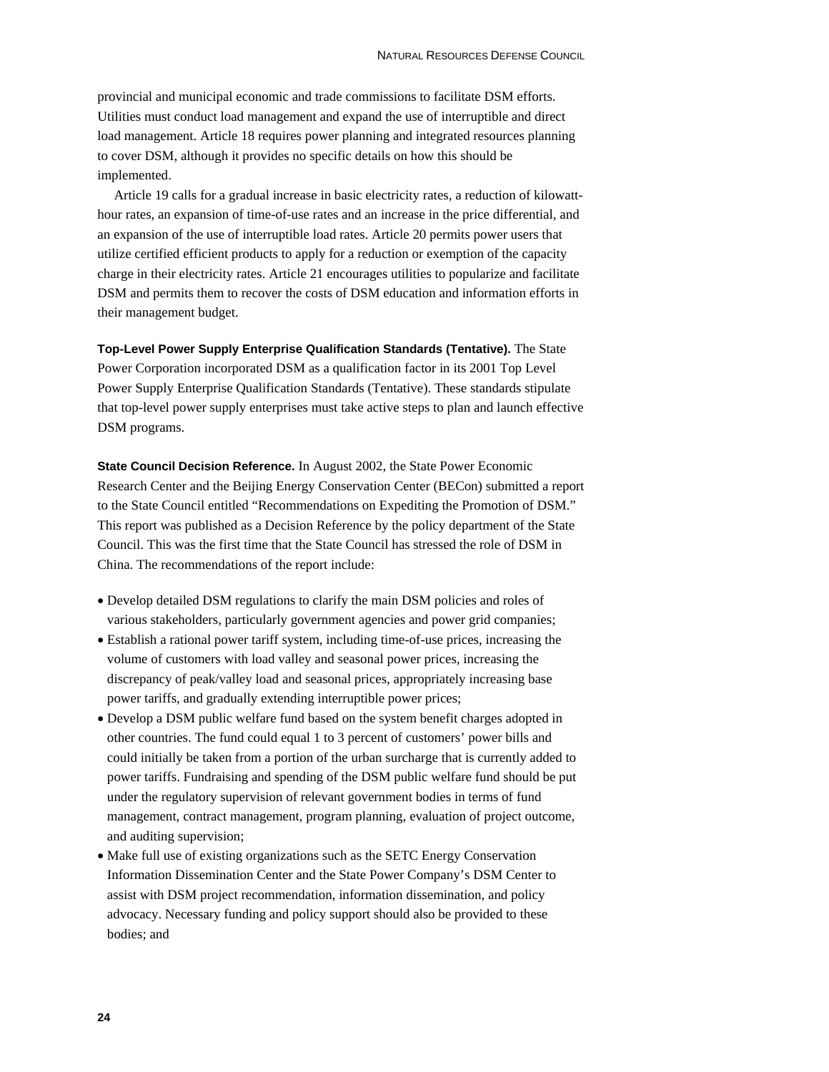provincial and municipal economic and trade commissions to facilitate DSM efforts. Utilities must conduct load management and expand the use of interruptible and direct load management. Article 18 requires power planning and integrated resources planning to cover DSM, although it provides no specific details on how this should be implemented.

Article 19 calls for a gradual increase in basic electricity rates, a reduction of kilowatt-hour rates, an expansion of time-of-use rates and an increase in the price differential, and an expansion of the use of interruptible load rates. Article 20 permits power users that utilize certified efficient products to apply for a reduction or exemption of the capacity charge in their electricity rates. Article 21 encourages utilities to popularize and facilitate DSM and permits them to recover the costs of DSM education and information efforts in their management budget.

**Top-Level Power Supply Enterprise Qualification Standards (Tentative).** The State Power Corporation incorporated DSM as a qualification factor in its 2001 Top Level Power Supply Enterprise Qualification Standards (Tentative). These standards stipulate that top-level power supply enterprises must take active steps to plan and launch effective DSM programs.

**State Council Decision Reference.** In August 2002, the State Power Economic Research Center and the Beijing Energy Conservation Center (BECon) submitted a report to the State Council entitled "Recommendations on Expediting the Promotion of DSM." This report was published as a Decision Reference by the policy department of the State Council. This was the first time that the State Council has stressed the role of DSM in China. The recommendations of the report include:

- Develop detailed DSM regulations to clarify the main DSM policies and roles of various stakeholders, particularly government agencies and power grid companies;
- Establish a rational power tariff system, including time-of-use prices, increasing the volume of customers with load valley and seasonal power prices, increasing the discrepancy of peak/valley load and seasonal prices, appropriately increasing base power tariffs, and gradually extending interruptible power prices;
- Develop a DSM public welfare fund based on the system benefit charges adopted in other countries. The fund could equal 1 to 3 percent of customers' power bills and could initially be taken from a portion of the urban surcharge that is currently added to power tariffs. Fundraising and spending of the DSM public welfare fund should be put under the regulatory supervision of relevant government bodies in terms of fund management, contract management, program planning, evaluation of project outcome, and auditing supervision;
- Make full use of existing organizations such as the SETC Energy Conservation Information Dissemination Center and the State Power Company's DSM Center to assist with DSM project recommendation, information dissemination, and policy advocacy. Necessary funding and policy support should also be provided to these bodies; and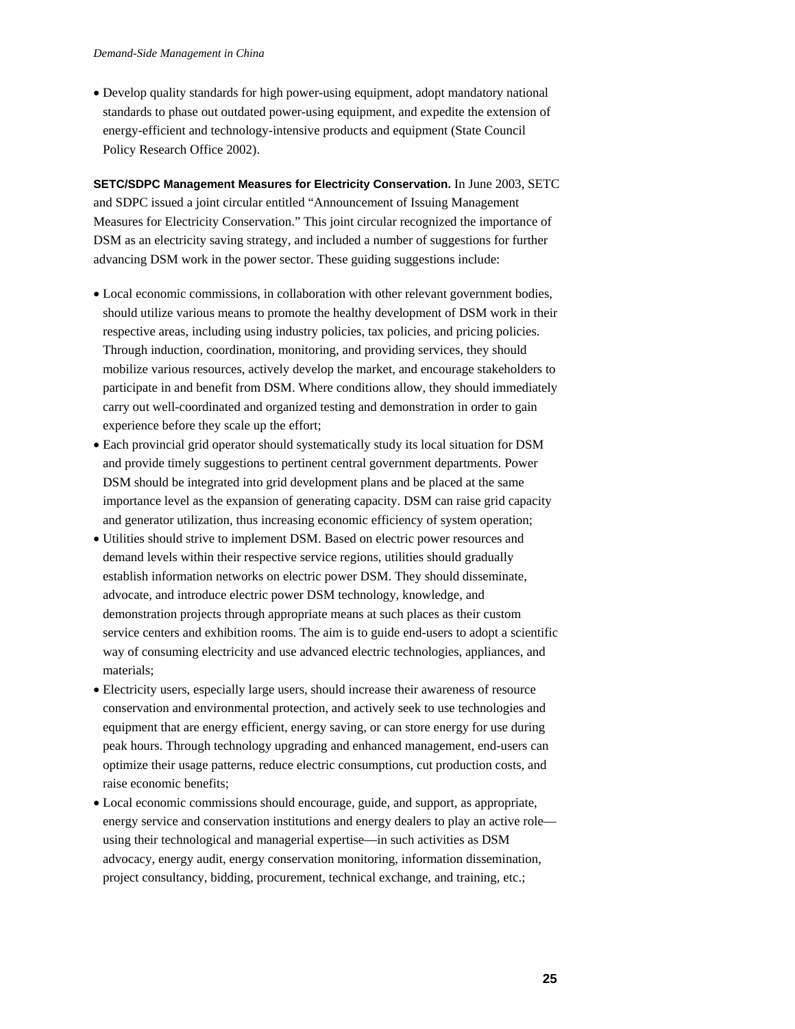- Develop quality standards for high power-using equipment, adopt mandatory national standards to phase out outdated power-using equipment, and expedite the extension of energy-efficient and technology-intensive products and equipment (State Council Policy Research Office 2002).

**SETC/SDPC Management Measures for Electricity Conservation.** In June 2003, SETC and SDPC issued a joint circular entitled "Announcement of Issuing Management Measures for Electricity Conservation." This joint circular recognized the importance of DSM as an electricity saving strategy, and included a number of suggestions for further advancing DSM work in the power sector. These guiding suggestions include:

- Local economic commissions, in collaboration with other relevant government bodies, should utilize various means to promote the healthy development of DSM work in their respective areas, including using industry policies, tax policies, and pricing policies. Through induction, coordination, monitoring, and providing services, they should mobilize various resources, actively develop the market, and encourage stakeholders to participate in and benefit from DSM. Where conditions allow, they should immediately carry out well-coordinated and organized testing and demonstration in order to gain experience before they scale up the effort;
- Each provincial grid operator should systematically study its local situation for DSM and provide timely suggestions to pertinent central government departments. Power DSM should be integrated into grid development plans and be placed at the same importance level as the expansion of generating capacity. DSM can raise grid capacity and generator utilization, thus increasing economic efficiency of system operation;
- Utilities should strive to implement DSM. Based on electric power resources and demand levels within their respective service regions, utilities should gradually establish information networks on electric power DSM. They should disseminate, advocate, and introduce electric power DSM technology, knowledge, and demonstration projects through appropriate means at such places as their custom service centers and exhibition rooms. The aim is to guide end-users to adopt a scientific way of consuming electricity and use advanced electric technologies, appliances, and materials;
- Electricity users, especially large users, should increase their awareness of resource conservation and environmental protection, and actively seek to use technologies and equipment that are energy efficient, energy saving, or can store energy for use during peak hours. Through technology upgrading and enhanced management, end-users can optimize their usage patterns, reduce electric consumptions, cut production costs, and raise economic benefits;
- Local economic commissions should encourage, guide, and support, as appropriate, energy service and conservation institutions and energy dealers to play an active role—using their technological and managerial expertise—in such activities as DSM advocacy, energy audit, energy conservation monitoring, information dissemination, project consultancy, bidding, procurement, technical exchange, and training, etc.;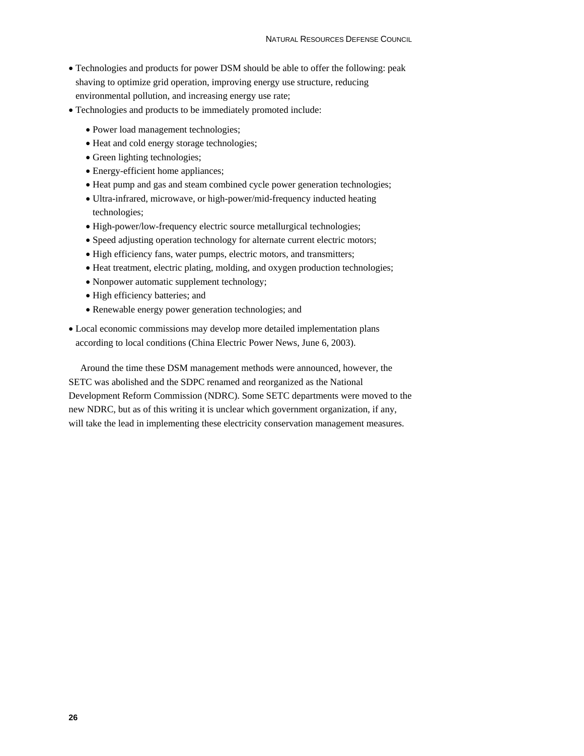- Technologies and products for power DSM should be able to offer the following: peak shaving to optimize grid operation, improving energy use structure, reducing environmental pollution, and increasing energy use rate;
- Technologies and products to be immediately promoted include:
  - Power load management technologies;
  - Heat and cold energy storage technologies;
  - Green lighting technologies;
  - Energy-efficient home appliances;
  - Heat pump and gas and steam combined cycle power generation technologies;
  - Ultra-infrared, microwave, or high-power/mid-frequency inducted heating technologies;
  - High-power/low-frequency electric source metallurgical technologies;
  - Speed adjusting operation technology for alternate current electric motors;
  - High efficiency fans, water pumps, electric motors, and transmitters;
  - Heat treatment, electric plating, molding, and oxygen production technologies;
  - Nonpower automatic supplement technology;
  - High efficiency batteries; and
  - Renewable energy power generation technologies; and
- Local economic commissions may develop more detailed implementation plans according to local conditions (China Electric Power News, June 6, 2003).

Around the time these DSM management methods were announced, however, the SETC was abolished and the SDPC renamed and reorganized as the National Development Reform Commission (NDRC). Some SETC departments were moved to the new NDRC, but as of this writing it is unclear which government organization, if any, will take the lead in implementing these electricity conservation management measures.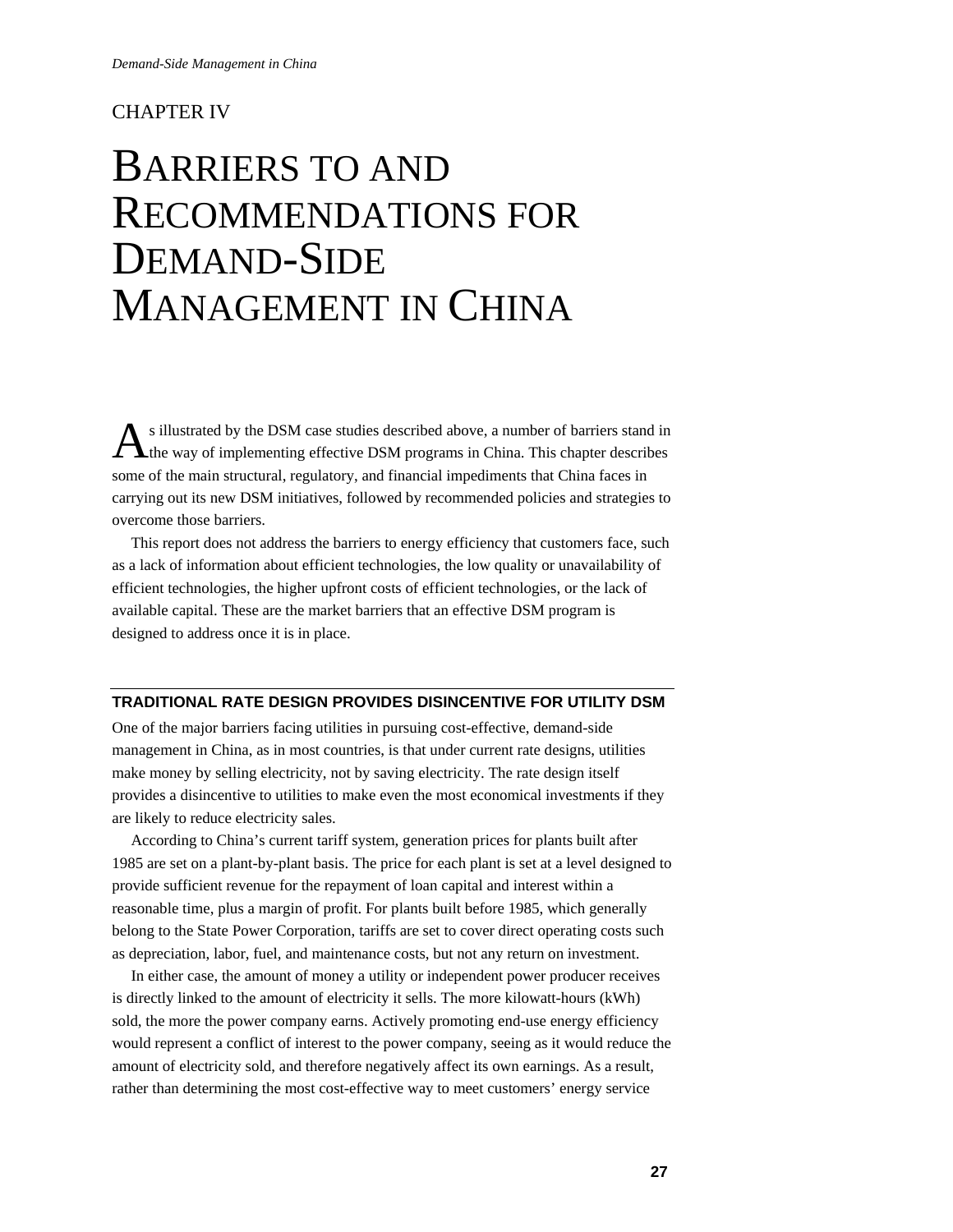CHAPTER IV

# Barriers to and Recommendations for Demand-Side Management in China

As illustrated by the DSM case studies described above, a number of barriers stand in the way of implementing effective DSM programs in China. This chapter describes some of the main structural, regulatory, and financial impediments that China faces in carrying out its new DSM initiatives, followed by recommended policies and strategies to overcome those barriers.

This report does not address the barriers to energy efficiency that customers face, such as a lack of information about efficient technologies, the low quality or unavailability of efficient technologies, the higher upfront costs of efficient technologies, or the lack of available capital. These are the market barriers that an effective DSM program is designed to address once it is in place.

## TRADITIONAL RATE DESIGN PROVIDES DISINCENTIVE FOR UTILITY DSM

One of the major barriers facing utilities in pursuing cost-effective, demand-side management in China, as in most countries, is that under current rate designs, utilities make money by selling electricity, not by saving electricity. The rate design itself provides a disincentive to utilities to make even the most economical investments if they are likely to reduce electricity sales.

According to China's current tariff system, generation prices for plants built after 1985 are set on a plant-by-plant basis. The price for each plant is set at a level designed to provide sufficient revenue for the repayment of loan capital and interest within a reasonable time, plus a margin of profit. For plants built before 1985, which generally belong to the State Power Corporation, tariffs are set to cover direct operating costs such as depreciation, labor, fuel, and maintenance costs, but not any return on investment.

In either case, the amount of money a utility or independent power producer receives is directly linked to the amount of electricity it sells. The more kilowatt-hours (kWh) sold, the more the power company earns. Actively promoting end-use energy efficiency would represent a conflict of interest to the power company, seeing as it would reduce the amount of electricity sold, and therefore negatively affect its own earnings. As a result, rather than determining the most cost-effective way to meet customers' energy service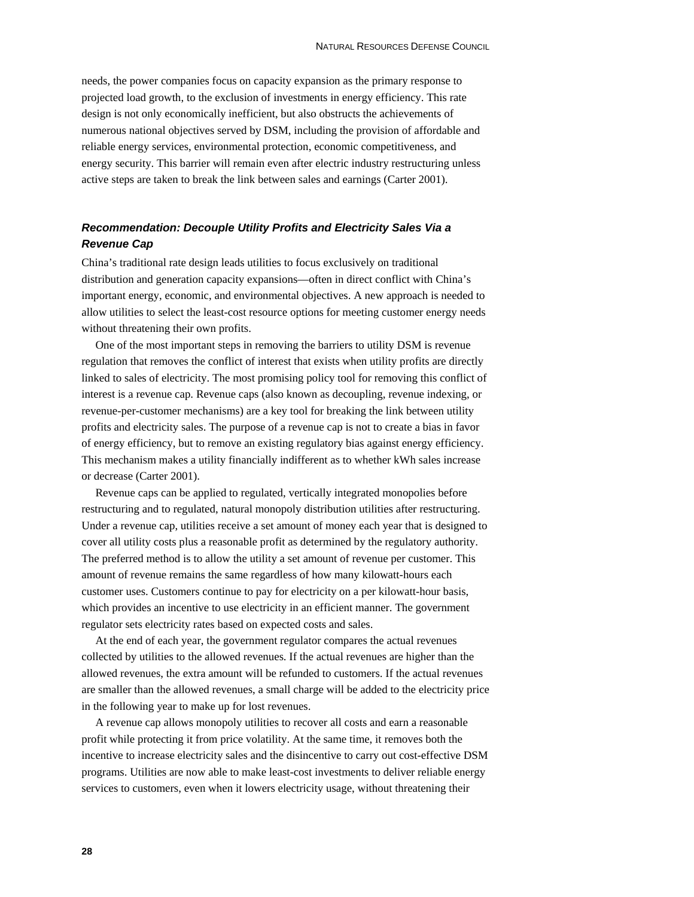needs, the power companies focus on capacity expansion as the primary response to projected load growth, to the exclusion of investments in energy efficiency. This rate design is not only economically inefficient, but also obstructs the achievements of numerous national objectives served by DSM, including the provision of affordable and reliable energy services, environmental protection, economic competitiveness, and energy security. This barrier will remain even after electric industry restructuring unless active steps are taken to break the link between sales and earnings (Carter 2001).

### *Recommendation: Decouple Utility Profits and Electricity Sales Via a Revenue Cap*

China's traditional rate design leads utilities to focus exclusively on traditional distribution and generation capacity expansions—often in direct conflict with China's important energy, economic, and environmental objectives. A new approach is needed to allow utilities to select the least-cost resource options for meeting customer energy needs without threatening their own profits.

One of the most important steps in removing the barriers to utility DSM is revenue regulation that removes the conflict of interest that exists when utility profits are directly linked to sales of electricity. The most promising policy tool for removing this conflict of interest is a revenue cap. Revenue caps (also known as decoupling, revenue indexing, or revenue-per-customer mechanisms) are a key tool for breaking the link between utility profits and electricity sales. The purpose of a revenue cap is not to create a bias in favor of energy efficiency, but to remove an existing regulatory bias against energy efficiency. This mechanism makes a utility financially indifferent as to whether kWh sales increase or decrease (Carter 2001).

Revenue caps can be applied to regulated, vertically integrated monopolies before restructuring and to regulated, natural monopoly distribution utilities after restructuring. Under a revenue cap, utilities receive a set amount of money each year that is designed to cover all utility costs plus a reasonable profit as determined by the regulatory authority. The preferred method is to allow the utility a set amount of revenue per customer. This amount of revenue remains the same regardless of how many kilowatt-hours each customer uses. Customers continue to pay for electricity on a per kilowatt-hour basis, which provides an incentive to use electricity in an efficient manner. The government regulator sets electricity rates based on expected costs and sales.

At the end of each year, the government regulator compares the actual revenues collected by utilities to the allowed revenues. If the actual revenues are higher than the allowed revenues, the extra amount will be refunded to customers. If the actual revenues are smaller than the allowed revenues, a small charge will be added to the electricity price in the following year to make up for lost revenues.

A revenue cap allows monopoly utilities to recover all costs and earn a reasonable profit while protecting it from price volatility. At the same time, it removes both the incentive to increase electricity sales and the disincentive to carry out cost-effective DSM programs. Utilities are now able to make least-cost investments to deliver reliable energy services to customers, even when it lowers electricity usage, without threatening their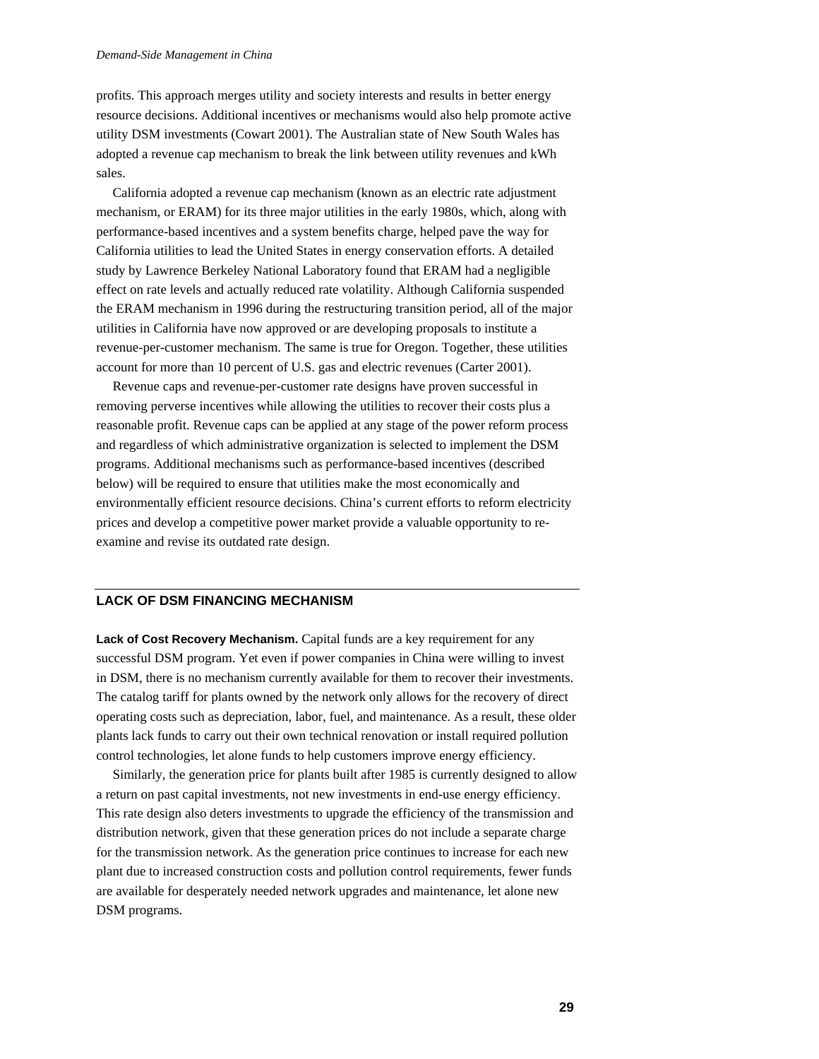profits. This approach merges utility and society interests and results in better energy resource decisions. Additional incentives or mechanisms would also help promote active utility DSM investments (Cowart 2001). The Australian state of New South Wales has adopted a revenue cap mechanism to break the link between utility revenues and kWh sales.

California adopted a revenue cap mechanism (known as an electric rate adjustment mechanism, or ERAM) for its three major utilities in the early 1980s, which, along with performance-based incentives and a system benefits charge, helped pave the way for California utilities to lead the United States in energy conservation efforts. A detailed study by Lawrence Berkeley National Laboratory found that ERAM had a negligible effect on rate levels and actually reduced rate volatility. Although California suspended the ERAM mechanism in 1996 during the restructuring transition period, all of the major utilities in California have now approved or are developing proposals to institute a revenue-per-customer mechanism. The same is true for Oregon. Together, these utilities account for more than 10 percent of U.S. gas and electric revenues (Carter 2001).

Revenue caps and revenue-per-customer rate designs have proven successful in removing perverse incentives while allowing the utilities to recover their costs plus a reasonable profit. Revenue caps can be applied at any stage of the power reform process and regardless of which administrative organization is selected to implement the DSM programs. Additional mechanisms such as performance-based incentives (described below) will be required to ensure that utilities make the most economically and environmentally efficient resource decisions. China's current efforts to reform electricity prices and develop a competitive power market provide a valuable opportunity to re-examine and revise its outdated rate design.

## LACK OF DSM FINANCING MECHANISM

**Lack of Cost Recovery Mechanism.** Capital funds are a key requirement for any successful DSM program. Yet even if power companies in China were willing to invest in DSM, there is no mechanism currently available for them to recover their investments. The catalog tariff for plants owned by the network only allows for the recovery of direct operating costs such as depreciation, labor, fuel, and maintenance. As a result, these older plants lack funds to carry out their own technical renovation or install required pollution control technologies, let alone funds to help customers improve energy efficiency.

Similarly, the generation price for plants built after 1985 is currently designed to allow a return on past capital investments, not new investments in end-use energy efficiency. This rate design also deters investments to upgrade the efficiency of the transmission and distribution network, given that these generation prices do not include a separate charge for the transmission network. As the generation price continues to increase for each new plant due to increased construction costs and pollution control requirements, fewer funds are available for desperately needed network upgrades and maintenance, let alone new DSM programs.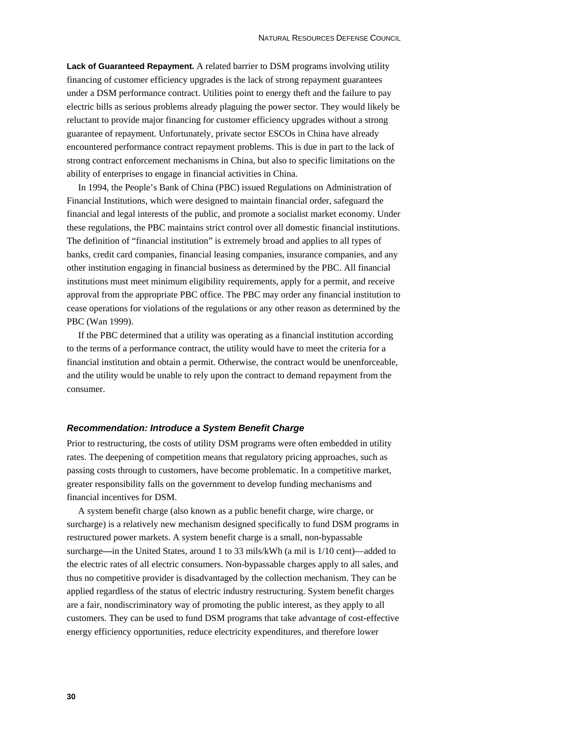**Lack of Guaranteed Repayment.** A related barrier to DSM programs involving utility financing of customer efficiency upgrades is the lack of strong repayment guarantees under a DSM performance contract. Utilities point to energy theft and the failure to pay electric bills as serious problems already plaguing the power sector. They would likely be reluctant to provide major financing for customer efficiency upgrades without a strong guarantee of repayment. Unfortunately, private sector ESCOs in China have already encountered performance contract repayment problems. This is due in part to the lack of strong contract enforcement mechanisms in China, but also to specific limitations on the ability of enterprises to engage in financial activities in China.

In 1994, the People's Bank of China (PBC) issued Regulations on Administration of Financial Institutions, which were designed to maintain financial order, safeguard the financial and legal interests of the public, and promote a socialist market economy. Under these regulations, the PBC maintains strict control over all domestic financial institutions. The definition of "financial institution" is extremely broad and applies to all types of banks, credit card companies, financial leasing companies, insurance companies, and any other institution engaging in financial business as determined by the PBC. All financial institutions must meet minimum eligibility requirements, apply for a permit, and receive approval from the appropriate PBC office. The PBC may order any financial institution to cease operations for violations of the regulations or any other reason as determined by the PBC (Wan 1999).

If the PBC determined that a utility was operating as a financial institution according to the terms of a performance contract, the utility would have to meet the criteria for a financial institution and obtain a permit. Otherwise, the contract would be unenforceable, and the utility would be unable to rely upon the contract to demand repayment from the consumer.

### *Recommendation: Introduce a System Benefit Charge*

Prior to restructuring, the costs of utility DSM programs were often embedded in utility rates. The deepening of competition means that regulatory pricing approaches, such as passing costs through to customers, have become problematic. In a competitive market, greater responsibility falls on the government to develop funding mechanisms and financial incentives for DSM.

A system benefit charge (also known as a public benefit charge, wire charge, or surcharge) is a relatively new mechanism designed specifically to fund DSM programs in restructured power markets. A system benefit charge is a small, non-bypassable surcharge—in the United States, around 1 to 33 mils/kWh (a mil is 1/10 cent)—added to the electric rates of all electric consumers. Non-bypassable charges apply to all sales, and thus no competitive provider is disadvantaged by the collection mechanism. They can be applied regardless of the status of electric industry restructuring. System benefit charges are a fair, nondiscriminatory way of promoting the public interest, as they apply to all customers. They can be used to fund DSM programs that take advantage of cost-effective energy efficiency opportunities, reduce electricity expenditures, and therefore lower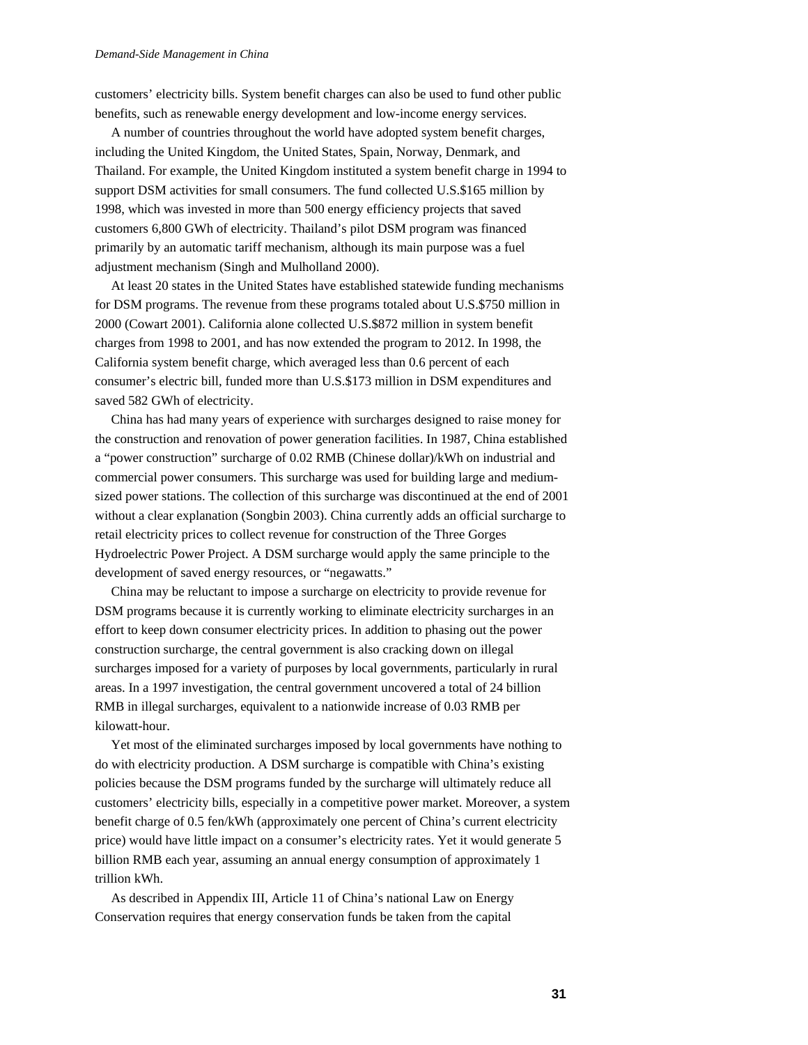customers' electricity bills. System benefit charges can also be used to fund other public benefits, such as renewable energy development and low-income energy services.

A number of countries throughout the world have adopted system benefit charges, including the United Kingdom, the United States, Spain, Norway, Denmark, and Thailand. For example, the United Kingdom instituted a system benefit charge in 1994 to support DSM activities for small consumers. The fund collected U.S.$165 million by 1998, which was invested in more than 500 energy efficiency projects that saved customers 6,800 GWh of electricity. Thailand's pilot DSM program was financed primarily by an automatic tariff mechanism, although its main purpose was a fuel adjustment mechanism (Singh and Mulholland 2000).

At least 20 states in the United States have established statewide funding mechanisms for DSM programs. The revenue from these programs totaled about U.S.$750 million in 2000 (Cowart 2001). California alone collected U.S.$872 million in system benefit charges from 1998 to 2001, and has now extended the program to 2012. In 1998, the California system benefit charge, which averaged less than 0.6 percent of each consumer's electric bill, funded more than U.S.$173 million in DSM expenditures and saved 582 GWh of electricity.

China has had many years of experience with surcharges designed to raise money for the construction and renovation of power generation facilities. In 1987, China established a "power construction" surcharge of 0.02 RMB (Chinese dollar)/kWh on industrial and commercial power consumers. This surcharge was used for building large and medium-sized power stations. The collection of this surcharge was discontinued at the end of 2001 without a clear explanation (Songbin 2003). China currently adds an official surcharge to retail electricity prices to collect revenue for construction of the Three Gorges Hydroelectric Power Project. A DSM surcharge would apply the same principle to the development of saved energy resources, or "negawatts."

China may be reluctant to impose a surcharge on electricity to provide revenue for DSM programs because it is currently working to eliminate electricity surcharges in an effort to keep down consumer electricity prices. In addition to phasing out the power construction surcharge, the central government is also cracking down on illegal surcharges imposed for a variety of purposes by local governments, particularly in rural areas. In a 1997 investigation, the central government uncovered a total of 24 billion RMB in illegal surcharges, equivalent to a nationwide increase of 0.03 RMB per kilowatt-hour.

Yet most of the eliminated surcharges imposed by local governments have nothing to do with electricity production. A DSM surcharge is compatible with China's existing policies because the DSM programs funded by the surcharge will ultimately reduce all customers' electricity bills, especially in a competitive power market. Moreover, a system benefit charge of 0.5 fen/kWh (approximately one percent of China's current electricity price) would have little impact on a consumer's electricity rates. Yet it would generate 5 billion RMB each year, assuming an annual energy consumption of approximately 1 trillion kWh.

As described in Appendix III, Article 11 of China's national Law on Energy Conservation requires that energy conservation funds be taken from the capital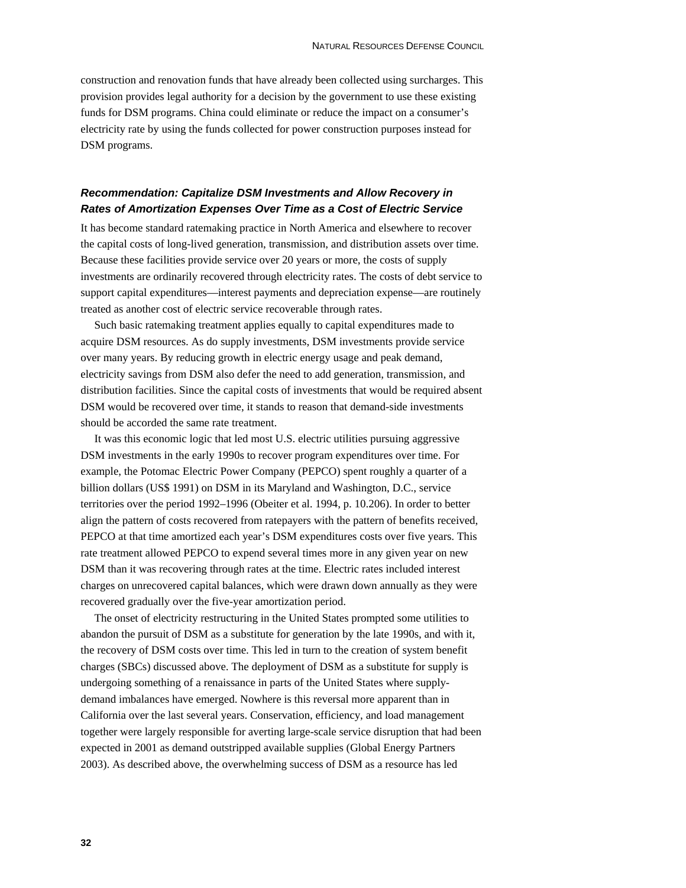construction and renovation funds that have already been collected using surcharges. This provision provides legal authority for a decision by the government to use these existing funds for DSM programs. China could eliminate or reduce the impact on a consumer's electricity rate by using the funds collected for power construction purposes instead for DSM programs.

### *Recommendation: Capitalize DSM Investments and Allow Recovery in Rates of Amortization Expenses Over Time as a Cost of Electric Service*

It has become standard ratemaking practice in North America and elsewhere to recover the capital costs of long-lived generation, transmission, and distribution assets over time. Because these facilities provide service over 20 years or more, the costs of supply investments are ordinarily recovered through electricity rates. The costs of debt service to support capital expenditures—interest payments and depreciation expense—are routinely treated as another cost of electric service recoverable through rates.

Such basic ratemaking treatment applies equally to capital expenditures made to acquire DSM resources. As do supply investments, DSM investments provide service over many years. By reducing growth in electric energy usage and peak demand, electricity savings from DSM also defer the need to add generation, transmission, and distribution facilities. Since the capital costs of investments that would be required absent DSM would be recovered over time, it stands to reason that demand-side investments should be accorded the same rate treatment.

It was this economic logic that led most U.S. electric utilities pursuing aggressive DSM investments in the early 1990s to recover program expenditures over time. For example, the Potomac Electric Power Company (PEPCO) spent roughly a quarter of a billion dollars (US$ 1991) on DSM in its Maryland and Washington, D.C., service territories over the period 1992–1996 (Obeiter et al. 1994, p. 10.206). In order to better align the pattern of costs recovered from ratepayers with the pattern of benefits received, PEPCO at that time amortized each year's DSM expenditures costs over five years. This rate treatment allowed PEPCO to expend several times more in any given year on new DSM than it was recovering through rates at the time. Electric rates included interest charges on unrecovered capital balances, which were drawn down annually as they were recovered gradually over the five-year amortization period.

The onset of electricity restructuring in the United States prompted some utilities to abandon the pursuit of DSM as a substitute for generation by the late 1990s, and with it, the recovery of DSM costs over time. This led in turn to the creation of system benefit charges (SBCs) discussed above. The deployment of DSM as a substitute for supply is undergoing something of a renaissance in parts of the United States where supply-demand imbalances have emerged. Nowhere is this reversal more apparent than in California over the last several years. Conservation, efficiency, and load management together were largely responsible for averting large-scale service disruption that had been expected in 2001 as demand outstripped available supplies (Global Energy Partners 2003). As described above, the overwhelming success of DSM as a resource has led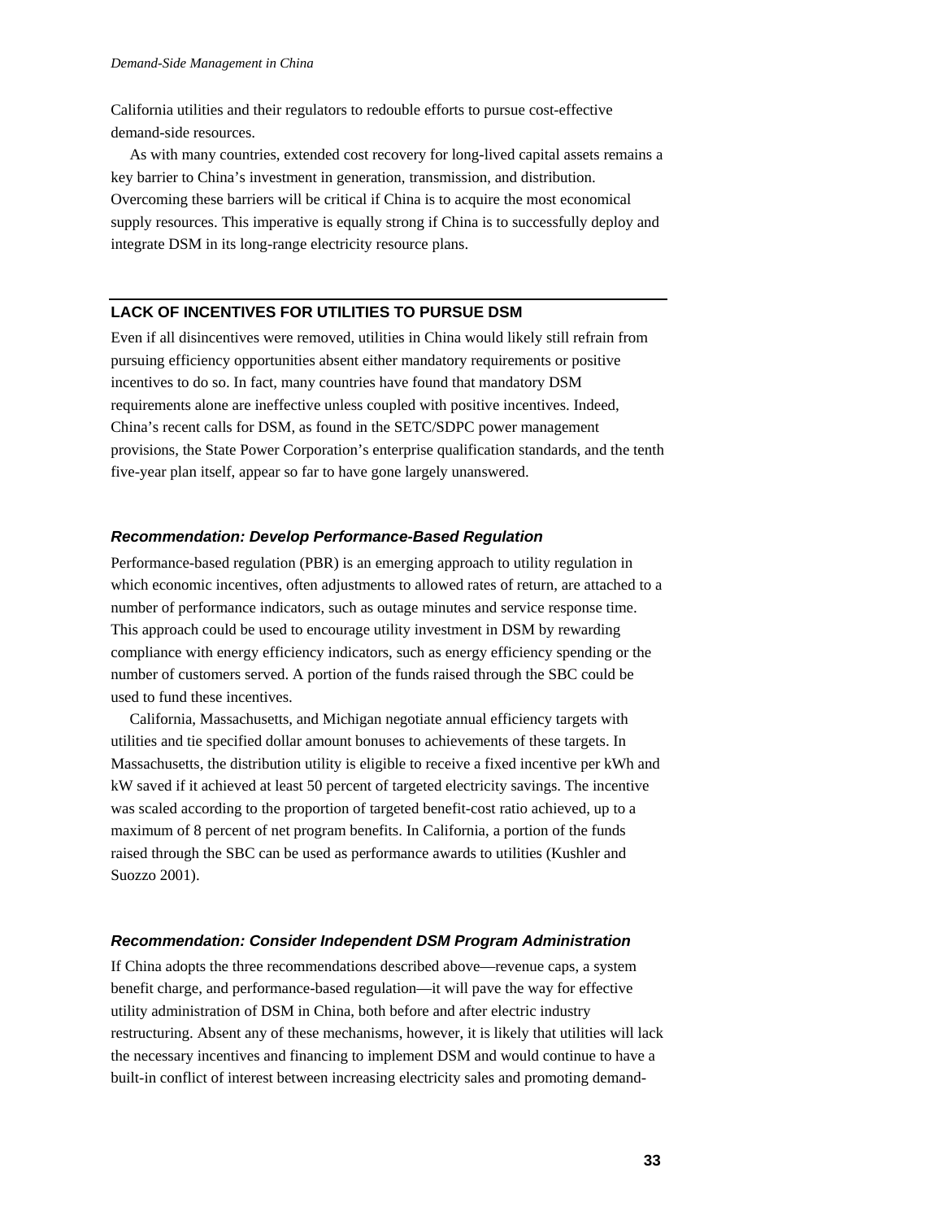California utilities and their regulators to redouble efforts to pursue cost-effective demand-side resources.

As with many countries, extended cost recovery for long-lived capital assets remains a key barrier to China's investment in generation, transmission, and distribution. Overcoming these barriers will be critical if China is to acquire the most economical supply resources. This imperative is equally strong if China is to successfully deploy and integrate DSM in its long-range electricity resource plans.

## LACK OF INCENTIVES FOR UTILITIES TO PURSUE DSM

Even if all disincentives were removed, utilities in China would likely still refrain from pursuing efficiency opportunities absent either mandatory requirements or positive incentives to do so. In fact, many countries have found that mandatory DSM requirements alone are ineffective unless coupled with positive incentives. Indeed, China's recent calls for DSM, as found in the SETC/SDPC power management provisions, the State Power Corporation's enterprise qualification standards, and the tenth five-year plan itself, appear so far to have gone largely unanswered.

### *Recommendation: Develop Performance-Based Regulation*

Performance-based regulation (PBR) is an emerging approach to utility regulation in which economic incentives, often adjustments to allowed rates of return, are attached to a number of performance indicators, such as outage minutes and service response time. This approach could be used to encourage utility investment in DSM by rewarding compliance with energy efficiency indicators, such as energy efficiency spending or the number of customers served. A portion of the funds raised through the SBC could be used to fund these incentives.

California, Massachusetts, and Michigan negotiate annual efficiency targets with utilities and tie specified dollar amount bonuses to achievements of these targets. In Massachusetts, the distribution utility is eligible to receive a fixed incentive per kWh and kW saved if it achieved at least 50 percent of targeted electricity savings. The incentive was scaled according to the proportion of targeted benefit-cost ratio achieved, up to a maximum of 8 percent of net program benefits. In California, a portion of the funds raised through the SBC can be used as performance awards to utilities (Kushler and Suozzo 2001).

### *Recommendation: Consider Independent DSM Program Administration*

If China adopts the three recommendations described above—revenue caps, a system benefit charge, and performance-based regulation—it will pave the way for effective utility administration of DSM in China, both before and after electric industry restructuring. Absent any of these mechanisms, however, it is likely that utilities will lack the necessary incentives and financing to implement DSM and would continue to have a built-in conflict of interest between increasing electricity sales and promoting demand-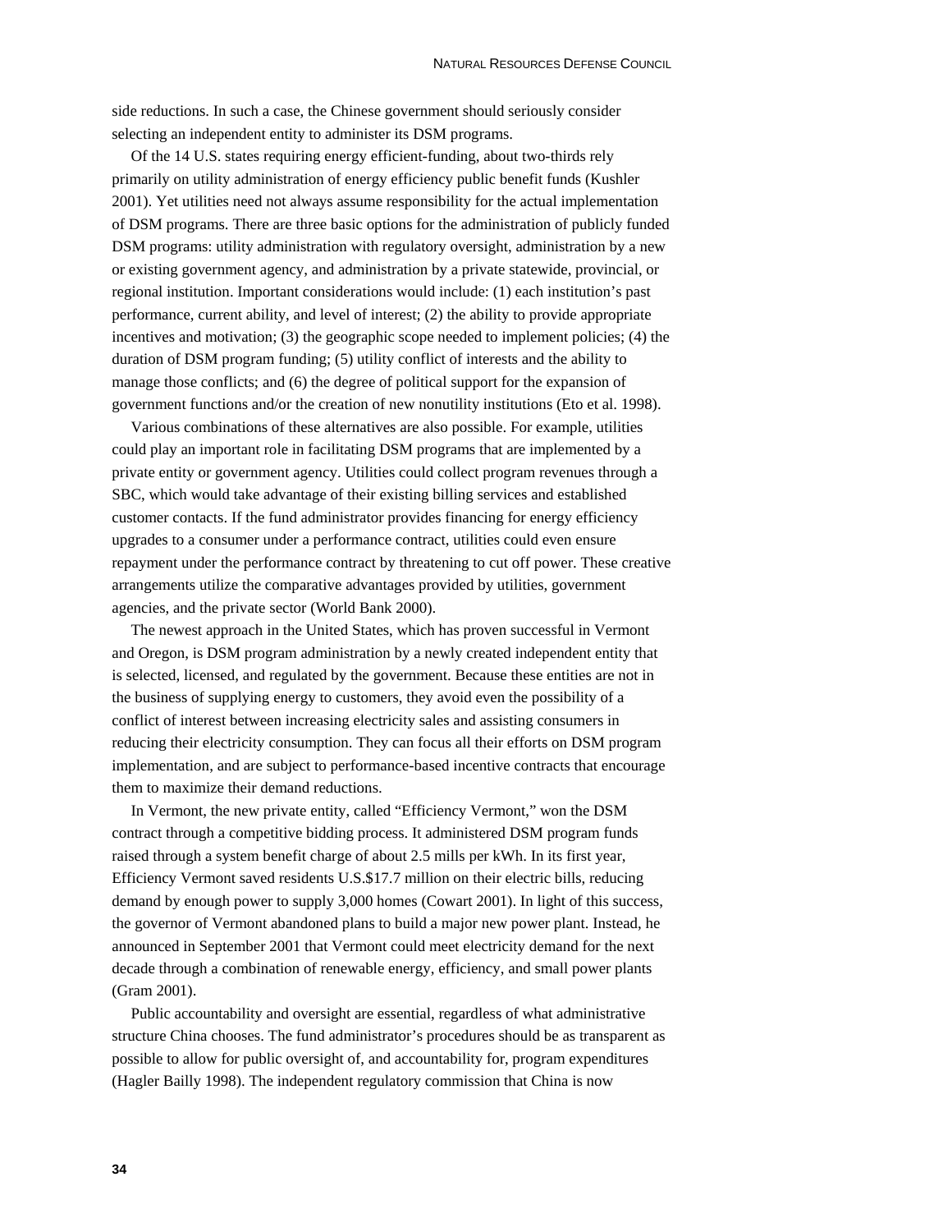side reductions. In such a case, the Chinese government should seriously consider selecting an independent entity to administer its DSM programs.

Of the 14 U.S. states requiring energy efficient-funding, about two-thirds rely primarily on utility administration of energy efficiency public benefit funds (Kushler 2001). Yet utilities need not always assume responsibility for the actual implementation of DSM programs. There are three basic options for the administration of publicly funded DSM programs: utility administration with regulatory oversight, administration by a new or existing government agency, and administration by a private statewide, provincial, or regional institution. Important considerations would include: (1) each institution's past performance, current ability, and level of interest; (2) the ability to provide appropriate incentives and motivation; (3) the geographic scope needed to implement policies; (4) the duration of DSM program funding; (5) utility conflict of interests and the ability to manage those conflicts; and (6) the degree of political support for the expansion of government functions and/or the creation of new nonutility institutions (Eto et al. 1998).

Various combinations of these alternatives are also possible. For example, utilities could play an important role in facilitating DSM programs that are implemented by a private entity or government agency. Utilities could collect program revenues through a SBC, which would take advantage of their existing billing services and established customer contacts. If the fund administrator provides financing for energy efficiency upgrades to a consumer under a performance contract, utilities could even ensure repayment under the performance contract by threatening to cut off power. These creative arrangements utilize the comparative advantages provided by utilities, government agencies, and the private sector (World Bank 2000).

The newest approach in the United States, which has proven successful in Vermont and Oregon, is DSM program administration by a newly created independent entity that is selected, licensed, and regulated by the government. Because these entities are not in the business of supplying energy to customers, they avoid even the possibility of a conflict of interest between increasing electricity sales and assisting consumers in reducing their electricity consumption. They can focus all their efforts on DSM program implementation, and are subject to performance-based incentive contracts that encourage them to maximize their demand reductions.

In Vermont, the new private entity, called "Efficiency Vermont," won the DSM contract through a competitive bidding process. It administered DSM program funds raised through a system benefit charge of about 2.5 mills per kWh. In its first year, Efficiency Vermont saved residents U.S.$17.7 million on their electric bills, reducing demand by enough power to supply 3,000 homes (Cowart 2001). In light of this success, the governor of Vermont abandoned plans to build a major new power plant. Instead, he announced in September 2001 that Vermont could meet electricity demand for the next decade through a combination of renewable energy, efficiency, and small power plants (Gram 2001).

Public accountability and oversight are essential, regardless of what administrative structure China chooses. The fund administrator's procedures should be as transparent as possible to allow for public oversight of, and accountability for, program expenditures (Hagler Bailly 1998). The independent regulatory commission that China is now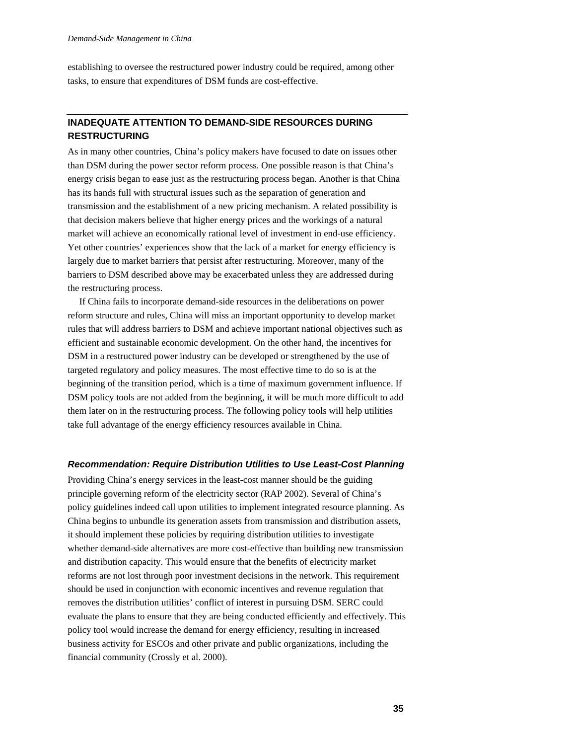establishing to oversee the restructured power industry could be required, among other tasks, to ensure that expenditures of DSM funds are cost-effective.

## INADEQUATE ATTENTION TO DEMAND-SIDE RESOURCES DURING RESTRUCTURING

As in many other countries, China's policy makers have focused to date on issues other than DSM during the power sector reform process. One possible reason is that China's energy crisis began to ease just as the restructuring process began. Another is that China has its hands full with structural issues such as the separation of generation and transmission and the establishment of a new pricing mechanism. A related possibility is that decision makers believe that higher energy prices and the workings of a natural market will achieve an economically rational level of investment in end-use efficiency. Yet other countries' experiences show that the lack of a market for energy efficiency is largely due to market barriers that persist after restructuring. Moreover, many of the barriers to DSM described above may be exacerbated unless they are addressed during the restructuring process.

If China fails to incorporate demand-side resources in the deliberations on power reform structure and rules, China will miss an important opportunity to develop market rules that will address barriers to DSM and achieve important national objectives such as efficient and sustainable economic development. On the other hand, the incentives for DSM in a restructured power industry can be developed or strengthened by the use of targeted regulatory and policy measures. The most effective time to do so is at the beginning of the transition period, which is a time of maximum government influence. If DSM policy tools are not added from the beginning, it will be much more difficult to add them later on in the restructuring process. The following policy tools will help utilities take full advantage of the energy efficiency resources available in China.

### *Recommendation: Require Distribution Utilities to Use Least-Cost Planning*

Providing China's energy services in the least-cost manner should be the guiding principle governing reform of the electricity sector (RAP 2002). Several of China's policy guidelines indeed call upon utilities to implement integrated resource planning. As China begins to unbundle its generation assets from transmission and distribution assets, it should implement these policies by requiring distribution utilities to investigate whether demand-side alternatives are more cost-effective than building new transmission and distribution capacity. This would ensure that the benefits of electricity market reforms are not lost through poor investment decisions in the network. This requirement should be used in conjunction with economic incentives and revenue regulation that removes the distribution utilities' conflict of interest in pursuing DSM. SERC could evaluate the plans to ensure that they are being conducted efficiently and effectively. This policy tool would increase the demand for energy efficiency, resulting in increased business activity for ESCOs and other private and public organizations, including the financial community (Crossly et al. 2000).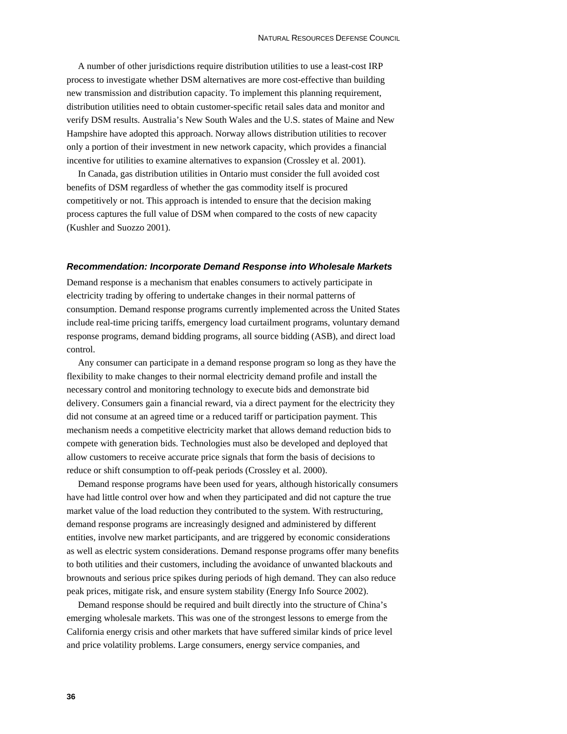A number of other jurisdictions require distribution utilities to use a least-cost IRP process to investigate whether DSM alternatives are more cost-effective than building new transmission and distribution capacity. To implement this planning requirement, distribution utilities need to obtain customer-specific retail sales data and monitor and verify DSM results. Australia's New South Wales and the U.S. states of Maine and New Hampshire have adopted this approach. Norway allows distribution utilities to recover only a portion of their investment in new network capacity, which provides a financial incentive for utilities to examine alternatives to expansion (Crossley et al. 2001).

In Canada, gas distribution utilities in Ontario must consider the full avoided cost benefits of DSM regardless of whether the gas commodity itself is procured competitively or not. This approach is intended to ensure that the decision making process captures the full value of DSM when compared to the costs of new capacity (Kushler and Suozzo 2001).

#### *Recommendation: Incorporate Demand Response into Wholesale Markets*

Demand response is a mechanism that enables consumers to actively participate in electricity trading by offering to undertake changes in their normal patterns of consumption. Demand response programs currently implemented across the United States include real-time pricing tariffs, emergency load curtailment programs, voluntary demand response programs, demand bidding programs, all source bidding (ASB), and direct load control.

Any consumer can participate in a demand response program so long as they have the flexibility to make changes to their normal electricity demand profile and install the necessary control and monitoring technology to execute bids and demonstrate bid delivery. Consumers gain a financial reward, via a direct payment for the electricity they did not consume at an agreed time or a reduced tariff or participation payment. This mechanism needs a competitive electricity market that allows demand reduction bids to compete with generation bids. Technologies must also be developed and deployed that allow customers to receive accurate price signals that form the basis of decisions to reduce or shift consumption to off-peak periods (Crossley et al. 2000).

Demand response programs have been used for years, although historically consumers have had little control over how and when they participated and did not capture the true market value of the load reduction they contributed to the system. With restructuring, demand response programs are increasingly designed and administered by different entities, involve new market participants, and are triggered by economic considerations as well as electric system considerations. Demand response programs offer many benefits to both utilities and their customers, including the avoidance of unwanted blackouts and brownouts and serious price spikes during periods of high demand. They can also reduce peak prices, mitigate risk, and ensure system stability (Energy Info Source 2002).

Demand response should be required and built directly into the structure of China's emerging wholesale markets. This was one of the strongest lessons to emerge from the California energy crisis and other markets that have suffered similar kinds of price level and price volatility problems. Large consumers, energy service companies, and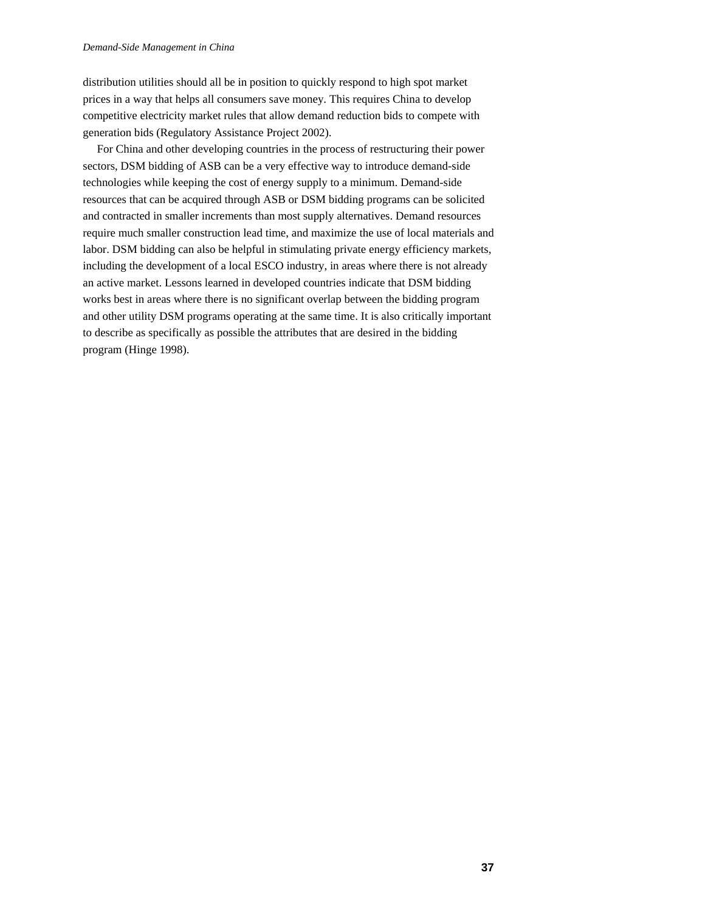distribution utilities should all be in position to quickly respond to high spot market prices in a way that helps all consumers save money. This requires China to develop competitive electricity market rules that allow demand reduction bids to compete with generation bids (Regulatory Assistance Project 2002).

For China and other developing countries in the process of restructuring their power sectors, DSM bidding of ASB can be a very effective way to introduce demand-side technologies while keeping the cost of energy supply to a minimum. Demand-side resources that can be acquired through ASB or DSM bidding programs can be solicited and contracted in smaller increments than most supply alternatives. Demand resources require much smaller construction lead time, and maximize the use of local materials and labor. DSM bidding can also be helpful in stimulating private energy efficiency markets, including the development of a local ESCO industry, in areas where there is not already an active market. Lessons learned in developed countries indicate that DSM bidding works best in areas where there is no significant overlap between the bidding program and other utility DSM programs operating at the same time. It is also critically important to describe as specifically as possible the attributes that are desired in the bidding program (Hinge 1998).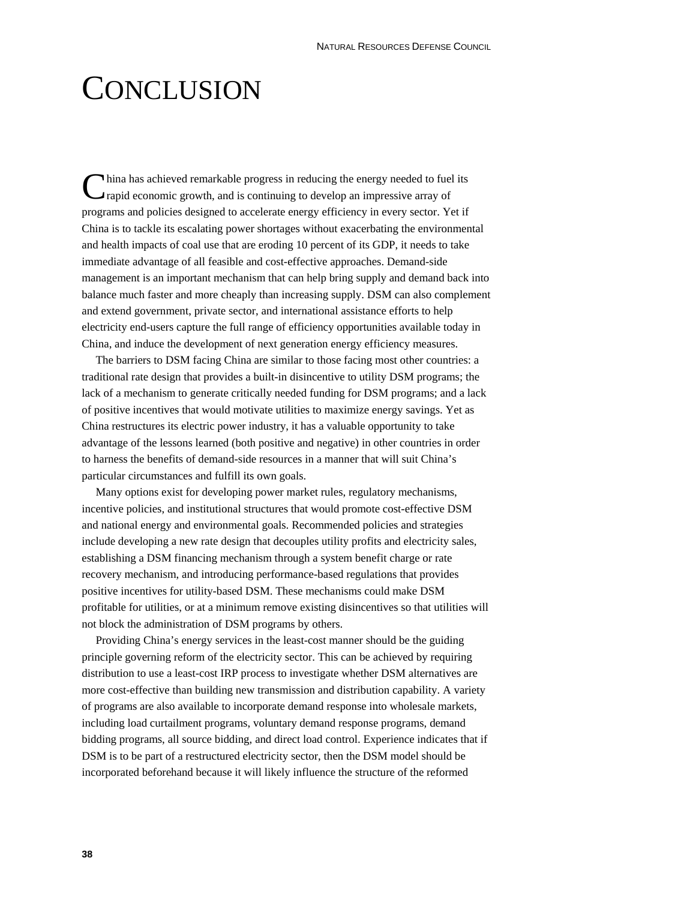# CONCLUSION

China has achieved remarkable progress in reducing the energy needed to fuel its rapid economic growth, and is continuing to develop an impressive array of programs and policies designed to accelerate energy efficiency in every sector. Yet if China is to tackle its escalating power shortages without exacerbating the environmental and health impacts of coal use that are eroding 10 percent of its GDP, it needs to take immediate advantage of all feasible and cost-effective approaches. Demand-side management is an important mechanism that can help bring supply and demand back into balance much faster and more cheaply than increasing supply. DSM can also complement and extend government, private sector, and international assistance efforts to help electricity end-users capture the full range of efficiency opportunities available today in China, and induce the development of next generation energy efficiency measures.

The barriers to DSM facing China are similar to those facing most other countries: a traditional rate design that provides a built-in disincentive to utility DSM programs; the lack of a mechanism to generate critically needed funding for DSM programs; and a lack of positive incentives that would motivate utilities to maximize energy savings. Yet as China restructures its electric power industry, it has a valuable opportunity to take advantage of the lessons learned (both positive and negative) in other countries in order to harness the benefits of demand-side resources in a manner that will suit China's particular circumstances and fulfill its own goals.

Many options exist for developing power market rules, regulatory mechanisms, incentive policies, and institutional structures that would promote cost-effective DSM and national energy and environmental goals. Recommended policies and strategies include developing a new rate design that decouples utility profits and electricity sales, establishing a DSM financing mechanism through a system benefit charge or rate recovery mechanism, and introducing performance-based regulations that provides positive incentives for utility-based DSM. These mechanisms could make DSM profitable for utilities, or at a minimum remove existing disincentives so that utilities will not block the administration of DSM programs by others.

Providing China's energy services in the least-cost manner should be the guiding principle governing reform of the electricity sector. This can be achieved by requiring distribution to use a least-cost IRP process to investigate whether DSM alternatives are more cost-effective than building new transmission and distribution capability. A variety of programs are also available to incorporate demand response into wholesale markets, including load curtailment programs, voluntary demand response programs, demand bidding programs, all source bidding, and direct load control. Experience indicates that if DSM is to be part of a restructured electricity sector, then the DSM model should be incorporated beforehand because it will likely influence the structure of the reformed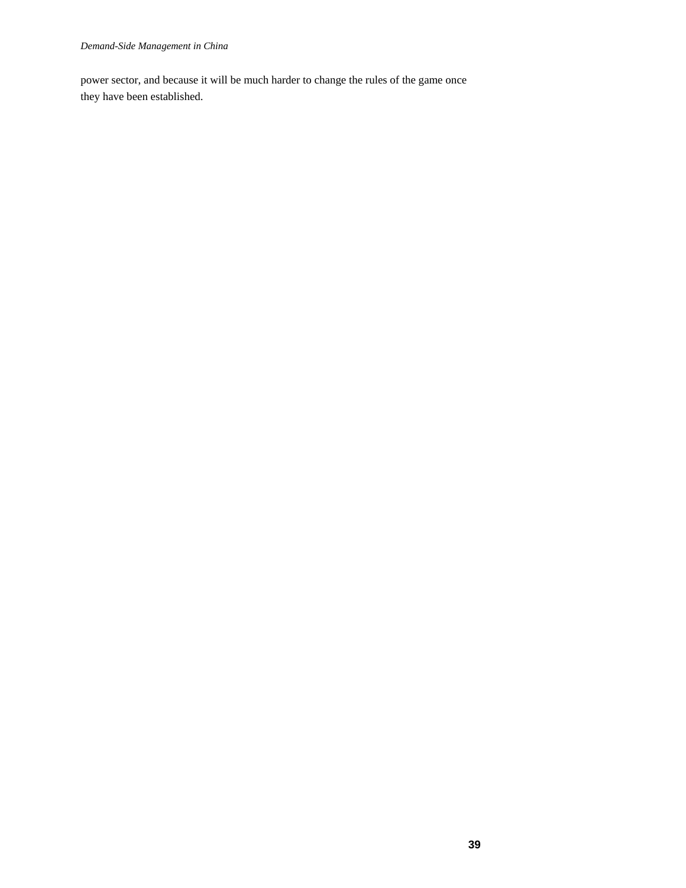power sector, and because it will be much harder to change the rules of the game once they have been established.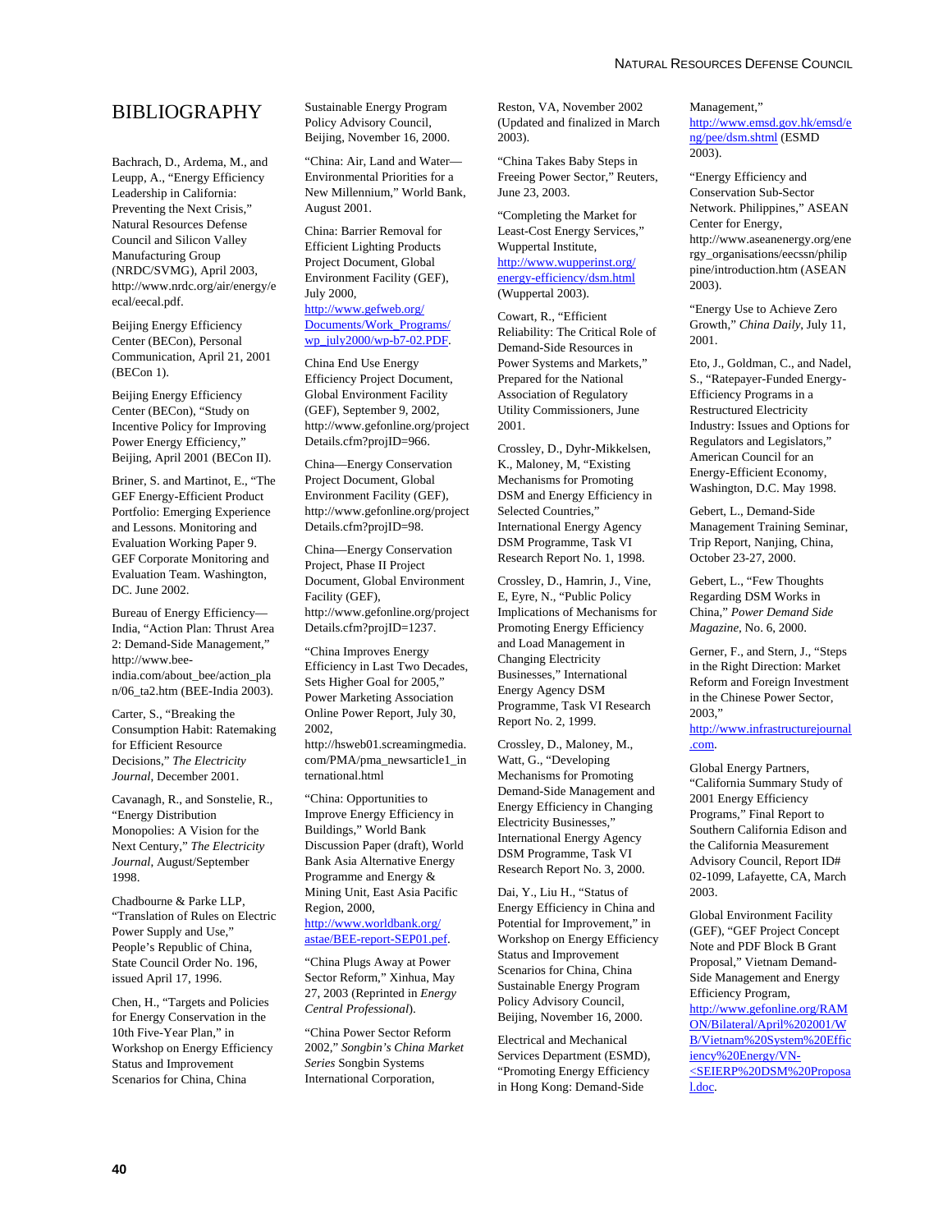# BIBLIOGRAPHY

Bachrach, D., Ardema, M., and Leupp, A., "Energy Efficiency Leadership in California: Preventing the Next Crisis," Natural Resources Defense Council and Silicon Valley Manufacturing Group (NRDC/SVMG), April 2003, http://www.nrdc.org/air/energy/eecal/eecal.pdf.

Beijing Energy Efficiency Center (BECon), Personal Communication, April 21, 2001 (BECon 1).

Beijing Energy Efficiency Center (BECon), "Study on Incentive Policy for Improving Power Energy Efficiency," Beijing, April 2001 (BECon II).

Briner, S. and Martinot, E., "The GEF Energy-Efficient Product Portfolio: Emerging Experience and Lessons. Monitoring and Evaluation Working Paper 9. GEF Corporate Monitoring and Evaluation Team. Washington, DC. June 2002.

Bureau of Energy Efficiency—India, "Action Plan: Thrust Area 2: Demand-Side Management," http://www.bee-india.com/about_bee/action_plan/06_ta2.htm (BEE-India 2003).

Carter, S., "Breaking the Consumption Habit: Ratemaking for Efficient Resource Decisions," *The Electricity Journal*, December 2001.

Cavanagh, R., and Sonstelie, R., "Energy Distribution Monopolies: A Vision for the Next Century," *The Electricity Journal*, August/September 1998.

Chadbourne & Parke LLP, "Translation of Rules on Electric Power Supply and Use," People's Republic of China, State Council Order No. 196, issued April 17, 1996.

Chen, H., "Targets and Policies for Energy Conservation in the 10th Five-Year Plan," in Workshop on Energy Efficiency Status and Improvement Scenarios for China, China Sustainable Energy Program Policy Advisory Council, Beijing, November 16, 2000.

"China: Air, Land and Water—Environmental Priorities for a New Millennium," World Bank, August 2001.

China: Barrier Removal for Efficient Lighting Products Project Document, Global Environment Facility (GEF), July 2000, http://www.gefweb.org/Documents/Work_Programs/wp_july2000/wp-b7-02.PDF.

China End Use Energy Efficiency Project Document, Global Environment Facility (GEF), September 9, 2002, http://www.gefonline.org/projectDetails.cfm?projID=966.

China—Energy Conservation Project Document, Global Environment Facility (GEF), http://www.gefonline.org/projectDetails.cfm?projID=98.

China—Energy Conservation Project, Phase II Project Document, Global Environment Facility (GEF), http://www.gefonline.org/projectDetails.cfm?projID=1237.

"China Improves Energy Efficiency in Last Two Decades, Sets Higher Goal for 2005," Power Marketing Association Online Power Report, July 30, 2002, http://hsweb01.screamingmedia.com/PMA/pma_newsarticle1_international.html

"China: Opportunities to Improve Energy Efficiency in Buildings," World Bank Discussion Paper (draft), World Bank Asia Alternative Energy Programme and Energy & Mining Unit, East Asia Pacific Region, 2000, http://www.worldbank.org/astae/BEE-report-SEP01.pef.

"China Plugs Away at Power Sector Reform," Xinhua, May 27, 2003 (Reprinted in *Energy Central Professional*).

"China Power Sector Reform 2002," *Songbin's China Market Series* Songbin Systems International Corporation, Reston, VA, November 2002 (Updated and finalized in March 2003).

"China Takes Baby Steps in Freeing Power Sector," Reuters, June 23, 2003.

"Completing the Market for Least-Cost Energy Services," Wuppertal Institute, http://www.wupperinst.org/energy-efficiency/dsm.html (Wuppertal 2003).

Cowart, R., "Efficient Reliability: The Critical Role of Demand-Side Resources in Power Systems and Markets," Prepared for the National Association of Regulatory Utility Commissioners, June 2001.

Crossley, D., Dyhr-Mikkelsen, K., Maloney, M, "Existing Mechanisms for Promoting DSM and Energy Efficiency in Selected Countries," International Energy Agency DSM Programme, Task VI Research Report No. 1, 1998.

Crossley, D., Hamrin, J., Vine, E, Eyre, N., "Public Policy Implications of Mechanisms for Promoting Energy Efficiency and Load Management in Changing Electricity Businesses," International Energy Agency DSM Programme, Task VI Research Report No. 2, 1999.

Crossley, D., Maloney, M., Watt, G., "Developing Mechanisms for Promoting Demand-Side Management and Energy Efficiency in Changing Electricity Businesses," International Energy Agency DSM Programme, Task VI Research Report No. 3, 2000.

Dai, Y., Liu H., "Status of Energy Efficiency in China and Potential for Improvement," in Workshop on Energy Efficiency Status and Improvement Scenarios for China, China Sustainable Energy Program Policy Advisory Council, Beijing, November 16, 2000.

Electrical and Mechanical Services Department (ESMD), "Promoting Energy Efficiency in Hong Kong: Demand-Side Management," http://www.emsd.gov.hk/emsd/eng/pee/dsm.shtml (ESMD 2003).

"Energy Efficiency and Conservation Sub-Sector Network. Philippines," ASEAN Center for Energy, http://www.aseanenergy.org/energy_organisations/eecssn/philippine/introduction.htm (ASEAN 2003).

"Energy Use to Achieve Zero Growth," *China Daily*, July 11, 2001.

Eto, J., Goldman, C., and Nadel, S., "Ratepayer-Funded Energy-Efficiency Programs in a Restructured Electricity Industry: Issues and Options for Regulators and Legislators," American Council for an Energy-Efficient Economy, Washington, D.C. May 1998.

Gebert, L., Demand-Side Management Training Seminar, Trip Report, Nanjing, China, October 23-27, 2000.

Gebert, L., "Few Thoughts Regarding DSM Works in China," *Power Demand Side Magazine*, No. 6, 2000.

Gerner, F., and Stern, J., "Steps in the Right Direction: Market Reform and Foreign Investment in the Chinese Power Sector, 2003," http://www.infrastructurejournal.com.

Global Energy Partners, "California Summary Study of 2001 Energy Efficiency Programs," Final Report to Southern California Edison and the California Measurement Advisory Council, Report ID# 02-1099, Lafayette, CA, March 2003.

Global Environment Facility (GEF), "GEF Project Concept Note and PDF Block B Grant Proposal," Vietnam Demand-Side Management and Energy Efficiency Program, http://www.gefonline.org/RAMON/Bilateral/April%202001/WB/Vietnam%20System%20Efficiency%20Energy/VN-<SEIERP%20DSM%20Proposal.doc.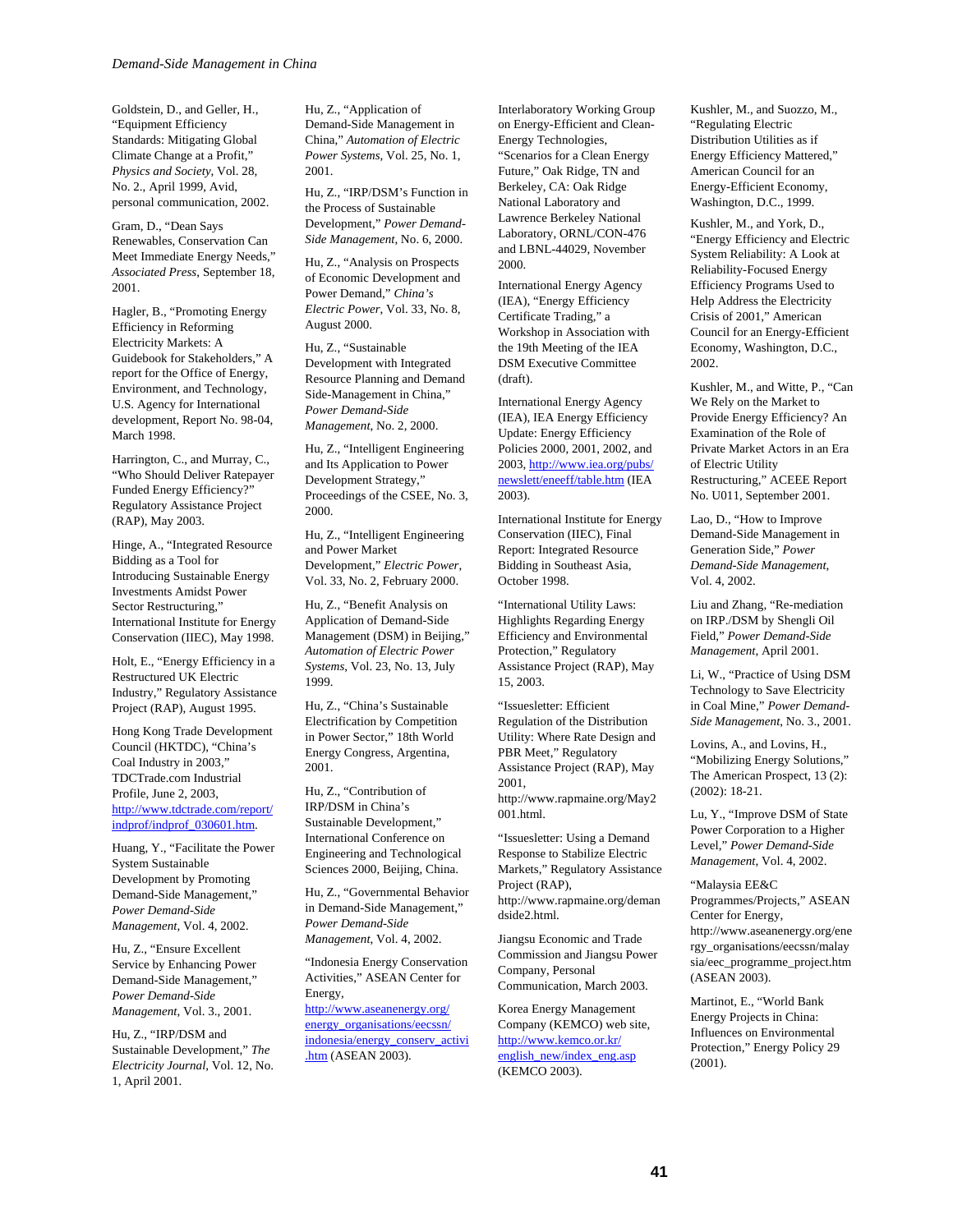Goldstein, D., and Geller, H., "Equipment Efficiency Standards: Mitigating Global Climate Change at a Profit," *Physics and Society*, Vol. 28, No. 2., April 1999, Avid, personal communication, 2002.

Gram, D., "Dean Says Renewables, Conservation Can Meet Immediate Energy Needs," *Associated Press*, September 18, 2001.

Hagler, B., "Promoting Energy Efficiency in Reforming Electricity Markets: A Guidebook for Stakeholders," A report for the Office of Energy, Environment, and Technology, U.S. Agency for International development, Report No. 98-04, March 1998.

Harrington, C., and Murray, C., "Who Should Deliver Ratepayer Funded Energy Efficiency?" Regulatory Assistance Project (RAP), May 2003.

Hinge, A., "Integrated Resource Bidding as a Tool for Introducing Sustainable Energy Investments Amidst Power Sector Restructuring," International Institute for Energy Conservation (IIEC), May 1998.

Holt, E., "Energy Efficiency in a Restructured UK Electric Industry," Regulatory Assistance Project (RAP), August 1995.

Hong Kong Trade Development Council (HKTDC), "China's Coal Industry in 2003," TDCTrade.com Industrial Profile, June 2, 2003, http://www.tdctrade.com/report/indprof/indprof_030601.htm.

Huang, Y., "Facilitate the Power System Sustainable Development by Promoting Demand-Side Management," *Power Demand-Side Management*, Vol. 4, 2002.

Hu, Z., "Ensure Excellent Service by Enhancing Power Demand-Side Management," *Power Demand-Side Management*, Vol. 3., 2001.

Hu, Z., "IRP/DSM and Sustainable Development," *The Electricity Journal*, Vol. 12, No. 1, April 2001.

Hu, Z., "Application of Demand-Side Management in China," *Automation of Electric Power Systems*, Vol. 25, No. 1, 2001.

Hu, Z., "IRP/DSM's Function in the Process of Sustainable Development," *Power Demand-Side Management*, No. 6, 2000.

Hu, Z., "Analysis on Prospects of Economic Development and Power Demand," *China's Electric Power*, Vol. 33, No. 8, August 2000.

Hu, Z., "Sustainable Development with Integrated Resource Planning and Demand Side-Management in China," *Power Demand-Side Management*, No. 2, 2000.

Hu, Z., "Intelligent Engineering and Its Application to Power Development Strategy," Proceedings of the CSEE, No. 3, 2000.

Hu, Z., "Intelligent Engineering and Power Market Development," *Electric Power*, Vol. 33, No. 2, February 2000.

Hu, Z., "Benefit Analysis on Application of Demand-Side Management (DSM) in Beijing," *Automation of Electric Power Systems*, Vol. 23, No. 13, July 1999.

Hu, Z., "China's Sustainable Electrification by Competition in Power Sector," 18th World Energy Congress, Argentina, 2001.

Hu, Z., "Contribution of IRP/DSM in China's Sustainable Development," International Conference on Engineering and Technological Sciences 2000, Beijing, China.

Hu, Z., "Governmental Behavior in Demand-Side Management," *Power Demand-Side Management*, Vol. 4, 2002.

"Indonesia Energy Conservation Activities," ASEAN Center for Energy, http://www.aseanenergy.org/energy_organisations/eecssn/indonesia/energy_conserv_activi.htm (ASEAN 2003).

Interlaboratory Working Group on Energy-Efficient and Clean-Energy Technologies, "Scenarios for a Clean Energy Future," Oak Ridge, TN and Berkeley, CA: Oak Ridge National Laboratory and Lawrence Berkeley National Laboratory, ORNL/CON-476 and LBNL-44029, November 2000.

International Energy Agency (IEA), "Energy Efficiency Certificate Trading," a Workshop in Association with the 19th Meeting of the IEA DSM Executive Committee (draft).

International Energy Agency (IEA), IEA Energy Efficiency Update: Energy Efficiency Policies 2000, 2001, 2002, and 2003, http://www.iea.org/pubs/newslett/eneeff/table.htm (IEA 2003).

International Institute for Energy Conservation (IIEC), Final Report: Integrated Resource Bidding in Southeast Asia, October 1998.

"International Utility Laws: Highlights Regarding Energy Efficiency and Environmental Protection," Regulatory Assistance Project (RAP), May 15, 2003.

"Issuesletter: Efficient Regulation of the Distribution Utility: Where Rate Design and PBR Meet," Regulatory Assistance Project (RAP), May 2001, http://www.rapmaine.org/May2001.html.

"Issuesletter: Using a Demand Response to Stabilize Electric Markets," Regulatory Assistance Project (RAP), http://www.rapmaine.org/demandside2.html.

Jiangsu Economic and Trade Commission and Jiangsu Power Company, Personal Communication, March 2003.

Korea Energy Management Company (KEMCO) web site, http://www.kemco.or.kr/english_new/index_eng.asp (KEMCO 2003).

Kushler, M., and Suozzo, M., "Regulating Electric Distribution Utilities as if Energy Efficiency Mattered," American Council for an Energy-Efficient Economy, Washington, D.C., 1999.

Kushler, M., and York, D., "Energy Efficiency and Electric System Reliability: A Look at Reliability-Focused Energy Efficiency Programs Used to Help Address the Electricity Crisis of 2001," American Council for an Energy-Efficient Economy, Washington, D.C., 2002.

Kushler, M., and Witte, P., "Can We Rely on the Market to Provide Energy Efficiency? An Examination of the Role of Private Market Actors in an Era of Electric Utility Restructuring," ACEEE Report No. U011, September 2001.

Lao, D., "How to Improve Demand-Side Management in Generation Side," *Power Demand-Side Management*, Vol. 4, 2002.

Liu and Zhang, "Re-mediation on IRP./DSM by Shengli Oil Field," *Power Demand-Side Management*, April 2001.

Li, W., "Practice of Using DSM Technology to Save Electricity in Coal Mine," *Power Demand-Side Management*, No. 3., 2001.

Lovins, A., and Lovins, H., "Mobilizing Energy Solutions," The American Prospect, 13 (2): (2002): 18-21.

Lu, Y., "Improve DSM of State Power Corporation to a Higher Level," *Power Demand-Side Management*, Vol. 4, 2002.

"Malaysia EE&C Programmes/Projects," ASEAN Center for Energy, http://www.aseanenergy.org/energy_organisations/eecssn/malaysia/eec_programme_project.htm (ASEAN 2003).

Martinot, E., "World Bank Energy Projects in China: Influences on Environmental Protection," Energy Policy 29 (2001).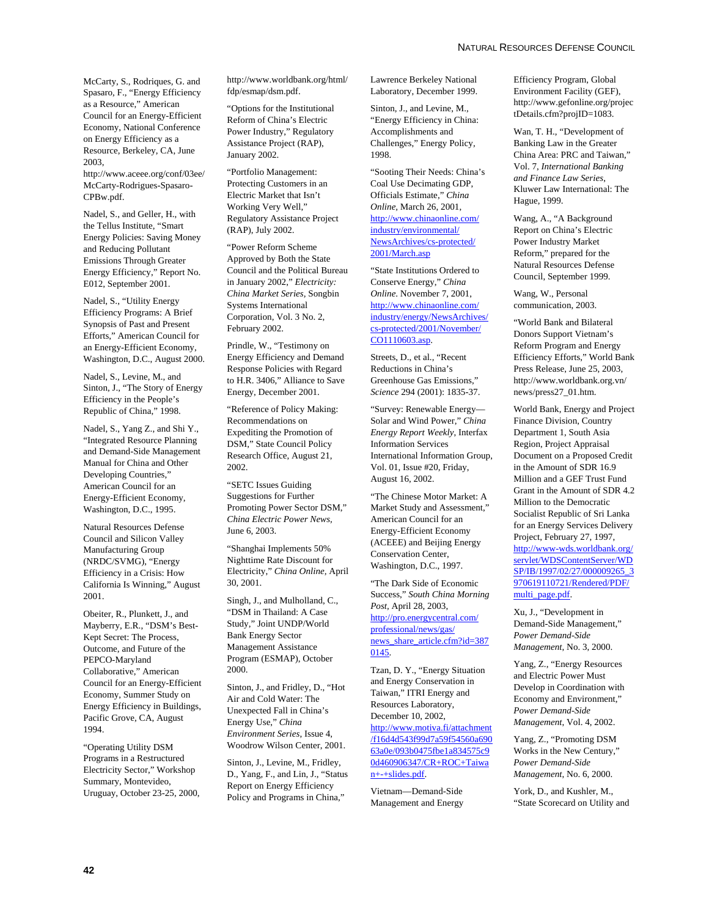McCarty, S., Rodriques, G. and Spasaro, F., "Energy Efficiency as a Resource," American Council for an Energy-Efficient Economy, National Conference on Energy Efficiency as a Resource, Berkeley, CA, June 2003, http://www.aceee.org/conf/03ee/McCarty-Rodrigues-Spasaro-CPBw.pdf.

Nadel, S., and Geller, H., with the Tellus Institute, "Smart Energy Policies: Saving Money and Reducing Pollutant Emissions Through Greater Energy Efficiency," Report No. E012, September 2001.

Nadel, S., "Utility Energy Efficiency Programs: A Brief Synopsis of Past and Present Efforts," American Council for an Energy-Efficient Economy, Washington, D.C., August 2000.

Nadel, S., Levine, M., and Sinton, J., "The Story of Energy Efficiency in the People's Republic of China," 1998.

Nadel, S., Yang Z., and Shi Y., "Integrated Resource Planning and Demand-Side Management Manual for China and Other Developing Countries," American Council for an Energy-Efficient Economy, Washington, D.C., 1995.

Natural Resources Defense Council and Silicon Valley Manufacturing Group (NRDC/SVMG), "Energy Efficiency in a Crisis: How California Is Winning," August 2001.

Obeiter, R., Plunkett, J., and Mayberry, E.R., "DSM's Best-Kept Secret: The Process, Outcome, and Future of the PEPCO-Maryland Collaborative," American Council for an Energy-Efficient Economy, Summer Study on Energy Efficiency in Buildings, Pacific Grove, CA, August 1994.

"Operating Utility DSM Programs in a Restructured Electricity Sector," Workshop Summary, Montevideo, Uruguay, October 23-25, 2000, http://www.worldbank.org/html/fdp/esmap/dsm.pdf.

"Options for the Institutional Reform of China's Electric Power Industry," Regulatory Assistance Project (RAP), January 2002.

"Portfolio Management: Protecting Customers in an Electric Market that Isn't Working Very Well," Regulatory Assistance Project (RAP), July 2002.

"Power Reform Scheme Approved by Both the State Council and the Political Bureau in January 2002," *Electricity: China Market Series*, Songbin Systems International Corporation, Vol. 3 No. 2, February 2002.

Prindle, W., "Testimony on Energy Efficiency and Demand Response Policies with Regard to H.R. 3406," Alliance to Save Energy, December 2001.

"Reference of Policy Making: Recommendations on Expediting the Promotion of DSM," State Council Policy Research Office, August 21, 2002.

"SETC Issues Guiding Suggestions for Further Promoting Power Sector DSM," *China Electric Power News*, June 6, 2003.

"Shanghai Implements 50% Nighttime Rate Discount for Electricity," *China Online*, April 30, 2001.

Singh, J., and Mulholland, C., "DSM in Thailand: A Case Study," Joint UNDP/World Bank Energy Sector Management Assistance Program (ESMAP), October 2000.

Sinton, J., and Fridley, D., "Hot Air and Cold Water: The Unexpected Fall in China's Energy Use," *China Environment Series*, Issue 4, Woodrow Wilson Center, 2001.

Sinton, J., Levine, M., Fridley, D., Yang, F., and Lin, J., "Status Report on Energy Efficiency Policy and Programs in China," Lawrence Berkeley National Laboratory, December 1999.

Sinton, J., and Levine, M., "Energy Efficiency in China: Accomplishments and Challenges," Energy Policy, 1998.

"Sooting Their Needs: China's Coal Use Decimating GDP, Officials Estimate," *China Online*, March 26, 2001, http://www.chinaonline.com/industry/environmental/NewsArchives/cs-protected/2001/March.asp

"State Institutions Ordered to Conserve Energy," *China Online*. November 7, 2001, http://www.chinaonline.com/industry/energy/NewsArchives/cs-protected/2001/November/CO1110603.asp.

Streets, D., et al., "Recent Reductions in China's Greenhouse Gas Emissions," *Science* 294 (2001): 1835-37.

"Survey: Renewable Energy—Solar and Wind Power," *China Energy Report Weekly*, Interfax Information Services International Information Group, Vol. 01, Issue #20, Friday, August 16, 2002.

"The Chinese Motor Market: A Market Study and Assessment," American Council for an Energy-Efficient Economy (ACEEE) and Beijing Energy Conservation Center, Washington, D.C., 1997.

"The Dark Side of Economic Success," *South China Morning Post*, April 28, 2003, http://pro.energycentral.com/professional/news/gas/news_share_article.cfm?id=3870145.

Tzan, D. Y., "Energy Situation and Energy Conservation in Taiwan," ITRI Energy and Resources Laboratory, December 10, 2002, http://www.motiva.fi/attachment/f16d4d543f99d7a59f54560a69063a0e/093b0475fbe1a834575c90d460906347/CR+ROC+Taiwan+-+slides.pdf.

Vietnam—Demand-Side Management and Energy Efficiency Program, Global Environment Facility (GEF), http://www.gefonline.org/projectDetails.cfm?projID=1083.

Wan, T. H., "Development of Banking Law in the Greater China Area: PRC and Taiwan," Vol. 7, *International Banking and Finance Law Series*, Kluwer Law International: The Hague, 1999.

Wang, A., "A Background Report on China's Electric Power Industry Market Reform," prepared for the Natural Resources Defense Council, September 1999.

Wang, W., Personal communication, 2003.

"World Bank and Bilateral Donors Support Vietnam's Reform Program and Energy Efficiency Efforts," World Bank Press Release, June 25, 2003, http://www.worldbank.org.vn/news/press27_01.htm.

World Bank, Energy and Project Finance Division, Country Department 1, South Asia Region, Project Appraisal Document on a Proposed Credit in the Amount of SDR 16.9 Million and a GEF Trust Fund Grant in the Amount of SDR 4.2 Million to the Democratic Socialist Republic of Sri Lanka for an Energy Services Delivery Project, February 27, 1997, http://www-wds.worldbank.org/servlet/WDSContentServer/WDSP/IB/1997/02/27/000009265_3970619110721/Rendered/PDF/multi_page.pdf.

Xu, J., "Development in Demand-Side Management," *Power Demand-Side Management*, No. 3, 2000.

Yang, Z., "Energy Resources and Electric Power Must Develop in Coordination with Economy and Environment," *Power Demand-Side Management*, Vol. 4, 2002.

Yang, Z., "Promoting DSM Works in the New Century," *Power Demand-Side Management*, No. 6, 2000.

York, D., and Kushler, M., "State Scorecard on Utility and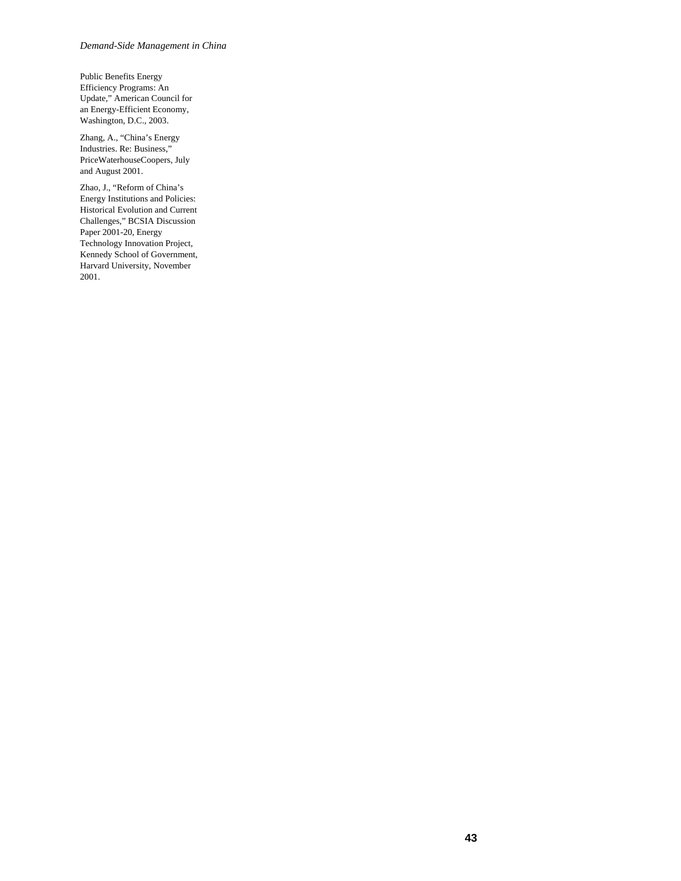Public Benefits Energy Efficiency Programs: An Update," American Council for an Energy-Efficient Economy, Washington, D.C., 2003.

Zhang, A., "China's Energy Industries. Re: Business," PriceWaterhouseCoopers, July and August 2001.

Zhao, J., "Reform of China's Energy Institutions and Policies: Historical Evolution and Current Challenges," BCSIA Discussion Paper 2001-20, Energy Technology Innovation Project, Kennedy School of Government, Harvard University, November 2001.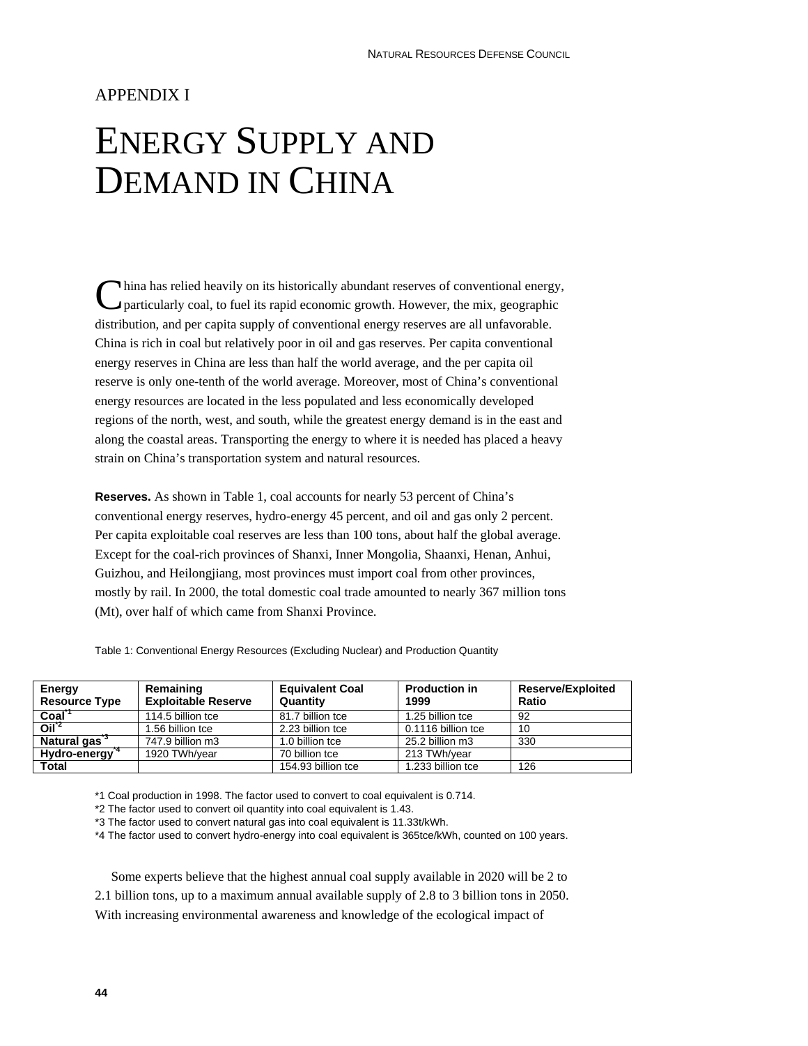APPENDIX I

# ENERGY SUPPLY AND DEMAND IN CHINA

China has relied heavily on its historically abundant reserves of conventional energy, particularly coal, to fuel its rapid economic growth. However, the mix, geographic distribution, and per capita supply of conventional energy reserves are all unfavorable. China is rich in coal but relatively poor in oil and gas reserves. Per capita conventional energy reserves in China are less than half the world average, and the per capita oil reserve is only one-tenth of the world average. Moreover, most of China's conventional energy resources are located in the less populated and less economically developed regions of the north, west, and south, while the greatest energy demand is in the east and along the coastal areas. Transporting the energy to where it is needed has placed a heavy strain on China's transportation system and natural resources.

**Reserves.** As shown in Table 1, coal accounts for nearly 53 percent of China's conventional energy reserves, hydro-energy 45 percent, and oil and gas only 2 percent. Per capita exploitable coal reserves are less than 100 tons, about half the global average. Except for the coal-rich provinces of Shanxi, Inner Mongolia, Shaanxi, Henan, Anhui, Guizhou, and Heilongjiang, most provinces must import coal from other provinces, mostly by rail. In 2000, the total domestic coal trade amounted to nearly 367 million tons (Mt), over half of which came from Shanxi Province.

Table 1: Conventional Energy Resources (Excluding Nuclear) and Production Quantity

| Energy Resource Type | Remaining Exploitable Reserve | Equivalent Coal Quantity | Production in 1999 | Reserve/Exploited Ratio |
|---|---|---|---|---|
| **Coal**[*1] | 114.5 billion tce | 81.7 billion tce | 1.25 billion tce | 92 |
| **Oil**[*2] | 1.56 billion tce | 2.23 billion tce | 0.1116 billion tce | 10 |
| **Natural gas**[*3] | 747.9 billion m3 | 1.0 billion tce | 25.2 billion m3 | 330 |
| **Hydro-energy**[*4] | 1920 TWh/year | 70 billion tce | 213 TWh/year | |
| **Total** | | 154.93 billion tce | 1.233 billion tce | 126 |

*1 Coal production in 1998. The factor used to convert to coal equivalent is 0.714.
*2 The factor used to convert oil quantity into coal equivalent is 1.43.
*3 The factor used to convert natural gas into coal equivalent is 11.33t/kWh.
*4 The factor used to convert hydro-energy into coal equivalent is 365tce/kWh, counted on 100 years.

Some experts believe that the highest annual coal supply available in 2020 will be 2 to 2.1 billion tons, up to a maximum annual available supply of 2.8 to 3 billion tons in 2050. With increasing environmental awareness and knowledge of the ecological impact of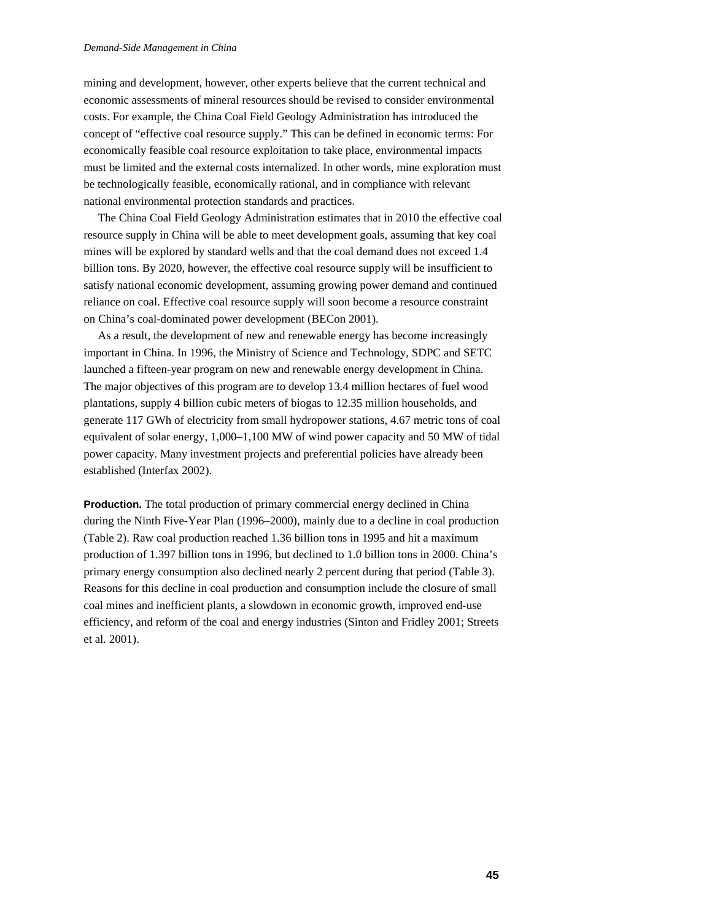mining and development, however, other experts believe that the current technical and economic assessments of mineral resources should be revised to consider environmental costs. For example, the China Coal Field Geology Administration has introduced the concept of "effective coal resource supply." This can be defined in economic terms: For economically feasible coal resource exploitation to take place, environmental impacts must be limited and the external costs internalized. In other words, mine exploration must be technologically feasible, economically rational, and in compliance with relevant national environmental protection standards and practices.

The China Coal Field Geology Administration estimates that in 2010 the effective coal resource supply in China will be able to meet development goals, assuming that key coal mines will be explored by standard wells and that the coal demand does not exceed 1.4 billion tons. By 2020, however, the effective coal resource supply will be insufficient to satisfy national economic development, assuming growing power demand and continued reliance on coal. Effective coal resource supply will soon become a resource constraint on China's coal-dominated power development (BECon 2001).

As a result, the development of new and renewable energy has become increasingly important in China. In 1996, the Ministry of Science and Technology, SDPC and SETC launched a fifteen-year program on new and renewable energy development in China. The major objectives of this program are to develop 13.4 million hectares of fuel wood plantations, supply 4 billion cubic meters of biogas to 12.35 million households, and generate 117 GWh of electricity from small hydropower stations, 4.67 metric tons of coal equivalent of solar energy, 1,000–1,100 MW of wind power capacity and 50 MW of tidal power capacity. Many investment projects and preferential policies have already been established (Interfax 2002).

**Production.** The total production of primary commercial energy declined in China during the Ninth Five-Year Plan (1996–2000), mainly due to a decline in coal production (Table 2). Raw coal production reached 1.36 billion tons in 1995 and hit a maximum production of 1.397 billion tons in 1996, but declined to 1.0 billion tons in 2000. China's primary energy consumption also declined nearly 2 percent during that period (Table 3). Reasons for this decline in coal production and consumption include the closure of small coal mines and inefficient plants, a slowdown in economic growth, improved end-use efficiency, and reform of the coal and energy industries (Sinton and Fridley 2001; Streets et al. 2001).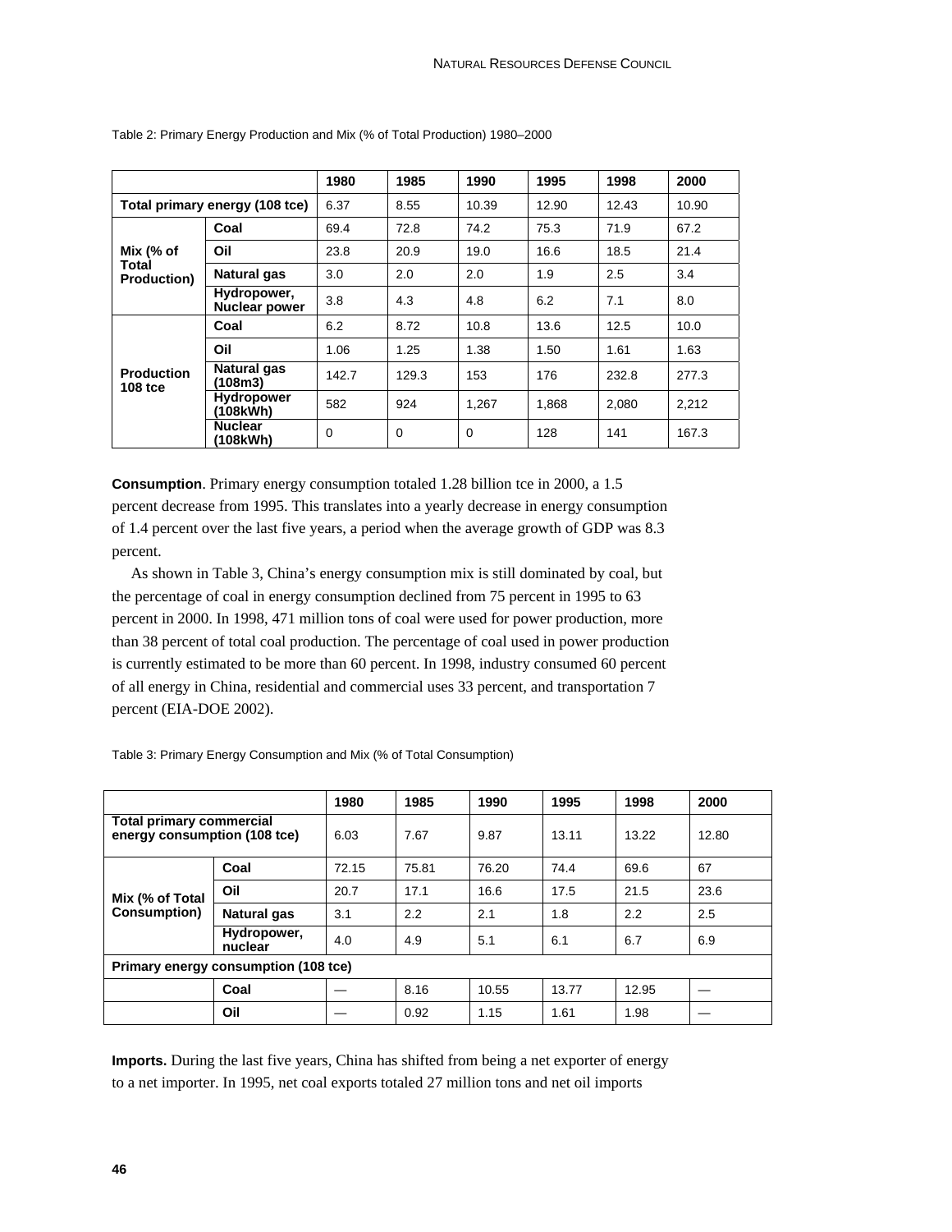Table 2: Primary Energy Production and Mix (% of Total Production) 1980–2000

| | | 1980 | 1985 | 1990 | 1995 | 1998 | 2000 |
|---|---|---|---|---|---|---|---|
| Total primary energy (108 tce) | | 6.37 | 8.55 | 10.39 | 12.90 | 12.43 | 10.90 |
| Mix (% of Total Production) | Coal | 69.4 | 72.8 | 74.2 | 75.3 | 71.9 | 67.2 |
| | Oil | 23.8 | 20.9 | 19.0 | 16.6 | 18.5 | 21.4 |
| | Natural gas | 3.0 | 2.0 | 2.0 | 1.9 | 2.5 | 3.4 |
| | Hydropower, Nuclear power | 3.8 | 4.3 | 4.8 | 6.2 | 7.1 | 8.0 |
| Production 108 tce | Coal | 6.2 | 8.72 | 10.8 | 13.6 | 12.5 | 10.0 |
| | Oil | 1.06 | 1.25 | 1.38 | 1.50 | 1.61 | 1.63 |
| | Natural gas (108m3) | 142.7 | 129.3 | 153 | 176 | 232.8 | 277.3 |
| | Hydropower (108kWh) | 582 | 924 | 1,267 | 1,868 | 2,080 | 2,212 |
| | Nuclear (108kWh) | 0 | 0 | 0 | 128 | 141 | 167.3 |

**Consumption**. Primary energy consumption totaled 1.28 billion tce in 2000, a 1.5 percent decrease from 1995. This translates into a yearly decrease in energy consumption of 1.4 percent over the last five years, a period when the average growth of GDP was 8.3 percent.

As shown in Table 3, China's energy consumption mix is still dominated by coal, but the percentage of coal in energy consumption declined from 75 percent in 1995 to 63 percent in 2000. In 1998, 471 million tons of coal were used for power production, more than 38 percent of total coal production. The percentage of coal used in power production is currently estimated to be more than 60 percent. In 1998, industry consumed 60 percent of all energy in China, residential and commercial uses 33 percent, and transportation 7 percent (EIA-DOE 2002).

Table 3: Primary Energy Consumption and Mix (% of Total Consumption)

| | | 1980 | 1985 | 1990 | 1995 | 1998 | 2000 |
|---|---|---|---|---|---|---|---|
| Total primary commercial energy consumption (108 tce) | | 6.03 | 7.67 | 9.87 | 13.11 | 13.22 | 12.80 |
| Mix (% of Total Consumption) | Coal | 72.15 | 75.81 | 76.20 | 74.4 | 69.6 | 67 |
| | Oil | 20.7 | 17.1 | 16.6 | 17.5 | 21.5 | 23.6 |
| | Natural gas | 3.1 | 2.2 | 2.1 | 1.8 | 2.2 | 2.5 |
| | Hydropower, nuclear | 4.0 | 4.9 | 5.1 | 6.1 | 6.7 | 6.9 |
| Primary energy consumption (108 tce) | | | | | | | |
| | Coal | — | 8.16 | 10.55 | 13.77 | 12.95 | — |
| | Oil | — | 0.92 | 1.15 | 1.61 | 1.98 | — |

**Imports.** During the last five years, China has shifted from being a net exporter of energy to a net importer. In 1995, net coal exports totaled 27 million tons and net oil imports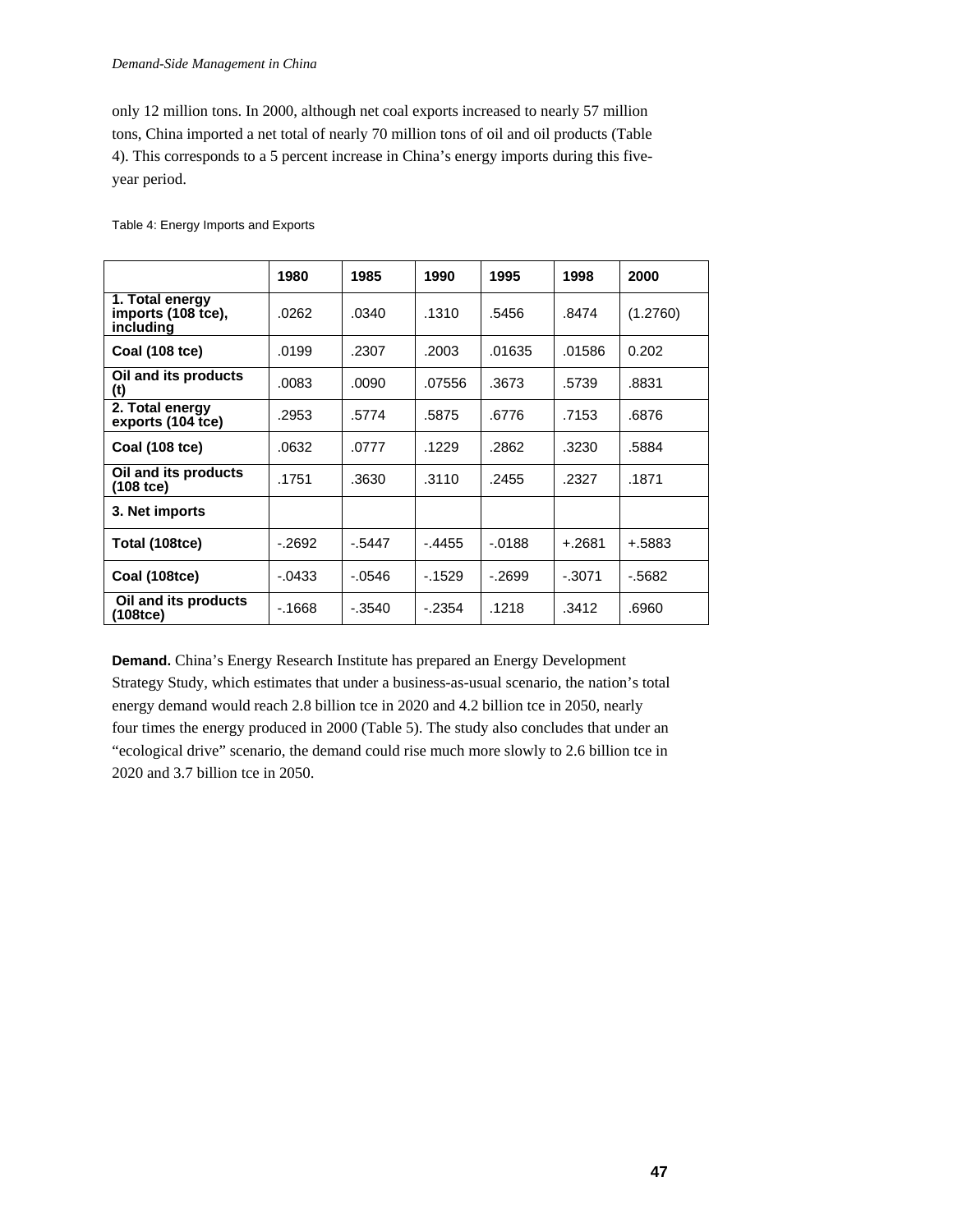only 12 million tons. In 2000, although net coal exports increased to nearly 57 million tons, China imported a net total of nearly 70 million tons of oil and oil products (Table 4). This corresponds to a 5 percent increase in China's energy imports during this five-year period.

Table 4: Energy Imports and Exports

| | 1980 | 1985 | 1990 | 1995 | 1998 | 2000 |
|---|---|---|---|---|---|---|
| **1. Total energy imports (108 tce), including** | .0262 | .0340 | .1310 | .5456 | .8474 | (1.2760) |
| **Coal (108 tce)** | .0199 | .2307 | .2003 | .01635 | .01586 | 0.202 |
| **Oil and its products (t)** | .0083 | .0090 | .07556 | .3673 | .5739 | .8831 |
| **2. Total energy exports (104 tce)** | .2953 | .5774 | .5875 | .6776 | .7153 | .6876 |
| **Coal (108 tce)** | .0632 | .0777 | .1229 | .2862 | .3230 | .5884 |
| **Oil and its products (108 tce)** | .1751 | .3630 | .3110 | .2455 | .2327 | .1871 |
| **3. Net imports** | | | | | | |
| **Total (108tce)** | -.2692 | -.5447 | -.4455 | -.0188 | +.2681 | +.5883 |
| **Coal (108tce)** | -.0433 | -.0546 | -.1529 | -.2699 | -.3071 | -.5682 |
| **Oil and its products (108tce)** | -.1668 | -.3540 | -.2354 | .1218 | .3412 | .6960 |

**Demand.** China's Energy Research Institute has prepared an Energy Development Strategy Study, which estimates that under a business-as-usual scenario, the nation's total energy demand would reach 2.8 billion tce in 2020 and 4.2 billion tce in 2050, nearly four times the energy produced in 2000 (Table 5). The study also concludes that under an "ecological drive" scenario, the demand could rise much more slowly to 2.6 billion tce in 2020 and 3.7 billion tce in 2050.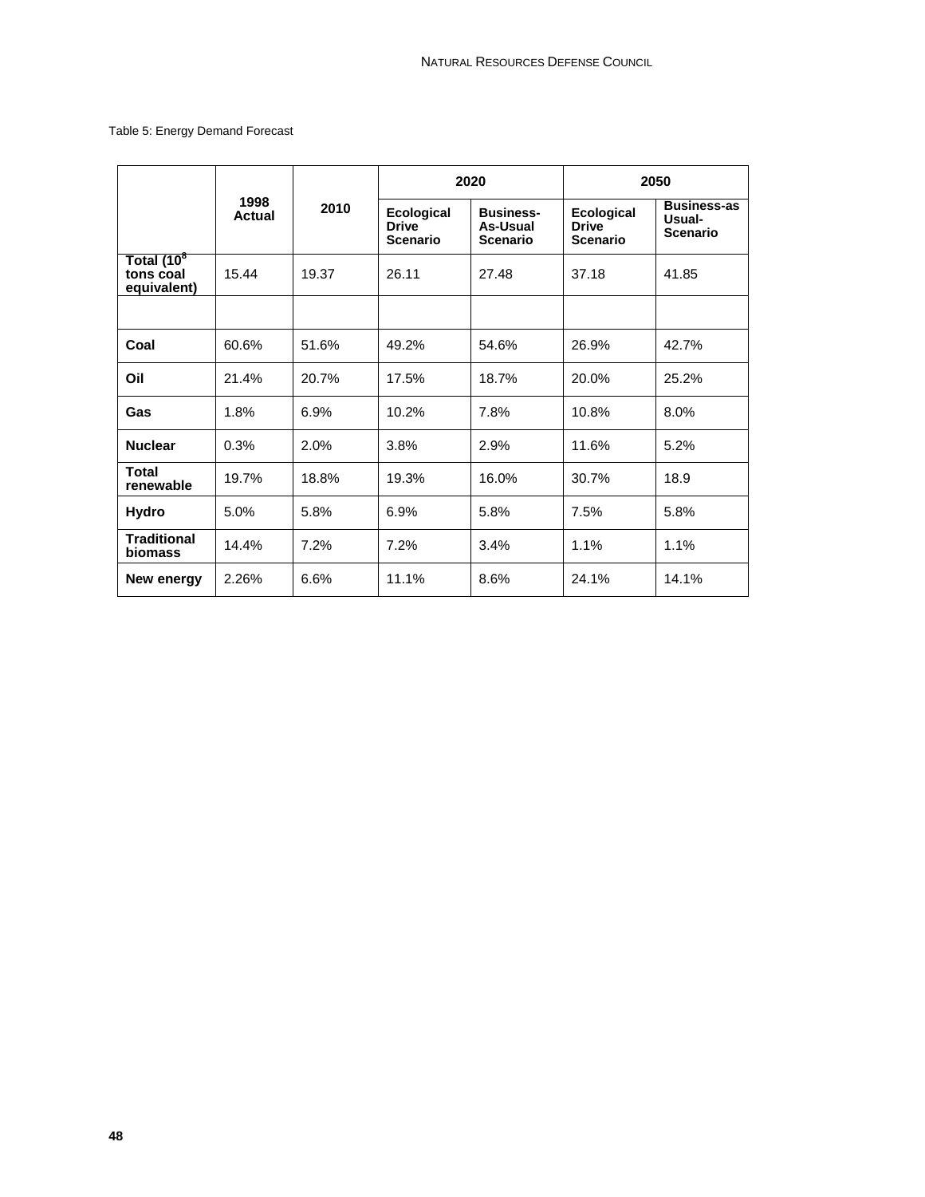Table 5: Energy Demand Forecast

| | 1998 Actual | 2010 | 2020 | | 2050 | |
|---|---|---|---|---|---|---|
| | | | Ecological Drive Scenario | Business-As-Usual Scenario | Ecological Drive Scenario | Business-as Usual-Scenario |
| Total ($10^8$ tons coal equivalent) | 15.44 | 19.37 | 26.11 | 27.48 | 37.18 | 41.85 |
| | | | | | | |
| **Coal** | 60.6% | 51.6% | 49.2% | 54.6% | 26.9% | 42.7% |
| **Oil** | 21.4% | 20.7% | 17.5% | 18.7% | 20.0% | 25.2% |
| **Gas** | 1.8% | 6.9% | 10.2% | 7.8% | 10.8% | 8.0% |
| **Nuclear** | 0.3% | 2.0% | 3.8% | 2.9% | 11.6% | 5.2% |
| **Total renewable** | 19.7% | 18.8% | 19.3% | 16.0% | 30.7% | 18.9 |
| **Hydro** | 5.0% | 5.8% | 6.9% | 5.8% | 7.5% | 5.8% |
| **Traditional biomass** | 14.4% | 7.2% | 7.2% | 3.4% | 1.1% | 1.1% |
| **New energy** | 2.26% | 6.6% | 11.1% | 8.6% | 24.1% | 14.1% |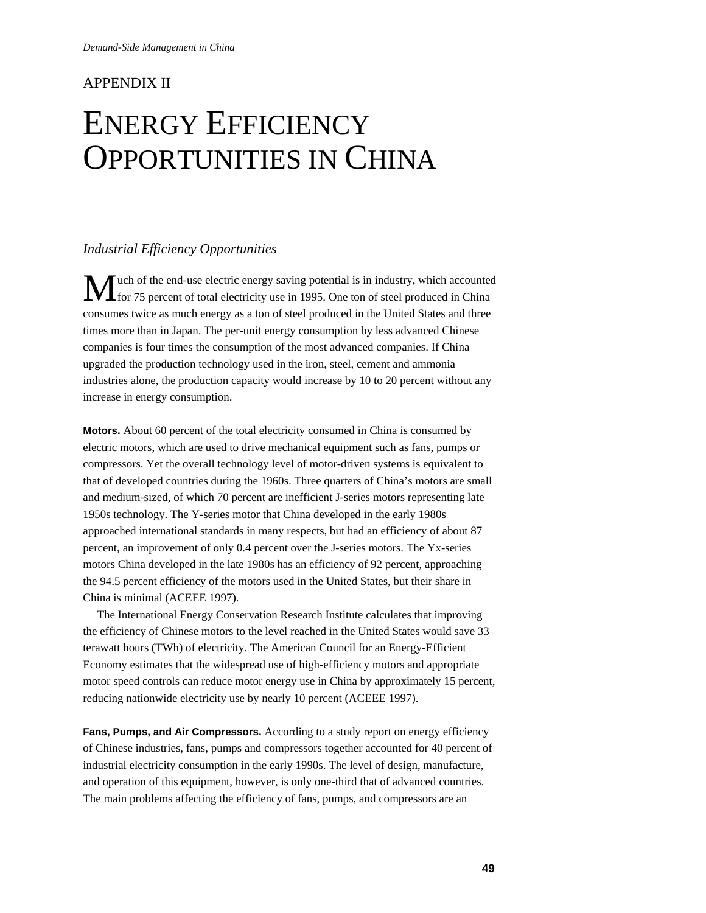APPENDIX II

# ENERGY EFFICIENCY OPPORTUNITIES IN CHINA

## *Industrial Efficiency Opportunities*

Much of the end-use electric energy saving potential is in industry, which accounted for 75 percent of total electricity use in 1995. One ton of steel produced in China consumes twice as much energy as a ton of steel produced in the United States and three times more than in Japan. The per-unit energy consumption by less advanced Chinese companies is four times the consumption of the most advanced companies. If China upgraded the production technology used in the iron, steel, cement and ammonia industries alone, the production capacity would increase by 10 to 20 percent without any increase in energy consumption.

**Motors.** About 60 percent of the total electricity consumed in China is consumed by electric motors, which are used to drive mechanical equipment such as fans, pumps or compressors. Yet the overall technology level of motor-driven systems is equivalent to that of developed countries during the 1960s. Three quarters of China's motors are small and medium-sized, of which 70 percent are inefficient J-series motors representing late 1950s technology. The Y-series motor that China developed in the early 1980s approached international standards in many respects, but had an efficiency of about 87 percent, an improvement of only 0.4 percent over the J-series motors. The Yx-series motors China developed in the late 1980s has an efficiency of 92 percent, approaching the 94.5 percent efficiency of the motors used in the United States, but their share in China is minimal (ACEEE 1997).

The International Energy Conservation Research Institute calculates that improving the efficiency of Chinese motors to the level reached in the United States would save 33 terawatt hours (TWh) of electricity. The American Council for an Energy-Efficient Economy estimates that the widespread use of high-efficiency motors and appropriate motor speed controls can reduce motor energy use in China by approximately 15 percent, reducing nationwide electricity use by nearly 10 percent (ACEEE 1997).

**Fans, Pumps, and Air Compressors.** According to a study report on energy efficiency of Chinese industries, fans, pumps and compressors together accounted for 40 percent of industrial electricity consumption in the early 1990s. The level of design, manufacture, and operation of this equipment, however, is only one-third that of advanced countries. The main problems affecting the efficiency of fans, pumps, and compressors are an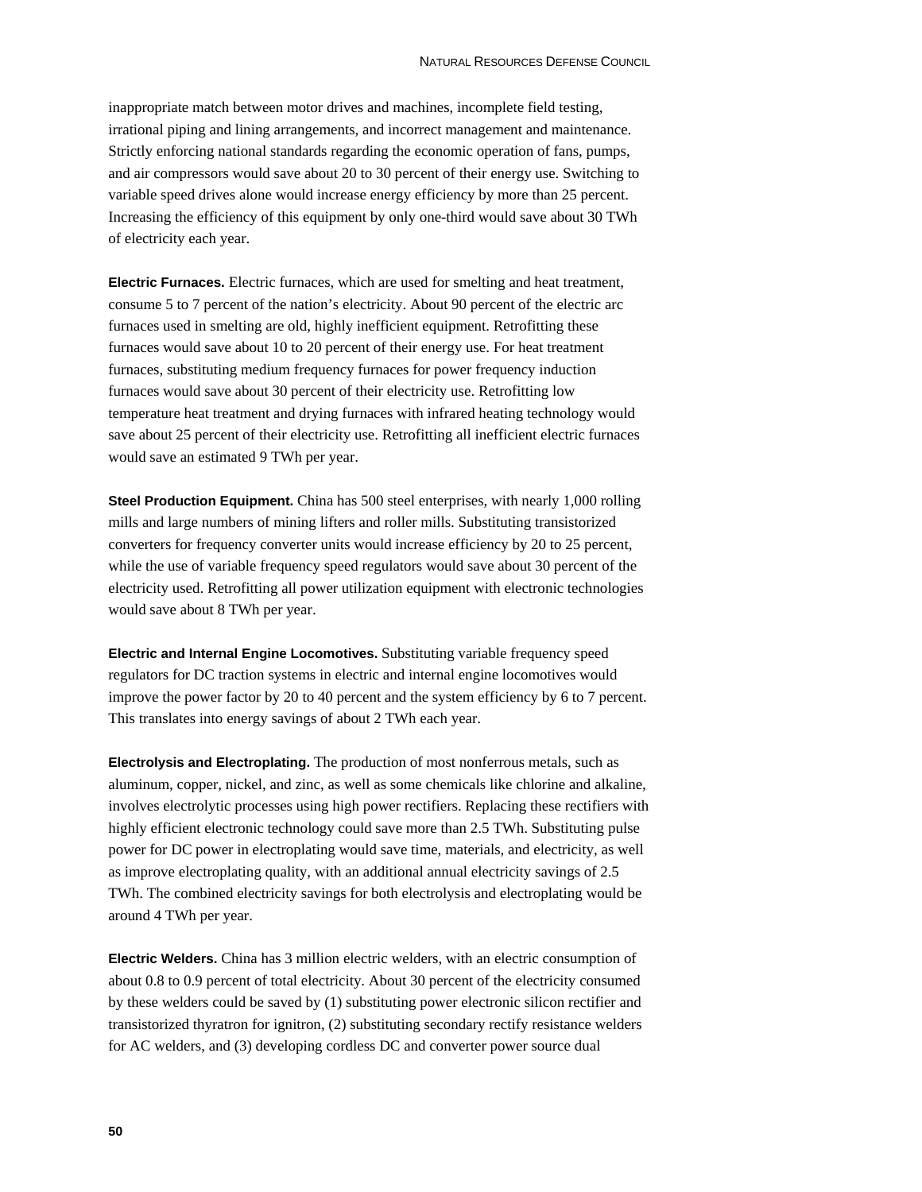inappropriate match between motor drives and machines, incomplete field testing, irrational piping and lining arrangements, and incorrect management and maintenance. Strictly enforcing national standards regarding the economic operation of fans, pumps, and air compressors would save about 20 to 30 percent of their energy use. Switching to variable speed drives alone would increase energy efficiency by more than 25 percent. Increasing the efficiency of this equipment by only one-third would save about 30 TWh of electricity each year.

**Electric Furnaces.** Electric furnaces, which are used for smelting and heat treatment, consume 5 to 7 percent of the nation's electricity. About 90 percent of the electric arc furnaces used in smelting are old, highly inefficient equipment. Retrofitting these furnaces would save about 10 to 20 percent of their energy use. For heat treatment furnaces, substituting medium frequency furnaces for power frequency induction furnaces would save about 30 percent of their electricity use. Retrofitting low temperature heat treatment and drying furnaces with infrared heating technology would save about 25 percent of their electricity use. Retrofitting all inefficient electric furnaces would save an estimated 9 TWh per year.

**Steel Production Equipment.** China has 500 steel enterprises, with nearly 1,000 rolling mills and large numbers of mining lifters and roller mills. Substituting transistorized converters for frequency converter units would increase efficiency by 20 to 25 percent, while the use of variable frequency speed regulators would save about 30 percent of the electricity used. Retrofitting all power utilization equipment with electronic technologies would save about 8 TWh per year.

**Electric and Internal Engine Locomotives.** Substituting variable frequency speed regulators for DC traction systems in electric and internal engine locomotives would improve the power factor by 20 to 40 percent and the system efficiency by 6 to 7 percent. This translates into energy savings of about 2 TWh each year.

**Electrolysis and Electroplating.** The production of most nonferrous metals, such as aluminum, copper, nickel, and zinc, as well as some chemicals like chlorine and alkaline, involves electrolytic processes using high power rectifiers. Replacing these rectifiers with highly efficient electronic technology could save more than 2.5 TWh. Substituting pulse power for DC power in electroplating would save time, materials, and electricity, as well as improve electroplating quality, with an additional annual electricity savings of 2.5 TWh. The combined electricity savings for both electrolysis and electroplating would be around 4 TWh per year.

**Electric Welders.** China has 3 million electric welders, with an electric consumption of about 0.8 to 0.9 percent of total electricity. About 30 percent of the electricity consumed by these welders could be saved by (1) substituting power electronic silicon rectifier and transistorized thyratron for ignitron, (2) substituting secondary rectify resistance welders for AC welders, and (3) developing cordless DC and converter power source dual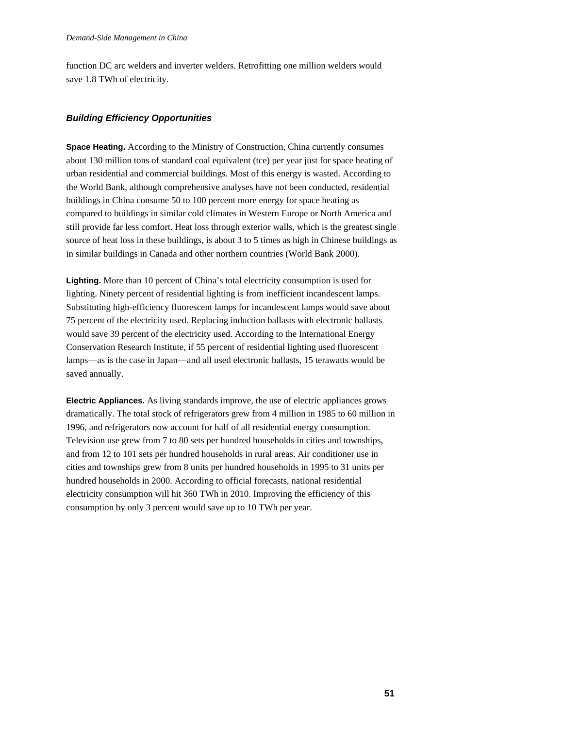function DC arc welders and inverter welders. Retrofitting one million welders would save 1.8 TWh of electricity.

### *Building Efficiency Opportunities*

**Space Heating.** According to the Ministry of Construction, China currently consumes about 130 million tons of standard coal equivalent (tce) per year just for space heating of urban residential and commercial buildings. Most of this energy is wasted. According to the World Bank, although comprehensive analyses have not been conducted, residential buildings in China consume 50 to 100 percent more energy for space heating as compared to buildings in similar cold climates in Western Europe or North America and still provide far less comfort. Heat loss through exterior walls, which is the greatest single source of heat loss in these buildings, is about 3 to 5 times as high in Chinese buildings as in similar buildings in Canada and other northern countries (World Bank 2000).

**Lighting.** More than 10 percent of China's total electricity consumption is used for lighting. Ninety percent of residential lighting is from inefficient incandescent lamps. Substituting high-efficiency fluorescent lamps for incandescent lamps would save about 75 percent of the electricity used. Replacing induction ballasts with electronic ballasts would save 39 percent of the electricity used. According to the International Energy Conservation Research Institute, if 55 percent of residential lighting used fluorescent lamps—as is the case in Japan—and all used electronic ballasts, 15 terawatts would be saved annually.

**Electric Appliances.** As living standards improve, the use of electric appliances grows dramatically. The total stock of refrigerators grew from 4 million in 1985 to 60 million in 1996, and refrigerators now account for half of all residential energy consumption. Television use grew from 7 to 80 sets per hundred households in cities and townships, and from 12 to 101 sets per hundred households in rural areas. Air conditioner use in cities and townships grew from 8 units per hundred households in 1995 to 31 units per hundred households in 2000. According to official forecasts, national residential electricity consumption will hit 360 TWh in 2010. Improving the efficiency of this consumption by only 3 percent would save up to 10 TWh per year.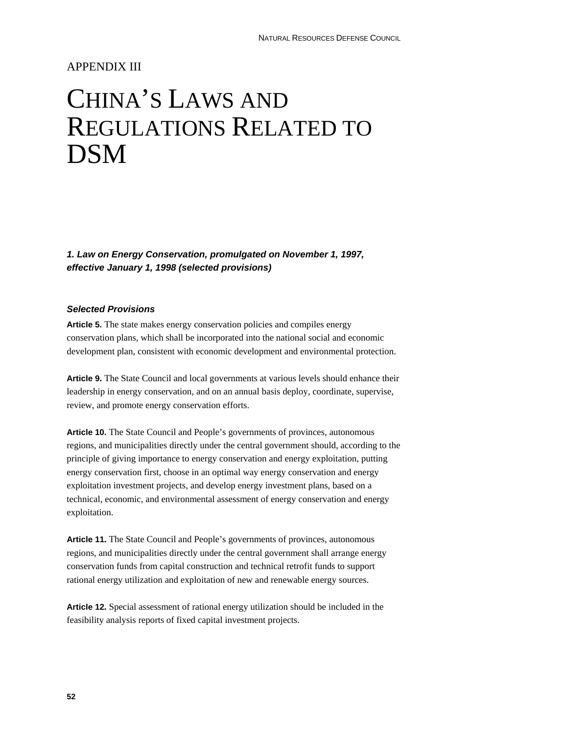APPENDIX III

# CHINA'S LAWS AND REGULATIONS RELATED TO DSM

### *1. Law on Energy Conservation, promulgated on November 1, 1997, effective January 1, 1998 (selected provisions)*

#### *Selected Provisions*

**Article 5.** The state makes energy conservation policies and compiles energy conservation plans, which shall be incorporated into the national social and economic development plan, consistent with economic development and environmental protection.

**Article 9.** The State Council and local governments at various levels should enhance their leadership in energy conservation, and on an annual basis deploy, coordinate, supervise, review, and promote energy conservation efforts.

**Article 10.** The State Council and People's governments of provinces, autonomous regions, and municipalities directly under the central government should, according to the principle of giving importance to energy conservation and energy exploitation, putting energy conservation first, choose in an optimal way energy conservation and energy exploitation investment projects, and develop energy investment plans, based on a technical, economic, and environmental assessment of energy conservation and energy exploitation.

**Article 11.** The State Council and People's governments of provinces, autonomous regions, and municipalities directly under the central government shall arrange energy conservation funds from capital construction and technical retrofit funds to support rational energy utilization and exploitation of new and renewable energy sources.

**Article 12.** Special assessment of rational energy utilization should be included in the feasibility analysis reports of fixed capital investment projects.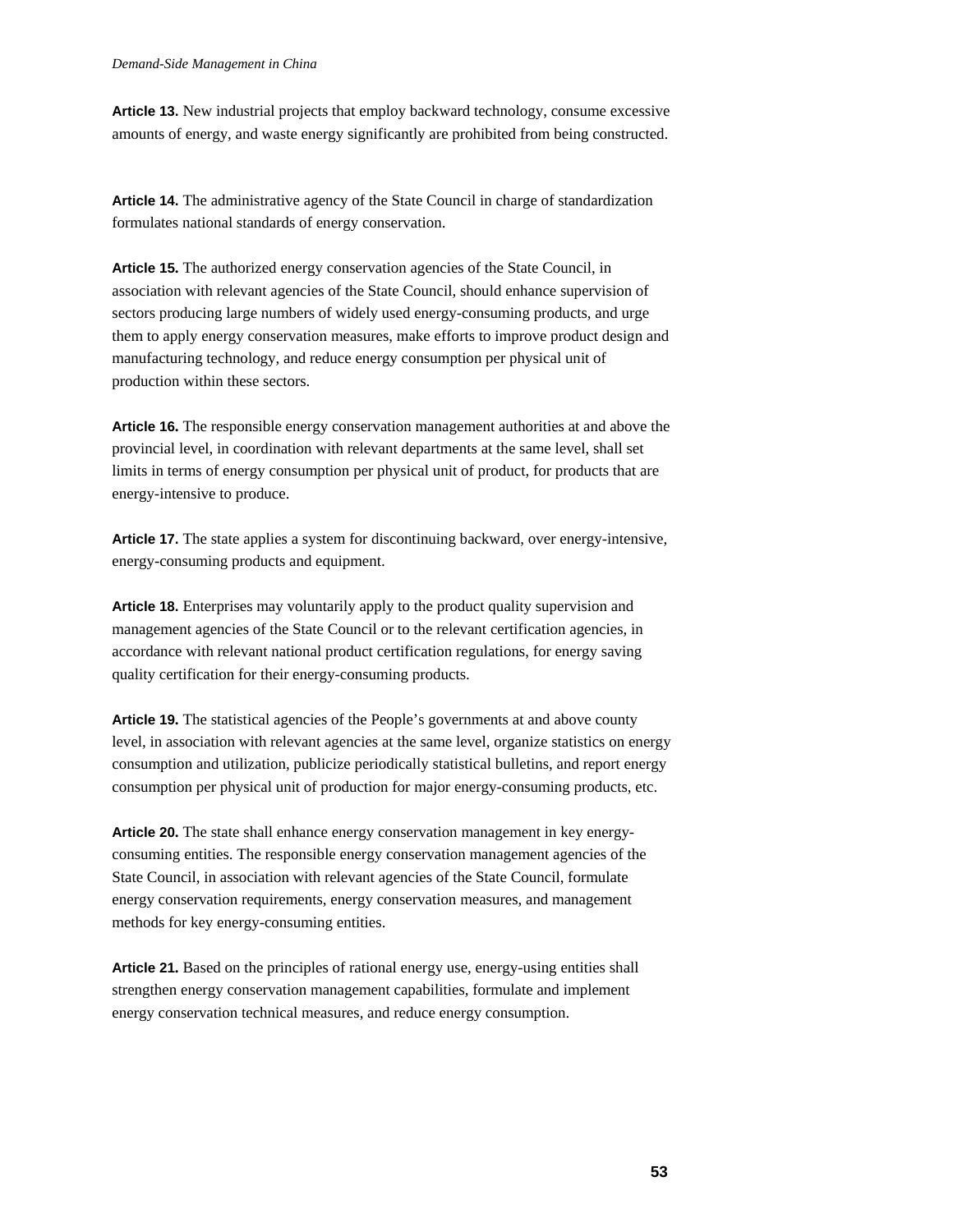**Article 13.** New industrial projects that employ backward technology, consume excessive amounts of energy, and waste energy significantly are prohibited from being constructed.

**Article 14.** The administrative agency of the State Council in charge of standardization formulates national standards of energy conservation.

**Article 15.** The authorized energy conservation agencies of the State Council, in association with relevant agencies of the State Council, should enhance supervision of sectors producing large numbers of widely used energy-consuming products, and urge them to apply energy conservation measures, make efforts to improve product design and manufacturing technology, and reduce energy consumption per physical unit of production within these sectors.

**Article 16.** The responsible energy conservation management authorities at and above the provincial level, in coordination with relevant departments at the same level, shall set limits in terms of energy consumption per physical unit of product, for products that are energy-intensive to produce.

**Article 17.** The state applies a system for discontinuing backward, over energy-intensive, energy-consuming products and equipment.

**Article 18.** Enterprises may voluntarily apply to the product quality supervision and management agencies of the State Council or to the relevant certification agencies, in accordance with relevant national product certification regulations, for energy saving quality certification for their energy-consuming products.

**Article 19.** The statistical agencies of the People's governments at and above county level, in association with relevant agencies at the same level, organize statistics on energy consumption and utilization, publicize periodically statistical bulletins, and report energy consumption per physical unit of production for major energy-consuming products, etc.

**Article 20.** The state shall enhance energy conservation management in key energy-consuming entities. The responsible energy conservation management agencies of the State Council, in association with relevant agencies of the State Council, formulate energy conservation requirements, energy conservation measures, and management methods for key energy-consuming entities.

**Article 21.** Based on the principles of rational energy use, energy-using entities shall strengthen energy conservation management capabilities, formulate and implement energy conservation technical measures, and reduce energy consumption.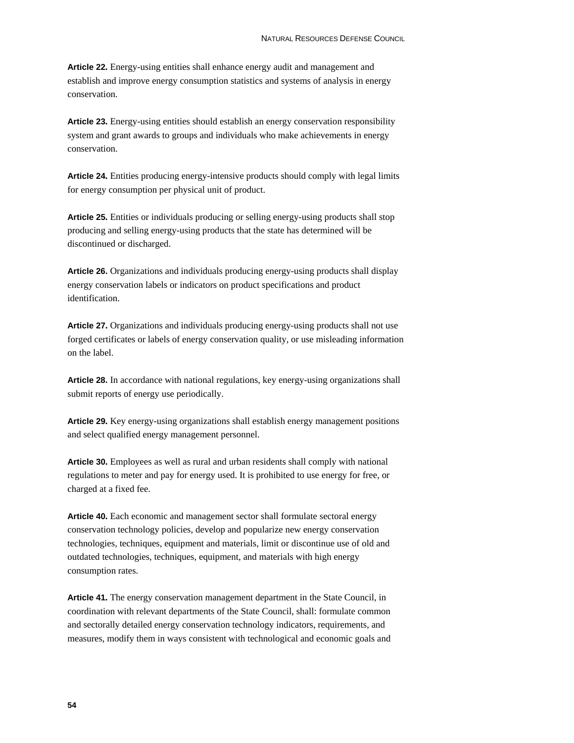**Article 22.** Energy-using entities shall enhance energy audit and management and establish and improve energy consumption statistics and systems of analysis in energy conservation.

**Article 23.** Energy-using entities should establish an energy conservation responsibility system and grant awards to groups and individuals who make achievements in energy conservation.

**Article 24.** Entities producing energy-intensive products should comply with legal limits for energy consumption per physical unit of product.

**Article 25.** Entities or individuals producing or selling energy-using products shall stop producing and selling energy-using products that the state has determined will be discontinued or discharged.

**Article 26.** Organizations and individuals producing energy-using products shall display energy conservation labels or indicators on product specifications and product identification.

**Article 27.** Organizations and individuals producing energy-using products shall not use forged certificates or labels of energy conservation quality, or use misleading information on the label.

**Article 28.** In accordance with national regulations, key energy-using organizations shall submit reports of energy use periodically.

**Article 29.** Key energy-using organizations shall establish energy management positions and select qualified energy management personnel.

**Article 30.** Employees as well as rural and urban residents shall comply with national regulations to meter and pay for energy used. It is prohibited to use energy for free, or charged at a fixed fee.

**Article 40.** Each economic and management sector shall formulate sectoral energy conservation technology policies, develop and popularize new energy conservation technologies, techniques, equipment and materials, limit or discontinue use of old and outdated technologies, techniques, equipment, and materials with high energy consumption rates.

**Article 41.** The energy conservation management department in the State Council, in coordination with relevant departments of the State Council, shall: formulate common and sectorally detailed energy conservation technology indicators, requirements, and measures, modify them in ways consistent with technological and economic goals and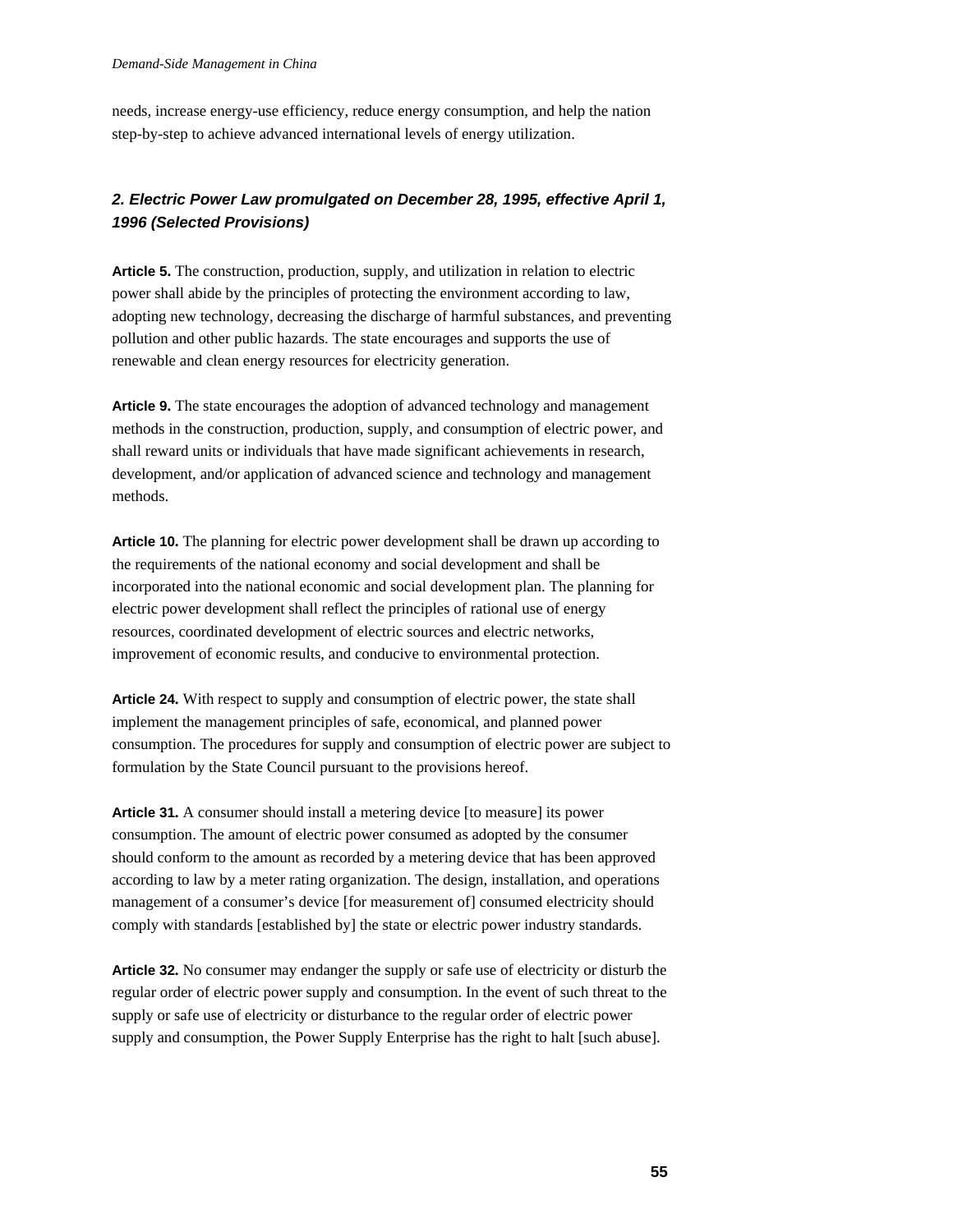needs, increase energy-use efficiency, reduce energy consumption, and help the nation step-by-step to achieve advanced international levels of energy utilization.

### *2. Electric Power Law promulgated on December 28, 1995, effective April 1, 1996 (Selected Provisions)*

**Article 5.** The construction, production, supply, and utilization in relation to electric power shall abide by the principles of protecting the environment according to law, adopting new technology, decreasing the discharge of harmful substances, and preventing pollution and other public hazards. The state encourages and supports the use of renewable and clean energy resources for electricity generation.

**Article 9.** The state encourages the adoption of advanced technology and management methods in the construction, production, supply, and consumption of electric power, and shall reward units or individuals that have made significant achievements in research, development, and/or application of advanced science and technology and management methods.

**Article 10.** The planning for electric power development shall be drawn up according to the requirements of the national economy and social development and shall be incorporated into the national economic and social development plan. The planning for electric power development shall reflect the principles of rational use of energy resources, coordinated development of electric sources and electric networks, improvement of economic results, and conducive to environmental protection.

**Article 24.** With respect to supply and consumption of electric power, the state shall implement the management principles of safe, economical, and planned power consumption. The procedures for supply and consumption of electric power are subject to formulation by the State Council pursuant to the provisions hereof.

**Article 31.** A consumer should install a metering device [to measure] its power consumption. The amount of electric power consumed as adopted by the consumer should conform to the amount as recorded by a metering device that has been approved according to law by a meter rating organization. The design, installation, and operations management of a consumer's device [for measurement of] consumed electricity should comply with standards [established by] the state or electric power industry standards.

**Article 32.** No consumer may endanger the supply or safe use of electricity or disturb the regular order of electric power supply and consumption. In the event of such threat to the supply or safe use of electricity or disturbance to the regular order of electric power supply and consumption, the Power Supply Enterprise has the right to halt [such abuse].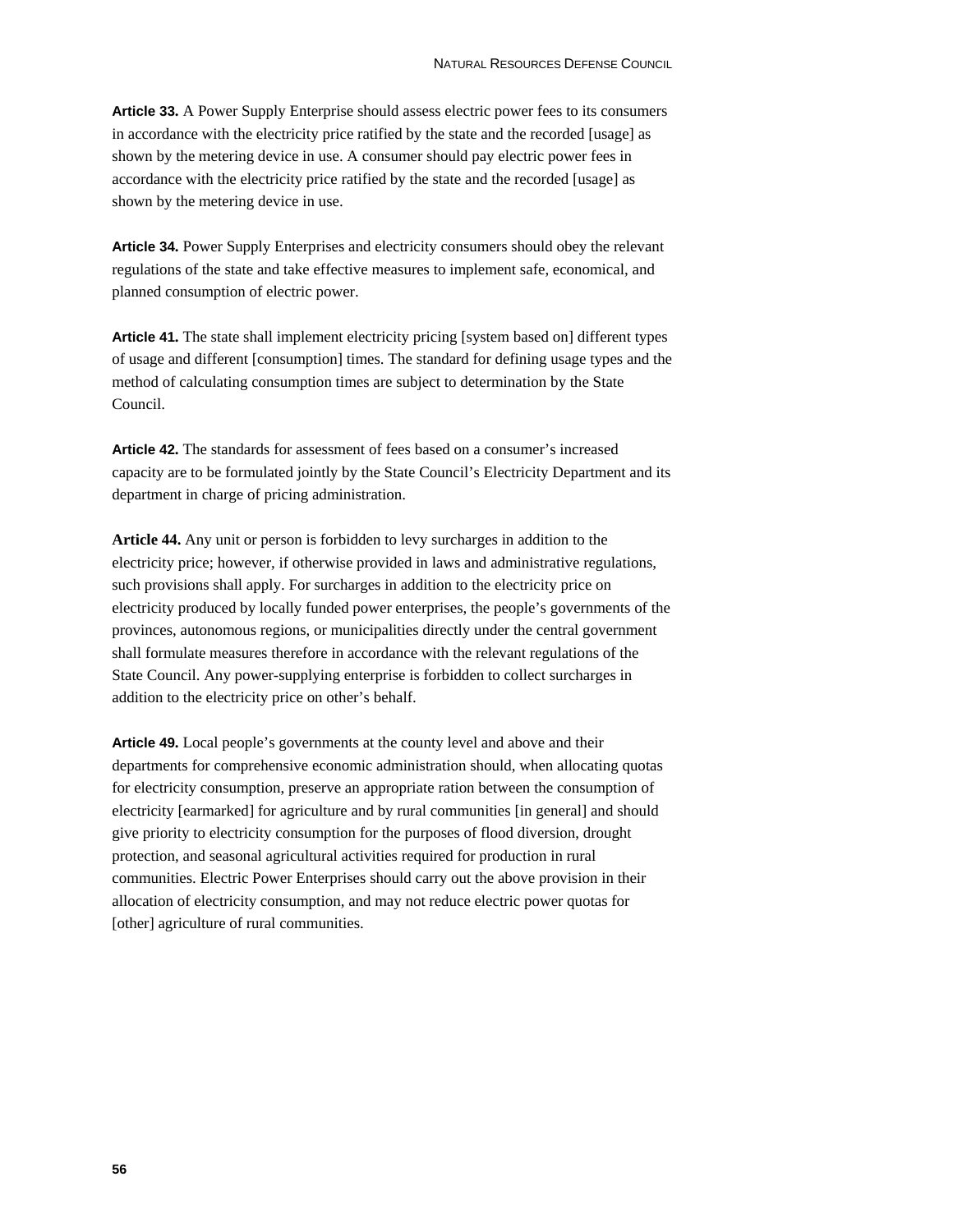**Article 33.** A Power Supply Enterprise should assess electric power fees to its consumers in accordance with the electricity price ratified by the state and the recorded [usage] as shown by the metering device in use. A consumer should pay electric power fees in accordance with the electricity price ratified by the state and the recorded [usage] as shown by the metering device in use.

**Article 34.** Power Supply Enterprises and electricity consumers should obey the relevant regulations of the state and take effective measures to implement safe, economical, and planned consumption of electric power.

**Article 41.** The state shall implement electricity pricing [system based on] different types of usage and different [consumption] times. The standard for defining usage types and the method of calculating consumption times are subject to determination by the State Council.

**Article 42.** The standards for assessment of fees based on a consumer's increased capacity are to be formulated jointly by the State Council's Electricity Department and its department in charge of pricing administration.

**Article 44.** Any unit or person is forbidden to levy surcharges in addition to the electricity price; however, if otherwise provided in laws and administrative regulations, such provisions shall apply. For surcharges in addition to the electricity price on electricity produced by locally funded power enterprises, the people's governments of the provinces, autonomous regions, or municipalities directly under the central government shall formulate measures therefore in accordance with the relevant regulations of the State Council. Any power-supplying enterprise is forbidden to collect surcharges in addition to the electricity price on other's behalf.

**Article 49.** Local people's governments at the county level and above and their departments for comprehensive economic administration should, when allocating quotas for electricity consumption, preserve an appropriate ration between the consumption of electricity [earmarked] for agriculture and by rural communities [in general] and should give priority to electricity consumption for the purposes of flood diversion, drought protection, and seasonal agricultural activities required for production in rural communities. Electric Power Enterprises should carry out the above provision in their allocation of electricity consumption, and may not reduce electric power quotas for [other] agriculture of rural communities.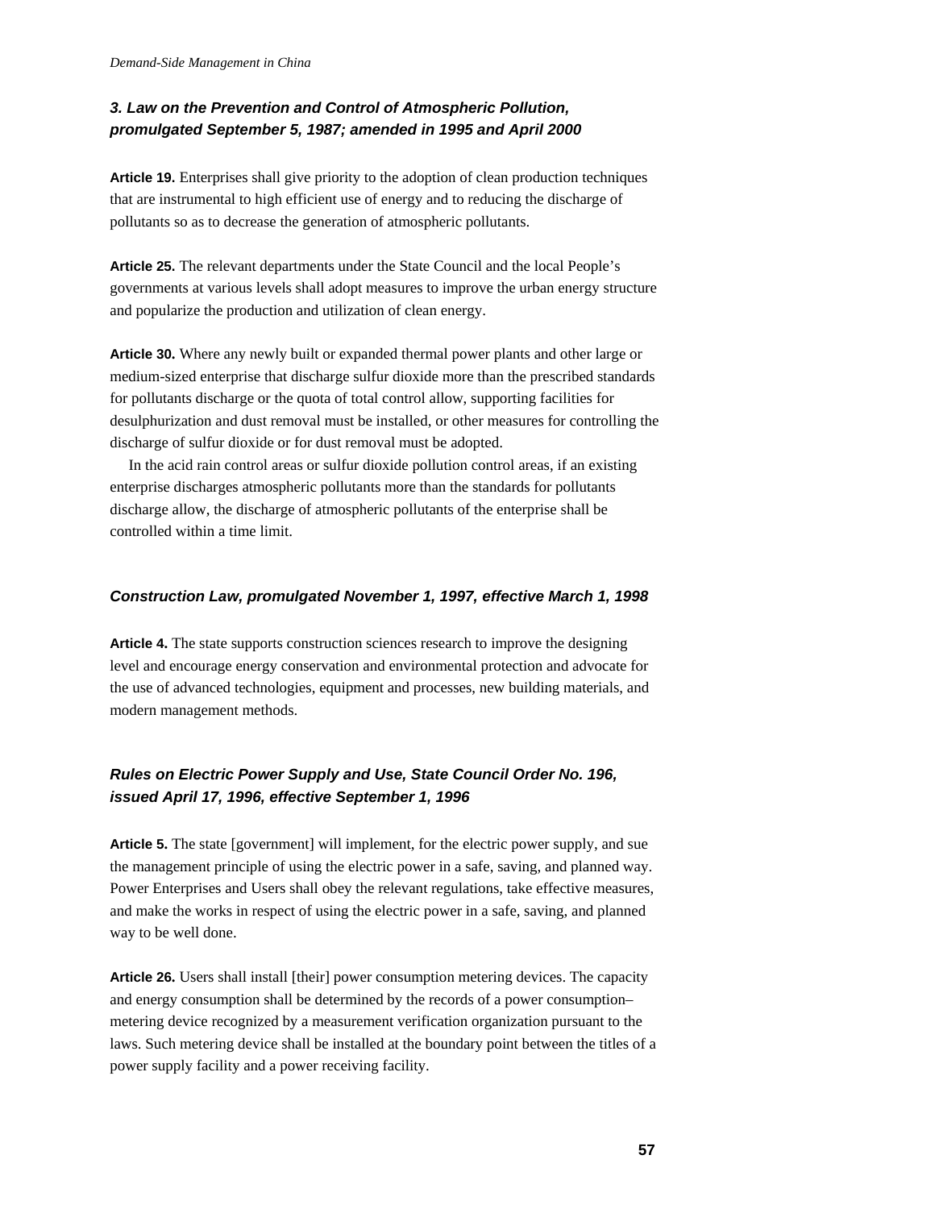### *3. Law on the Prevention and Control of Atmospheric Pollution, promulgated September 5, 1987; amended in 1995 and April 2000*

**Article 19.** Enterprises shall give priority to the adoption of clean production techniques that are instrumental to high efficient use of energy and to reducing the discharge of pollutants so as to decrease the generation of atmospheric pollutants.

**Article 25.** The relevant departments under the State Council and the local People's governments at various levels shall adopt measures to improve the urban energy structure and popularize the production and utilization of clean energy.

**Article 30.** Where any newly built or expanded thermal power plants and other large or medium-sized enterprise that discharge sulfur dioxide more than the prescribed standards for pollutants discharge or the quota of total control allow, supporting facilities for desulphurization and dust removal must be installed, or other measures for controlling the discharge of sulfur dioxide or for dust removal must be adopted.

In the acid rain control areas or sulfur dioxide pollution control areas, if an existing enterprise discharges atmospheric pollutants more than the standards for pollutants discharge allow, the discharge of atmospheric pollutants of the enterprise shall be controlled within a time limit.

### *Construction Law, promulgated November 1, 1997, effective March 1, 1998*

**Article 4.** The state supports construction sciences research to improve the designing level and encourage energy conservation and environmental protection and advocate for the use of advanced technologies, equipment and processes, new building materials, and modern management methods.

### *Rules on Electric Power Supply and Use, State Council Order No. 196, issued April 17, 1996, effective September 1, 1996*

**Article 5.** The state [government] will implement, for the electric power supply, and sue the management principle of using the electric power in a safe, saving, and planned way. Power Enterprises and Users shall obey the relevant regulations, take effective measures, and make the works in respect of using the electric power in a safe, saving, and planned way to be well done.

**Article 26.** Users shall install [their] power consumption metering devices. The capacity and energy consumption shall be determined by the records of a power consumption–metering device recognized by a measurement verification organization pursuant to the laws. Such metering device shall be installed at the boundary point between the titles of a power supply facility and a power receiving facility.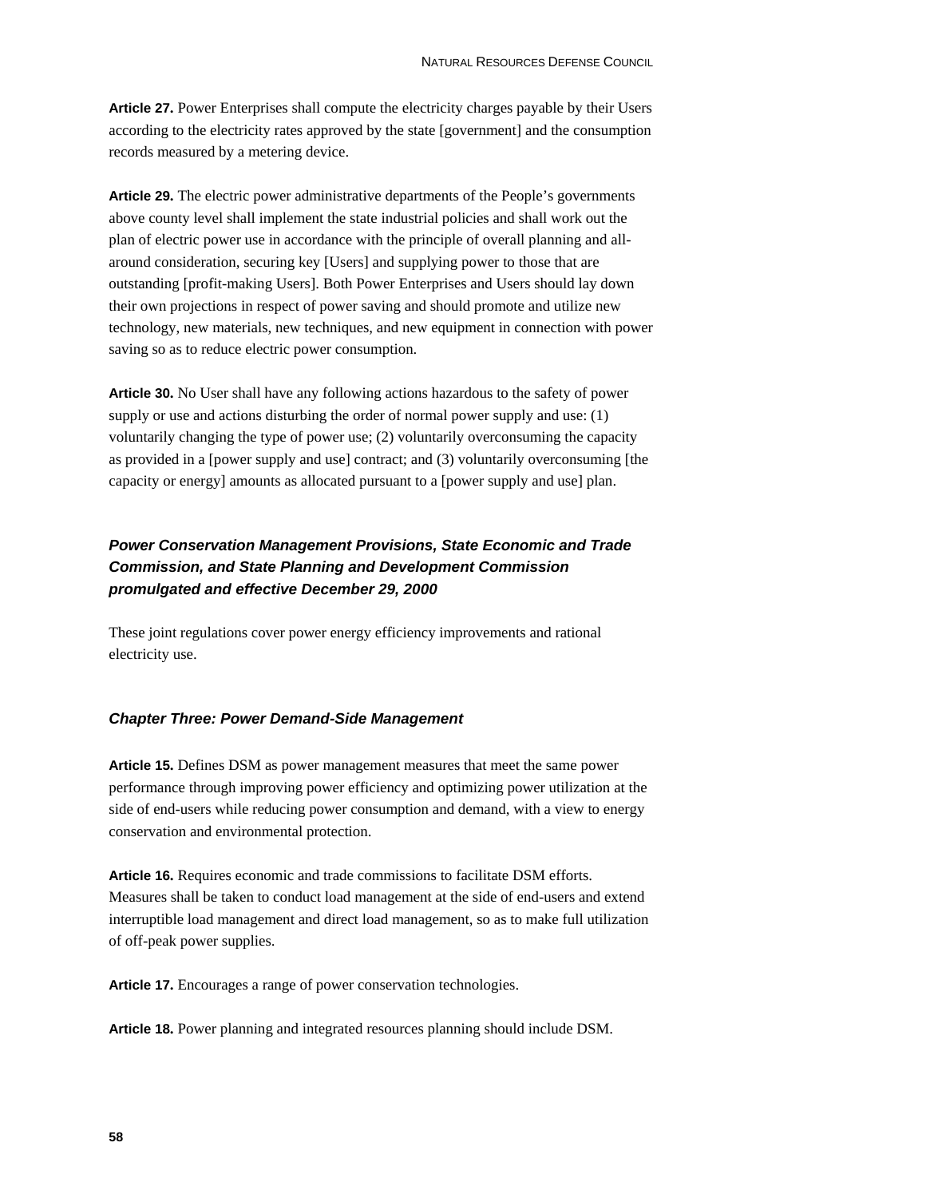**Article 27.** Power Enterprises shall compute the electricity charges payable by their Users according to the electricity rates approved by the state [government] and the consumption records measured by a metering device.

**Article 29.** The electric power administrative departments of the People's governments above county level shall implement the state industrial policies and shall work out the plan of electric power use in accordance with the principle of overall planning and all-around consideration, securing key [Users] and supplying power to those that are outstanding [profit-making Users]. Both Power Enterprises and Users should lay down their own projections in respect of power saving and should promote and utilize new technology, new materials, new techniques, and new equipment in connection with power saving so as to reduce electric power consumption.

**Article 30.** No User shall have any following actions hazardous to the safety of power supply or use and actions disturbing the order of normal power supply and use: (1) voluntarily changing the type of power use; (2) voluntarily overconsuming the capacity as provided in a [power supply and use] contract; and (3) voluntarily overconsuming [the capacity or energy] amounts as allocated pursuant to a [power supply and use] plan.

### *Power Conservation Management Provisions, State Economic and Trade Commission, and State Planning and Development Commission promulgated and effective December 29, 2000*

These joint regulations cover power energy efficiency improvements and rational electricity use.

#### *Chapter Three: Power Demand-Side Management*

**Article 15.** Defines DSM as power management measures that meet the same power performance through improving power efficiency and optimizing power utilization at the side of end-users while reducing power consumption and demand, with a view to energy conservation and environmental protection.

**Article 16.** Requires economic and trade commissions to facilitate DSM efforts. Measures shall be taken to conduct load management at the side of end-users and extend interruptible load management and direct load management, so as to make full utilization of off-peak power supplies.

**Article 17.** Encourages a range of power conservation technologies.

**Article 18.** Power planning and integrated resources planning should include DSM.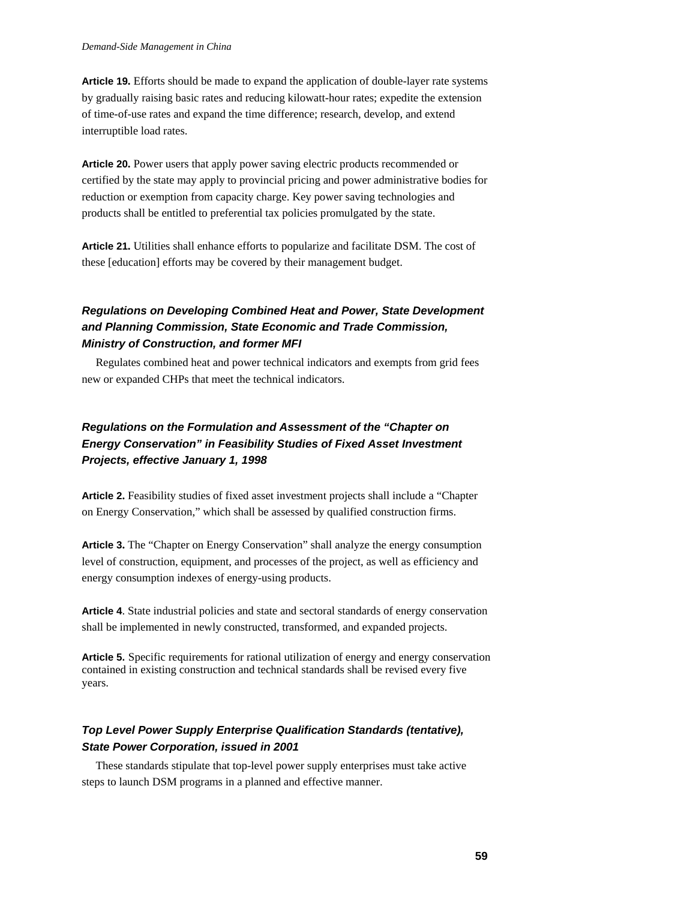**Article 19.** Efforts should be made to expand the application of double-layer rate systems by gradually raising basic rates and reducing kilowatt-hour rates; expedite the extension of time-of-use rates and expand the time difference; research, develop, and extend interruptible load rates.

**Article 20.** Power users that apply power saving electric products recommended or certified by the state may apply to provincial pricing and power administrative bodies for reduction or exemption from capacity charge. Key power saving technologies and products shall be entitled to preferential tax policies promulgated by the state.

**Article 21.** Utilities shall enhance efforts to popularize and facilitate DSM. The cost of these [education] efforts may be covered by their management budget.

### *Regulations on Developing Combined Heat and Power, State Development and Planning Commission, State Economic and Trade Commission, Ministry of Construction, and former MFI*

Regulates combined heat and power technical indicators and exempts from grid fees new or expanded CHPs that meet the technical indicators.

### *Regulations on the Formulation and Assessment of the "Chapter on Energy Conservation" in Feasibility Studies of Fixed Asset Investment Projects, effective January 1, 1998*

**Article 2.** Feasibility studies of fixed asset investment projects shall include a "Chapter on Energy Conservation," which shall be assessed by qualified construction firms.

**Article 3.** The "Chapter on Energy Conservation" shall analyze the energy consumption level of construction, equipment, and processes of the project, as well as efficiency and energy consumption indexes of energy-using products.

**Article 4**. State industrial policies and state and sectoral standards of energy conservation shall be implemented in newly constructed, transformed, and expanded projects.

**Article 5.** Specific requirements for rational utilization of energy and energy conservation contained in existing construction and technical standards shall be revised every five years.

### *Top Level Power Supply Enterprise Qualification Standards (tentative), State Power Corporation, issued in 2001*

These standards stipulate that top-level power supply enterprises must take active steps to launch DSM programs in a planned and effective manner.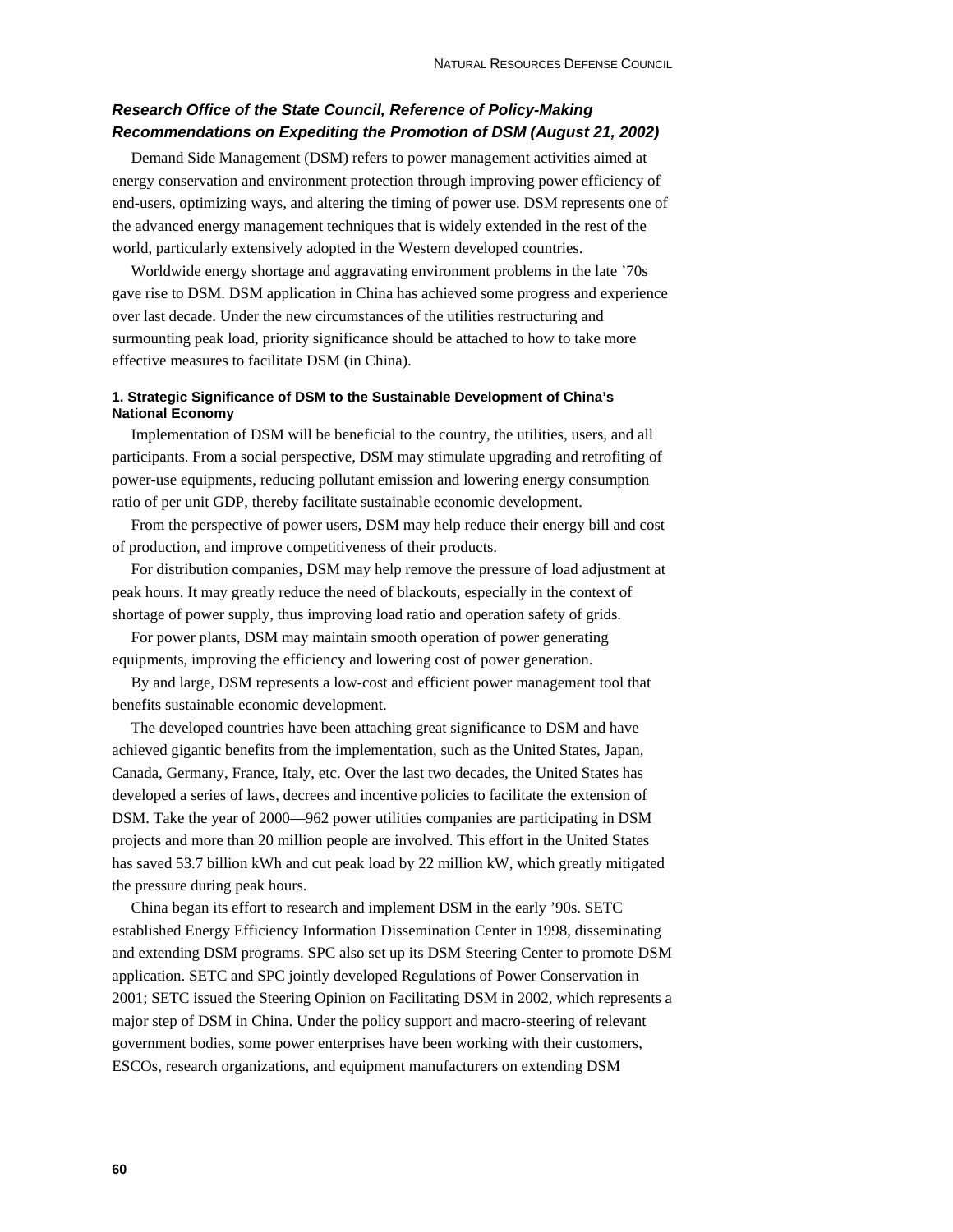### *Research Office of the State Council, Reference of Policy-Making Recommendations on Expediting the Promotion of DSM (August 21, 2002)*

Demand Side Management (DSM) refers to power management activities aimed at energy conservation and environment protection through improving power efficiency of end-users, optimizing ways, and altering the timing of power use. DSM represents one of the advanced energy management techniques that is widely extended in the rest of the world, particularly extensively adopted in the Western developed countries.

Worldwide energy shortage and aggravating environment problems in the late '70s gave rise to DSM. DSM application in China has achieved some progress and experience over last decade. Under the new circumstances of the utilities restructuring and surmounting peak load, priority significance should be attached to how to take more effective measures to facilitate DSM (in China).

#### 1. Strategic Significance of DSM to the Sustainable Development of China's National Economy

Implementation of DSM will be beneficial to the country, the utilities, users, and all participants. From a social perspective, DSM may stimulate upgrading and retrofiting of power-use equipments, reducing pollutant emission and lowering energy consumption ratio of per unit GDP, thereby facilitate sustainable economic development.

From the perspective of power users, DSM may help reduce their energy bill and cost of production, and improve competitiveness of their products.

For distribution companies, DSM may help remove the pressure of load adjustment at peak hours. It may greatly reduce the need of blackouts, especially in the context of shortage of power supply, thus improving load ratio and operation safety of grids.

For power plants, DSM may maintain smooth operation of power generating equipments, improving the efficiency and lowering cost of power generation.

By and large, DSM represents a low-cost and efficient power management tool that benefits sustainable economic development.

The developed countries have been attaching great significance to DSM and have achieved gigantic benefits from the implementation, such as the United States, Japan, Canada, Germany, France, Italy, etc. Over the last two decades, the United States has developed a series of laws, decrees and incentive policies to facilitate the extension of DSM. Take the year of 2000—962 power utilities companies are participating in DSM projects and more than 20 million people are involved. This effort in the United States has saved 53.7 billion kWh and cut peak load by 22 million kW, which greatly mitigated the pressure during peak hours.

China began its effort to research and implement DSM in the early '90s. SETC established Energy Efficiency Information Dissemination Center in 1998, disseminating and extending DSM programs. SPC also set up its DSM Steering Center to promote DSM application. SETC and SPC jointly developed Regulations of Power Conservation in 2001; SETC issued the Steering Opinion on Facilitating DSM in 2002, which represents a major step of DSM in China. Under the policy support and macro-steering of relevant government bodies, some power enterprises have been working with their customers, ESCOs, research organizations, and equipment manufacturers on extending DSM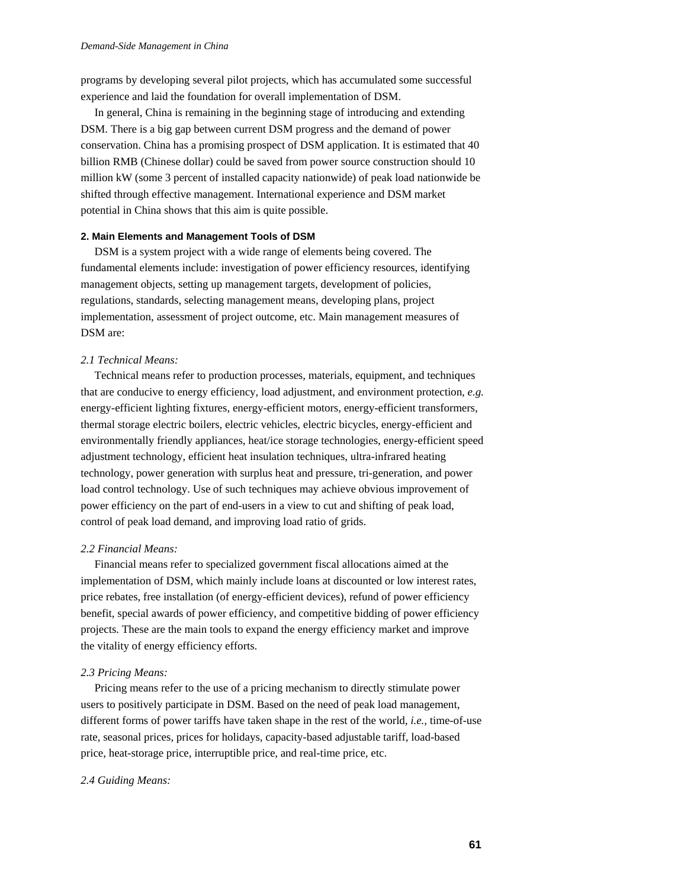programs by developing several pilot projects, which has accumulated some successful experience and laid the foundation for overall implementation of DSM.

In general, China is remaining in the beginning stage of introducing and extending DSM. There is a big gap between current DSM progress and the demand of power conservation. China has a promising prospect of DSM application. It is estimated that 40 billion RMB (Chinese dollar) could be saved from power source construction should 10 million kW (some 3 percent of installed capacity nationwide) of peak load nationwide be shifted through effective management. International experience and DSM market potential in China shows that this aim is quite possible.

### 2. Main Elements and Management Tools of DSM

DSM is a system project with a wide range of elements being covered. The fundamental elements include: investigation of power efficiency resources, identifying management objects, setting up management targets, development of policies, regulations, standards, selecting management means, developing plans, project implementation, assessment of project outcome, etc. Main management measures of DSM are:

*2.1 Technical Means:*

Technical means refer to production processes, materials, equipment, and techniques that are conducive to energy efficiency, load adjustment, and environment protection, *e.g.* energy-efficient lighting fixtures, energy-efficient motors, energy-efficient transformers, thermal storage electric boilers, electric vehicles, electric bicycles, energy-efficient and environmentally friendly appliances, heat/ice storage technologies, energy-efficient speed adjustment technology, efficient heat insulation techniques, ultra-infrared heating technology, power generation with surplus heat and pressure, tri-generation, and power load control technology. Use of such techniques may achieve obvious improvement of power efficiency on the part of end-users in a view to cut and shifting of peak load, control of peak load demand, and improving load ratio of grids.

*2.2 Financial Means:*

Financial means refer to specialized government fiscal allocations aimed at the implementation of DSM, which mainly include loans at discounted or low interest rates, price rebates, free installation (of energy-efficient devices), refund of power efficiency benefit, special awards of power efficiency, and competitive bidding of power efficiency projects. These are the main tools to expand the energy efficiency market and improve the vitality of energy efficiency efforts.

*2.3 Pricing Means:*

Pricing means refer to the use of a pricing mechanism to directly stimulate power users to positively participate in DSM. Based on the need of peak load management, different forms of power tariffs have taken shape in the rest of the world, *i.e.*, time-of-use rate, seasonal prices, prices for holidays, capacity-based adjustable tariff, load-based price, heat-storage price, interruptible price, and real-time price, etc.

*2.4 Guiding Means:*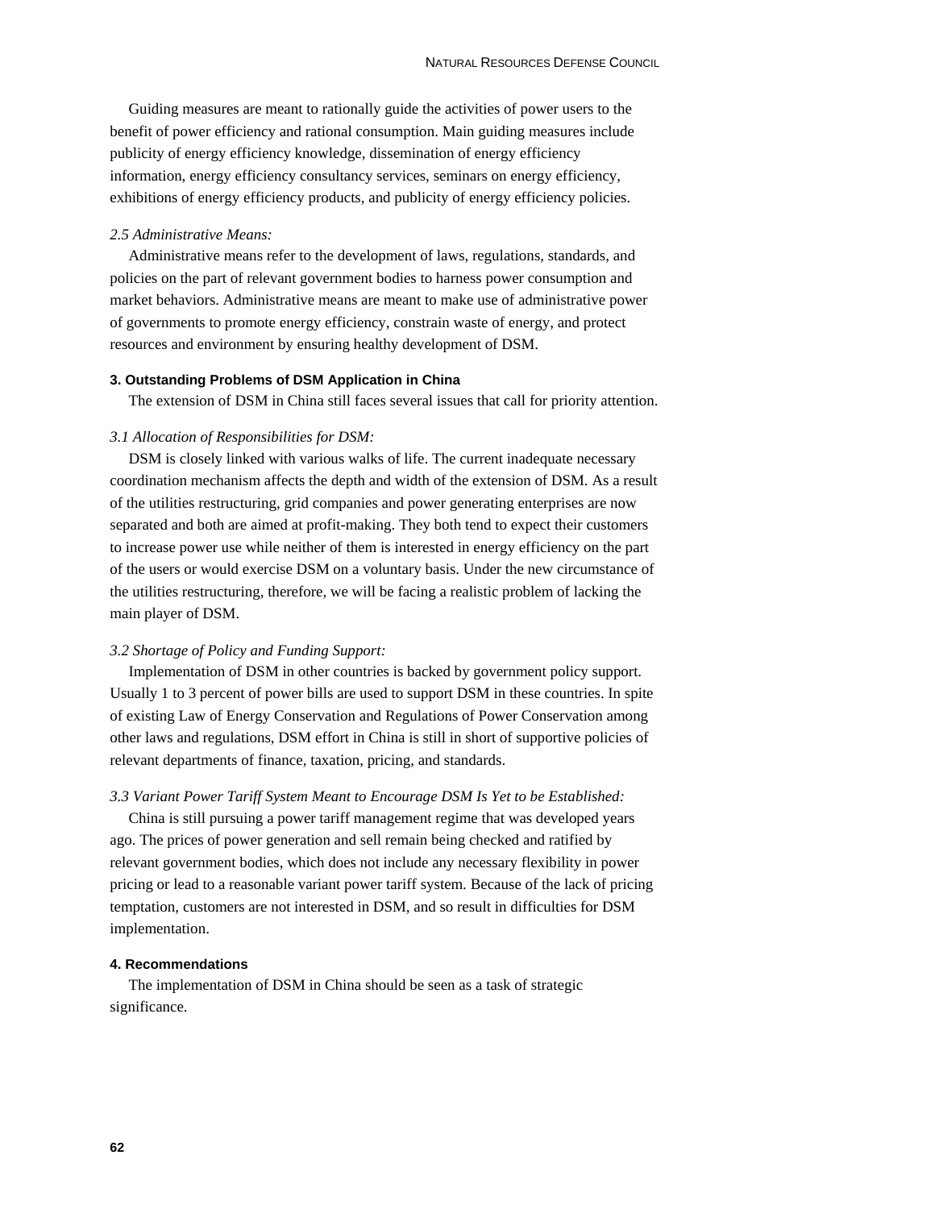Guiding measures are meant to rationally guide the activities of power users to the benefit of power efficiency and rational consumption. Main guiding measures include publicity of energy efficiency knowledge, dissemination of energy efficiency information, energy efficiency consultancy services, seminars on energy efficiency, exhibitions of energy efficiency products, and publicity of energy efficiency policies.

*2.5 Administrative Means:*

Administrative means refer to the development of laws, regulations, standards, and policies on the part of relevant government bodies to harness power consumption and market behaviors. Administrative means are meant to make use of administrative power of governments to promote energy efficiency, constrain waste of energy, and protect resources and environment by ensuring healthy development of DSM.

### 3. Outstanding Problems of DSM Application in China

The extension of DSM in China still faces several issues that call for priority attention.

*3.1 Allocation of Responsibilities for DSM:*

DSM is closely linked with various walks of life. The current inadequate necessary coordination mechanism affects the depth and width of the extension of DSM. As a result of the utilities restructuring, grid companies and power generating enterprises are now separated and both are aimed at profit-making. They both tend to expect their customers to increase power use while neither of them is interested in energy efficiency on the part of the users or would exercise DSM on a voluntary basis. Under the new circumstance of the utilities restructuring, therefore, we will be facing a realistic problem of lacking the main player of DSM.

*3.2 Shortage of Policy and Funding Support:*

Implementation of DSM in other countries is backed by government policy support. Usually 1 to 3 percent of power bills are used to support DSM in these countries. In spite of existing Law of Energy Conservation and Regulations of Power Conservation among other laws and regulations, DSM effort in China is still in short of supportive policies of relevant departments of finance, taxation, pricing, and standards.

*3.3 Variant Power Tariff System Meant to Encourage DSM Is Yet to be Established:*

China is still pursuing a power tariff management regime that was developed years ago. The prices of power generation and sell remain being checked and ratified by relevant government bodies, which does not include any necessary flexibility in power pricing or lead to a reasonable variant power tariff system. Because of the lack of pricing temptation, customers are not interested in DSM, and so result in difficulties for DSM implementation.

### 4. Recommendations

The implementation of DSM in China should be seen as a task of strategic significance.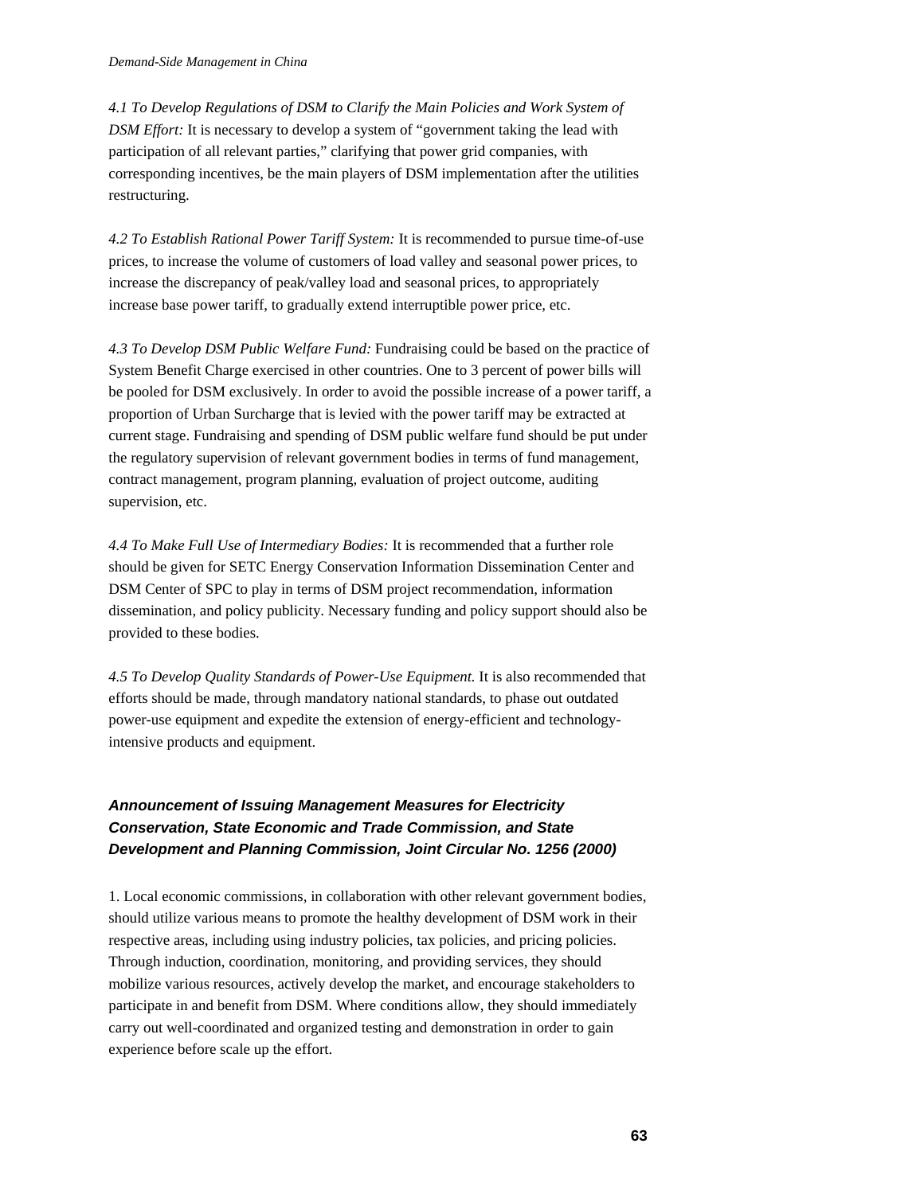*4.1 To Develop Regulations of DSM to Clarify the Main Policies and Work System of DSM Effort:* It is necessary to develop a system of "government taking the lead with participation of all relevant parties," clarifying that power grid companies, with corresponding incentives, be the main players of DSM implementation after the utilities restructuring.

*4.2 To Establish Rational Power Tariff System:* It is recommended to pursue time-of-use prices, to increase the volume of customers of load valley and seasonal power prices, to increase the discrepancy of peak/valley load and seasonal prices, to appropriately increase base power tariff, to gradually extend interruptible power price, etc.

*4.3 To Develop DSM Public Welfare Fund:* Fundraising could be based on the practice of System Benefit Charge exercised in other countries. One to 3 percent of power bills will be pooled for DSM exclusively. In order to avoid the possible increase of a power tariff, a proportion of Urban Surcharge that is levied with the power tariff may be extracted at current stage. Fundraising and spending of DSM public welfare fund should be put under the regulatory supervision of relevant government bodies in terms of fund management, contract management, program planning, evaluation of project outcome, auditing supervision, etc.

*4.4 To Make Full Use of Intermediary Bodies:* It is recommended that a further role should be given for SETC Energy Conservation Information Dissemination Center and DSM Center of SPC to play in terms of DSM project recommendation, information dissemination, and policy publicity. Necessary funding and policy support should also be provided to these bodies.

*4.5 To Develop Quality Standards of Power-Use Equipment.* It is also recommended that efforts should be made, through mandatory national standards, to phase out outdated power-use equipment and expedite the extension of energy-efficient and technology-intensive products and equipment.

### *Announcement of Issuing Management Measures for Electricity Conservation, State Economic and Trade Commission, and State Development and Planning Commission, Joint Circular No. 1256 (2000)*

1. Local economic commissions, in collaboration with other relevant government bodies, should utilize various means to promote the healthy development of DSM work in their respective areas, including using industry policies, tax policies, and pricing policies. Through induction, coordination, monitoring, and providing services, they should mobilize various resources, actively develop the market, and encourage stakeholders to participate in and benefit from DSM. Where conditions allow, they should immediately carry out well-coordinated and organized testing and demonstration in order to gain experience before scale up the effort.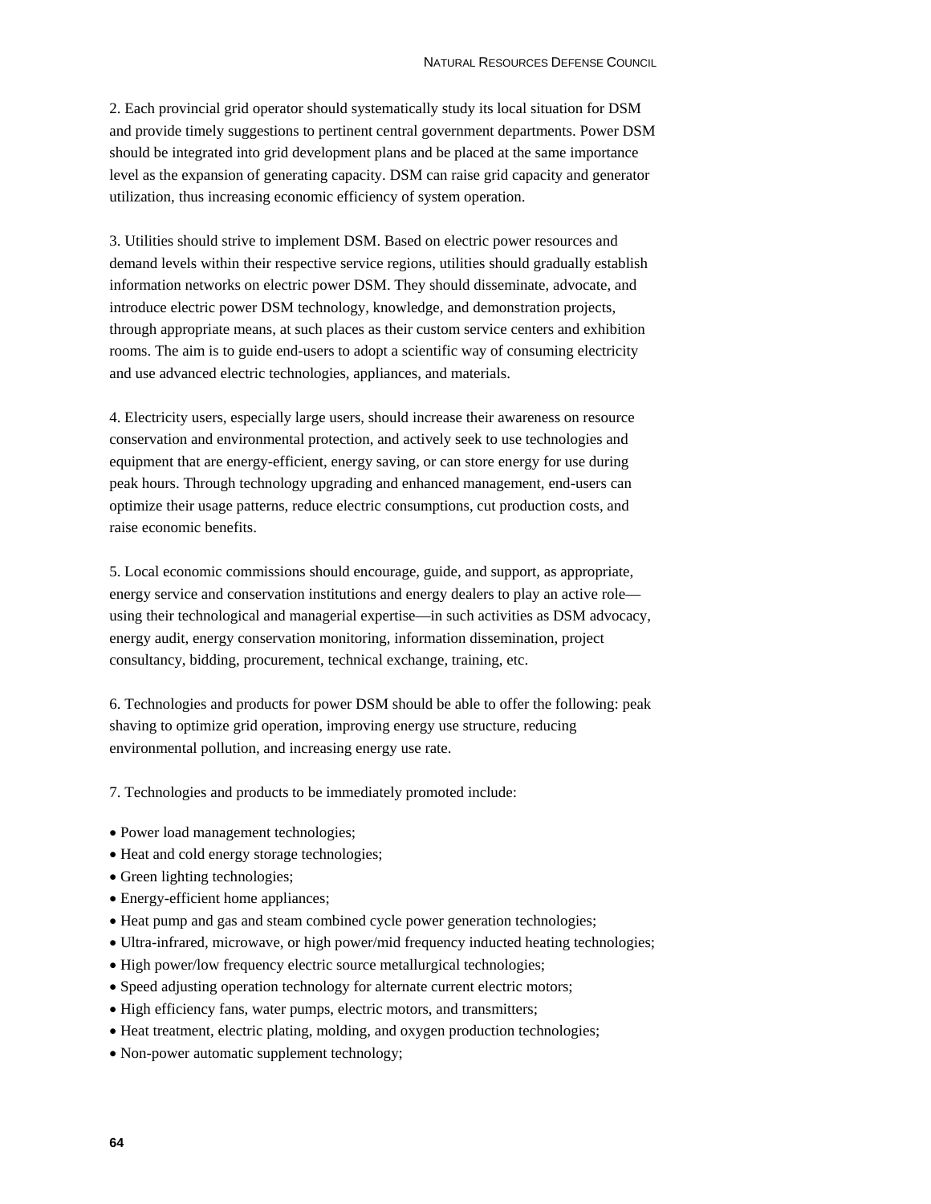2. Each provincial grid operator should systematically study its local situation for DSM and provide timely suggestions to pertinent central government departments. Power DSM should be integrated into grid development plans and be placed at the same importance level as the expansion of generating capacity. DSM can raise grid capacity and generator utilization, thus increasing economic efficiency of system operation.

3. Utilities should strive to implement DSM. Based on electric power resources and demand levels within their respective service regions, utilities should gradually establish information networks on electric power DSM. They should disseminate, advocate, and introduce electric power DSM technology, knowledge, and demonstration projects, through appropriate means, at such places as their custom service centers and exhibition rooms. The aim is to guide end-users to adopt a scientific way of consuming electricity and use advanced electric technologies, appliances, and materials.

4. Electricity users, especially large users, should increase their awareness on resource conservation and environmental protection, and actively seek to use technologies and equipment that are energy-efficient, energy saving, or can store energy for use during peak hours. Through technology upgrading and enhanced management, end-users can optimize their usage patterns, reduce electric consumptions, cut production costs, and raise economic benefits.

5. Local economic commissions should encourage, guide, and support, as appropriate, energy service and conservation institutions and energy dealers to play an active role—using their technological and managerial expertise—in such activities as DSM advocacy, energy audit, energy conservation monitoring, information dissemination, project consultancy, bidding, procurement, technical exchange, training, etc.

6. Technologies and products for power DSM should be able to offer the following: peak shaving to optimize grid operation, improving energy use structure, reducing environmental pollution, and increasing energy use rate.

7. Technologies and products to be immediately promoted include:

- Power load management technologies;
- Heat and cold energy storage technologies;
- Green lighting technologies;
- Energy-efficient home appliances;
- Heat pump and gas and steam combined cycle power generation technologies;
- Ultra-infrared, microwave, or high power/mid frequency inducted heating technologies;
- High power/low frequency electric source metallurgical technologies;
- Speed adjusting operation technology for alternate current electric motors;
- High efficiency fans, water pumps, electric motors, and transmitters;
- Heat treatment, electric plating, molding, and oxygen production technologies;
- Non-power automatic supplement technology;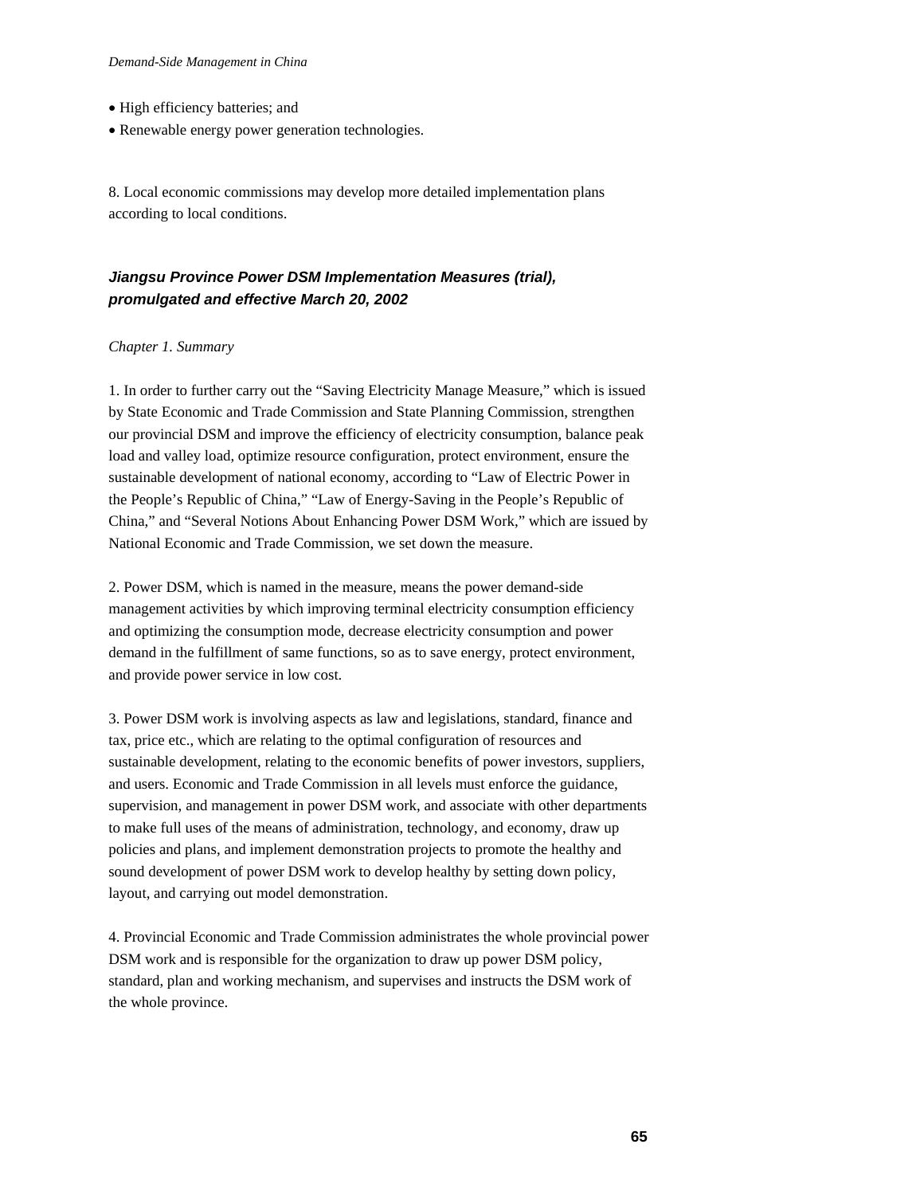- High efficiency batteries; and
- Renewable energy power generation technologies.

8. Local economic commissions may develop more detailed implementation plans according to local conditions.

### ***Jiangsu Province Power DSM Implementation Measures (trial), promulgated and effective March 20, 2002***

*Chapter 1. Summary*

1. In order to further carry out the "Saving Electricity Manage Measure," which is issued by State Economic and Trade Commission and State Planning Commission, strengthen our provincial DSM and improve the efficiency of electricity consumption, balance peak load and valley load, optimize resource configuration, protect environment, ensure the sustainable development of national economy, according to "Law of Electric Power in the People's Republic of China," "Law of Energy-Saving in the People's Republic of China," and "Several Notions About Enhancing Power DSM Work," which are issued by National Economic and Trade Commission, we set down the measure.

2. Power DSM, which is named in the measure, means the power demand-side management activities by which improving terminal electricity consumption efficiency and optimizing the consumption mode, decrease electricity consumption and power demand in the fulfillment of same functions, so as to save energy, protect environment, and provide power service in low cost.

3. Power DSM work is involving aspects as law and legislations, standard, finance and tax, price etc., which are relating to the optimal configuration of resources and sustainable development, relating to the economic benefits of power investors, suppliers, and users. Economic and Trade Commission in all levels must enforce the guidance, supervision, and management in power DSM work, and associate with other departments to make full uses of the means of administration, technology, and economy, draw up policies and plans, and implement demonstration projects to promote the healthy and sound development of power DSM work to develop healthy by setting down policy, layout, and carrying out model demonstration.

4. Provincial Economic and Trade Commission administrates the whole provincial power DSM work and is responsible for the organization to draw up power DSM policy, standard, plan and working mechanism, and supervises and instructs the DSM work of the whole province.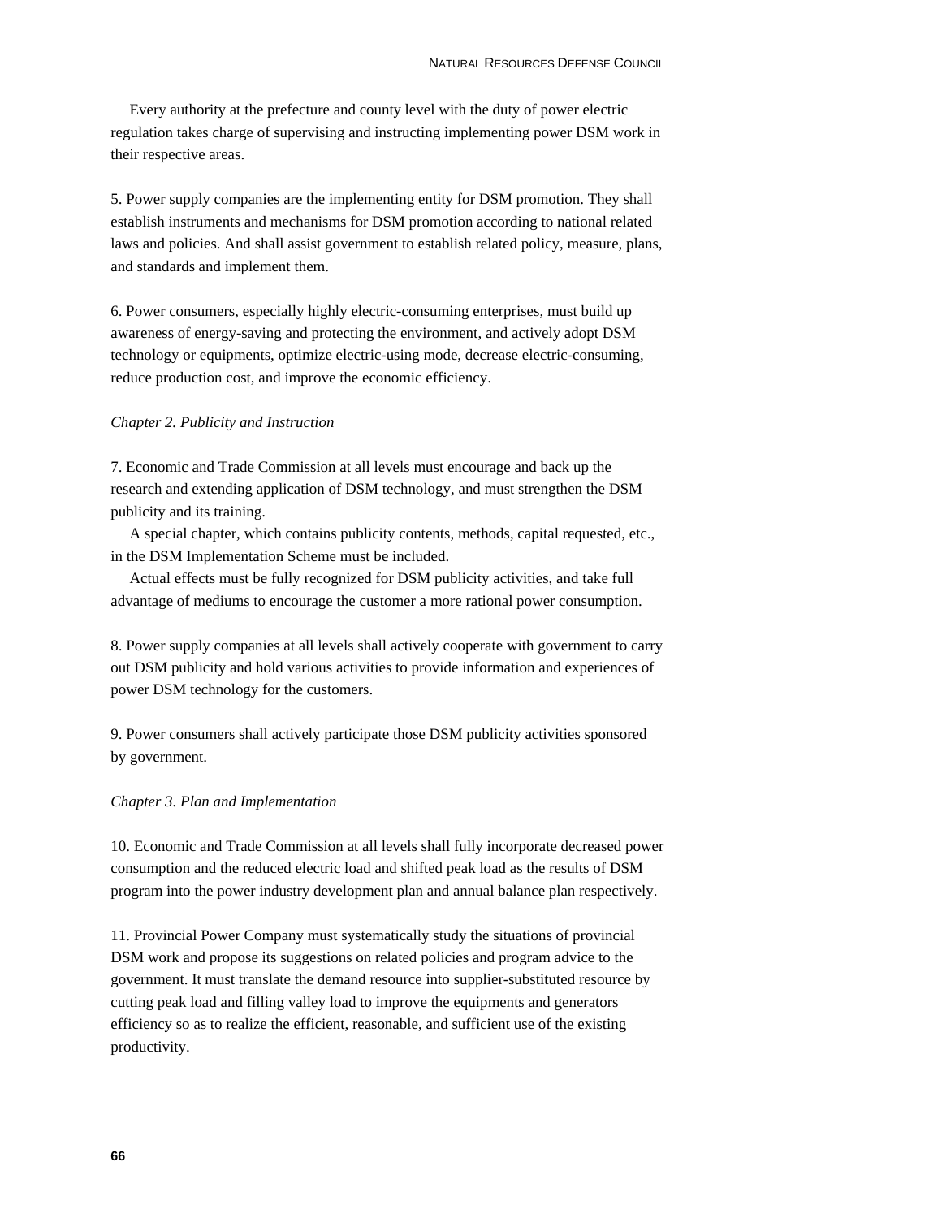Every authority at the prefecture and county level with the duty of power electric regulation takes charge of supervising and instructing implementing power DSM work in their respective areas.

5. Power supply companies are the implementing entity for DSM promotion. They shall establish instruments and mechanisms for DSM promotion according to national related laws and policies. And shall assist government to establish related policy, measure, plans, and standards and implement them.

6. Power consumers, especially highly electric-consuming enterprises, must build up awareness of energy-saving and protecting the environment, and actively adopt DSM technology or equipments, optimize electric-using mode, decrease electric-consuming, reduce production cost, and improve the economic efficiency.

*Chapter 2. Publicity and Instruction*

7. Economic and Trade Commission at all levels must encourage and back up the research and extending application of DSM technology, and must strengthen the DSM publicity and its training.

A special chapter, which contains publicity contents, methods, capital requested, etc., in the DSM Implementation Scheme must be included.

Actual effects must be fully recognized for DSM publicity activities, and take full advantage of mediums to encourage the customer a more rational power consumption.

8. Power supply companies at all levels shall actively cooperate with government to carry out DSM publicity and hold various activities to provide information and experiences of power DSM technology for the customers.

9. Power consumers shall actively participate those DSM publicity activities sponsored by government.

*Chapter 3. Plan and Implementation*

10. Economic and Trade Commission at all levels shall fully incorporate decreased power consumption and the reduced electric load and shifted peak load as the results of DSM program into the power industry development plan and annual balance plan respectively.

11. Provincial Power Company must systematically study the situations of provincial DSM work and propose its suggestions on related policies and program advice to the government. It must translate the demand resource into supplier-substituted resource by cutting peak load and filling valley load to improve the equipments and generators efficiency so as to realize the efficient, reasonable, and sufficient use of the existing productivity.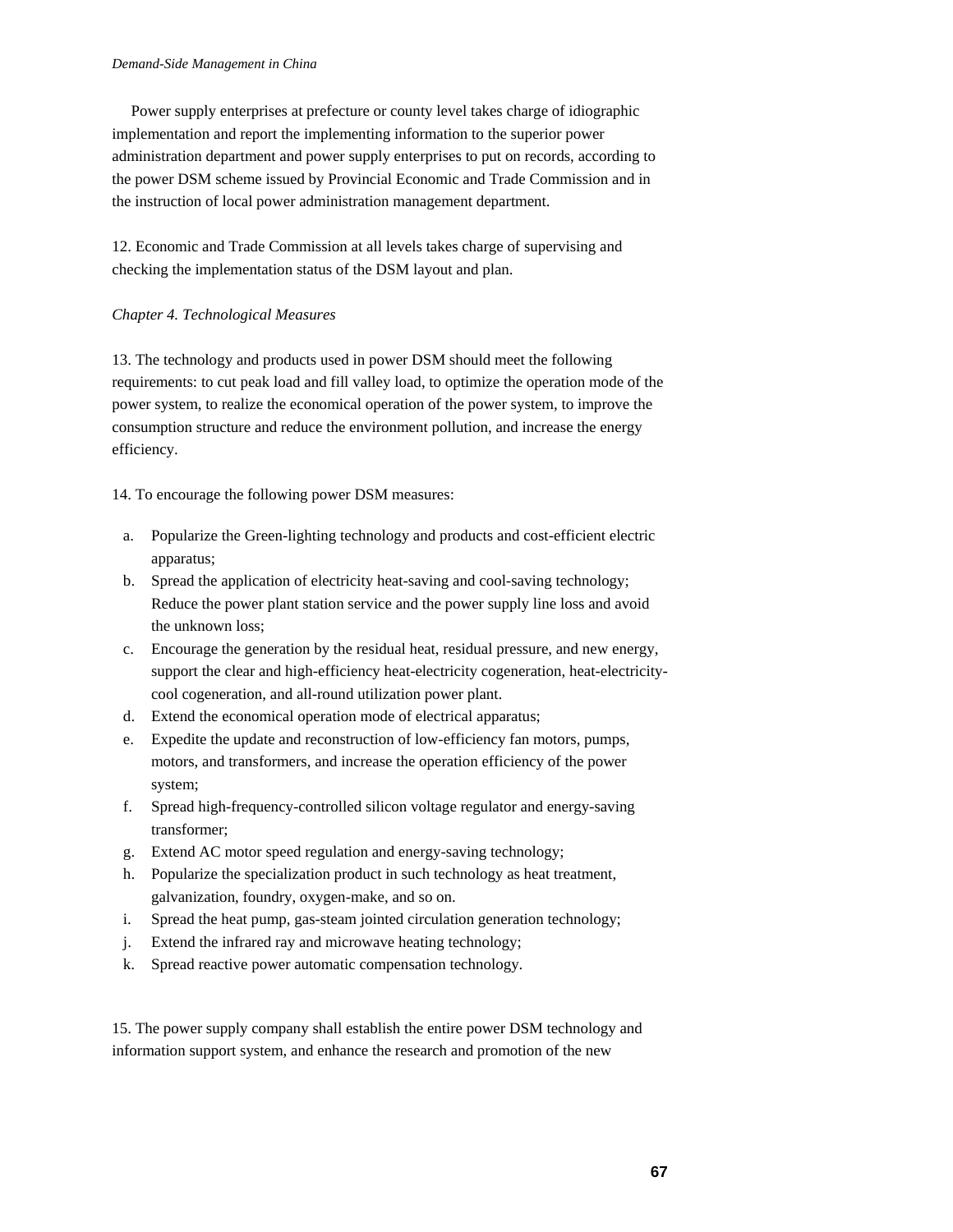Power supply enterprises at prefecture or county level takes charge of idiographic implementation and report the implementing information to the superior power administration department and power supply enterprises to put on records, according to the power DSM scheme issued by Provincial Economic and Trade Commission and in the instruction of local power administration management department.

12. Economic and Trade Commission at all levels takes charge of supervising and checking the implementation status of the DSM layout and plan.

*Chapter 4. Technological Measures*

13. The technology and products used in power DSM should meet the following requirements: to cut peak load and fill valley load, to optimize the operation mode of the power system, to realize the economical operation of the power system, to improve the consumption structure and reduce the environment pollution, and increase the energy efficiency.

14. To encourage the following power DSM measures:

a. Popularize the Green-lighting technology and products and cost-efficient electric apparatus;
b. Spread the application of electricity heat-saving and cool-saving technology; Reduce the power plant station service and the power supply line loss and avoid the unknown loss;
c. Encourage the generation by the residual heat, residual pressure, and new energy, support the clear and high-efficiency heat-electricity cogeneration, heat-electricity-cool cogeneration, and all-round utilization power plant.
d. Extend the economical operation mode of electrical apparatus;
e. Expedite the update and reconstruction of low-efficiency fan motors, pumps, motors, and transformers, and increase the operation efficiency of the power system;
f. Spread high-frequency-controlled silicon voltage regulator and energy-saving transformer;
g. Extend AC motor speed regulation and energy-saving technology;
h. Popularize the specialization product in such technology as heat treatment, galvanization, foundry, oxygen-make, and so on.
i. Spread the heat pump, gas-steam jointed circulation generation technology;
j. Extend the infrared ray and microwave heating technology;
k. Spread reactive power automatic compensation technology.

15. The power supply company shall establish the entire power DSM technology and information support system, and enhance the research and promotion of the new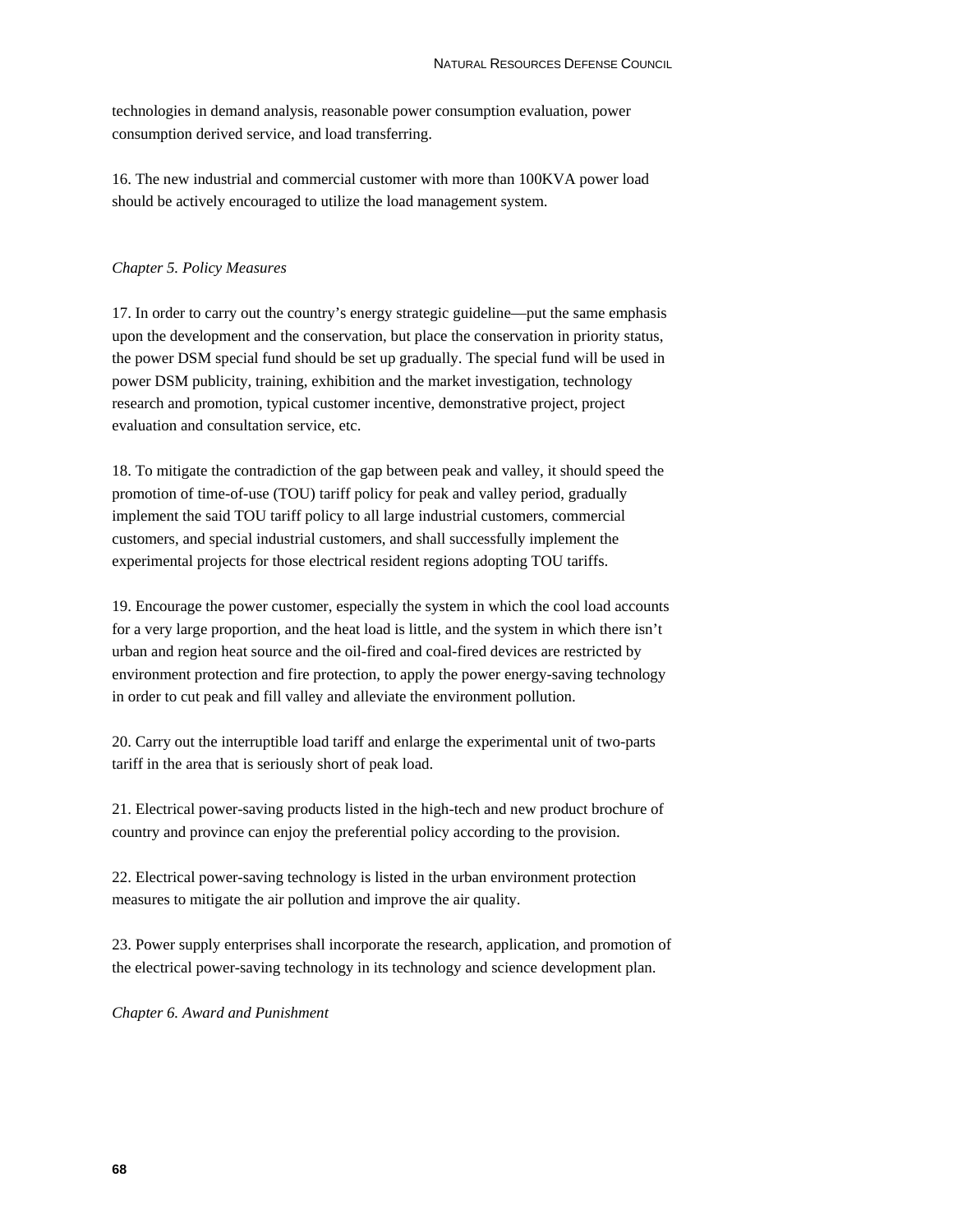technologies in demand analysis, reasonable power consumption evaluation, power consumption derived service, and load transferring.

16. The new industrial and commercial customer with more than 100KVA power load should be actively encouraged to utilize the load management system.

*Chapter 5. Policy Measures*

17. In order to carry out the country's energy strategic guideline—put the same emphasis upon the development and the conservation, but place the conservation in priority status, the power DSM special fund should be set up gradually. The special fund will be used in power DSM publicity, training, exhibition and the market investigation, technology research and promotion, typical customer incentive, demonstrative project, project evaluation and consultation service, etc.

18. To mitigate the contradiction of the gap between peak and valley, it should speed the promotion of time-of-use (TOU) tariff policy for peak and valley period, gradually implement the said TOU tariff policy to all large industrial customers, commercial customers, and special industrial customers, and shall successfully implement the experimental projects for those electrical resident regions adopting TOU tariffs.

19. Encourage the power customer, especially the system in which the cool load accounts for a very large proportion, and the heat load is little, and the system in which there isn't urban and region heat source and the oil-fired and coal-fired devices are restricted by environment protection and fire protection, to apply the power energy-saving technology in order to cut peak and fill valley and alleviate the environment pollution.

20. Carry out the interruptible load tariff and enlarge the experimental unit of two-parts tariff in the area that is seriously short of peak load.

21. Electrical power-saving products listed in the high-tech and new product brochure of country and province can enjoy the preferential policy according to the provision.

22. Electrical power-saving technology is listed in the urban environment protection measures to mitigate the air pollution and improve the air quality.

23. Power supply enterprises shall incorporate the research, application, and promotion of the electrical power-saving technology in its technology and science development plan.

*Chapter 6. Award and Punishment*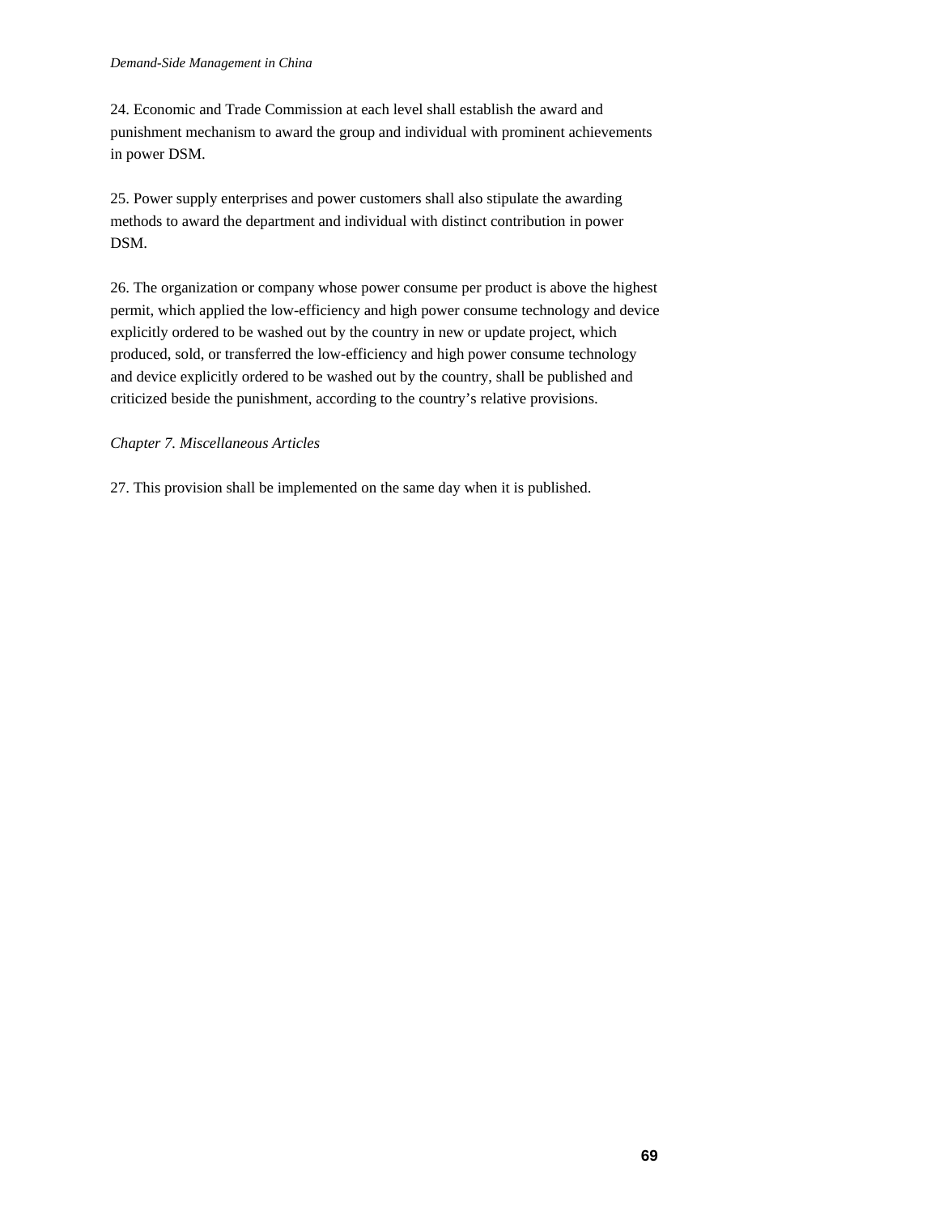24. Economic and Trade Commission at each level shall establish the award and punishment mechanism to award the group and individual with prominent achievements in power DSM.

25. Power supply enterprises and power customers shall also stipulate the awarding methods to award the department and individual with distinct contribution in power DSM.

26. The organization or company whose power consume per product is above the highest permit, which applied the low-efficiency and high power consume technology and device explicitly ordered to be washed out by the country in new or update project, which produced, sold, or transferred the low-efficiency and high power consume technology and device explicitly ordered to be washed out by the country, shall be published and criticized beside the punishment, according to the country's relative provisions.

*Chapter 7. Miscellaneous Articles*

27. This provision shall be implemented on the same day when it is published.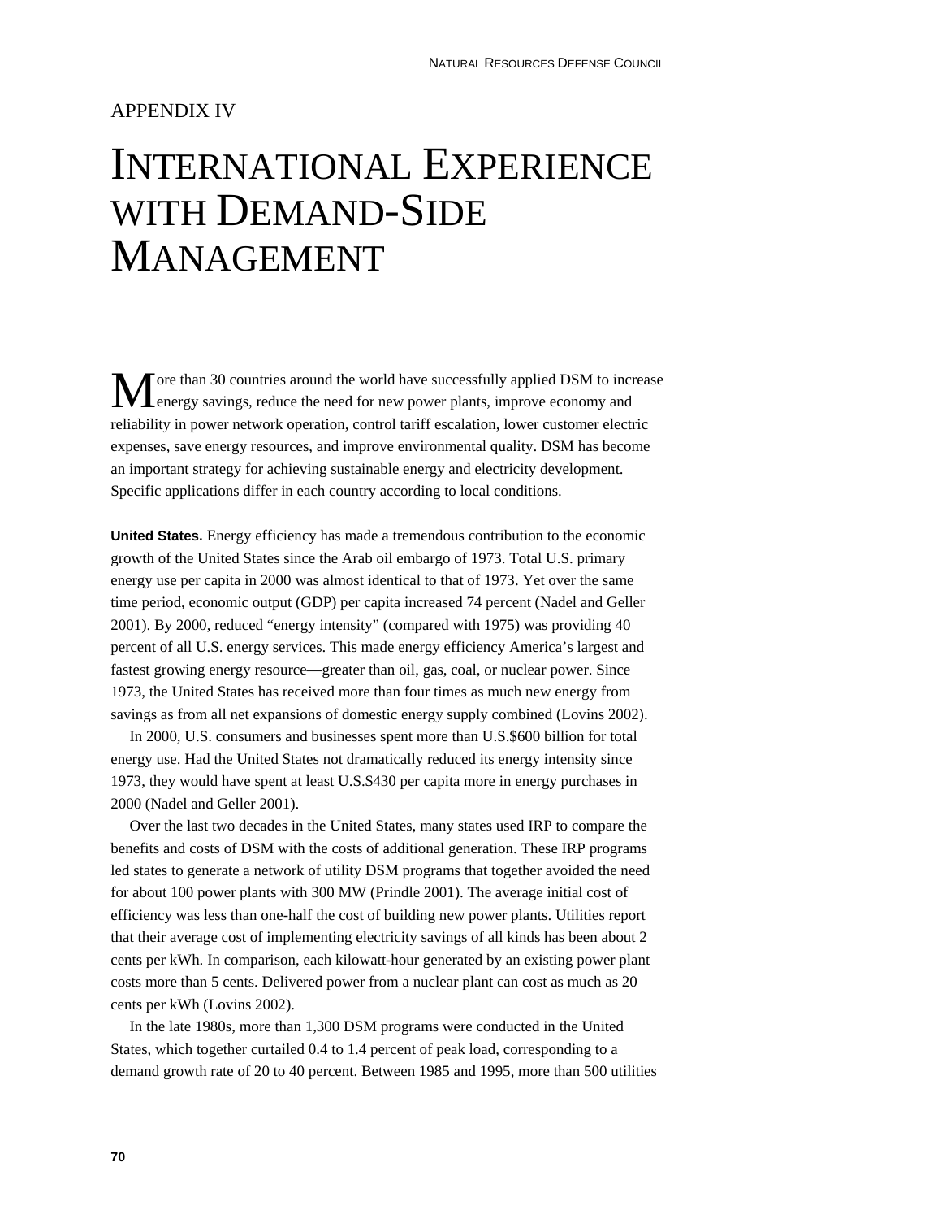APPENDIX IV

# INTERNATIONAL EXPERIENCE WITH DEMAND-SIDE MANAGEMENT

More than 30 countries around the world have successfully applied DSM to increase energy savings, reduce the need for new power plants, improve economy and reliability in power network operation, control tariff escalation, lower customer electric expenses, save energy resources, and improve environmental quality. DSM has become an important strategy for achieving sustainable energy and electricity development. Specific applications differ in each country according to local conditions.

**United States.** Energy efficiency has made a tremendous contribution to the economic growth of the United States since the Arab oil embargo of 1973. Total U.S. primary energy use per capita in 2000 was almost identical to that of 1973. Yet over the same time period, economic output (GDP) per capita increased 74 percent (Nadel and Geller 2001). By 2000, reduced "energy intensity" (compared with 1975) was providing 40 percent of all U.S. energy services. This made energy efficiency America's largest and fastest growing energy resource—greater than oil, gas, coal, or nuclear power. Since 1973, the United States has received more than four times as much new energy from savings as from all net expansions of domestic energy supply combined (Lovins 2002).

In 2000, U.S. consumers and businesses spent more than U.S.$600 billion for total energy use. Had the United States not dramatically reduced its energy intensity since 1973, they would have spent at least U.S.$430 per capita more in energy purchases in 2000 (Nadel and Geller 2001).

Over the last two decades in the United States, many states used IRP to compare the benefits and costs of DSM with the costs of additional generation. These IRP programs led states to generate a network of utility DSM programs that together avoided the need for about 100 power plants with 300 MW (Prindle 2001). The average initial cost of efficiency was less than one-half the cost of building new power plants. Utilities report that their average cost of implementing electricity savings of all kinds has been about 2 cents per kWh. In comparison, each kilowatt-hour generated by an existing power plant costs more than 5 cents. Delivered power from a nuclear plant can cost as much as 20 cents per kWh (Lovins 2002).

In the late 1980s, more than 1,300 DSM programs were conducted in the United States, which together curtailed 0.4 to 1.4 percent of peak load, corresponding to a demand growth rate of 20 to 40 percent. Between 1985 and 1995, more than 500 utilities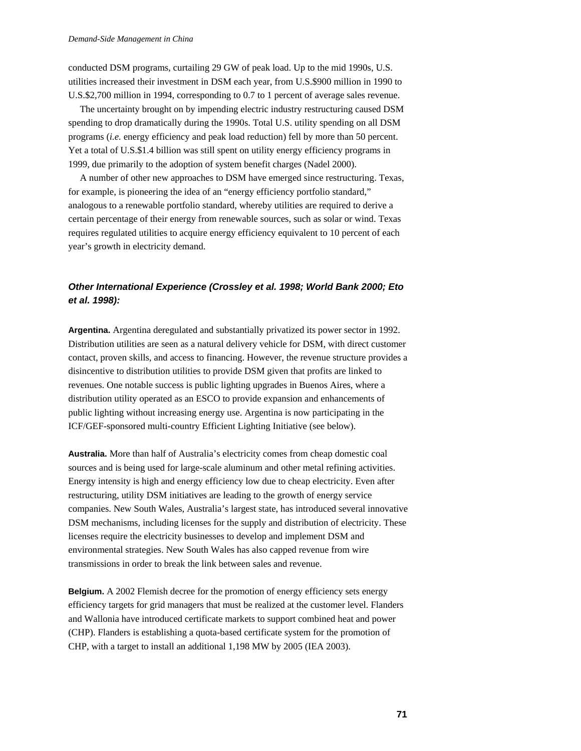conducted DSM programs, curtailing 29 GW of peak load. Up to the mid 1990s, U.S. utilities increased their investment in DSM each year, from U.S.$900 million in 1990 to U.S.$2,700 million in 1994, corresponding to 0.7 to 1 percent of average sales revenue.

The uncertainty brought on by impending electric industry restructuring caused DSM spending to drop dramatically during the 1990s. Total U.S. utility spending on all DSM programs (*i.e.* energy efficiency and peak load reduction) fell by more than 50 percent. Yet a total of U.S.$1.4 billion was still spent on utility energy efficiency programs in 1999, due primarily to the adoption of system benefit charges (Nadel 2000).

A number of other new approaches to DSM have emerged since restructuring. Texas, for example, is pioneering the idea of an "energy efficiency portfolio standard," analogous to a renewable portfolio standard, whereby utilities are required to derive a certain percentage of their energy from renewable sources, such as solar or wind. Texas requires regulated utilities to acquire energy efficiency equivalent to 10 percent of each year's growth in electricity demand.

### *Other International Experience (Crossley et al. 1998; World Bank 2000; Eto et al. 1998):*

**Argentina.** Argentina deregulated and substantially privatized its power sector in 1992. Distribution utilities are seen as a natural delivery vehicle for DSM, with direct customer contact, proven skills, and access to financing. However, the revenue structure provides a disincentive to distribution utilities to provide DSM given that profits are linked to revenues. One notable success is public lighting upgrades in Buenos Aires, where a distribution utility operated as an ESCO to provide expansion and enhancements of public lighting without increasing energy use. Argentina is now participating in the ICF/GEF-sponsored multi-country Efficient Lighting Initiative (see below).

**Australia.** More than half of Australia's electricity comes from cheap domestic coal sources and is being used for large-scale aluminum and other metal refining activities. Energy intensity is high and energy efficiency low due to cheap electricity. Even after restructuring, utility DSM initiatives are leading to the growth of energy service companies. New South Wales, Australia's largest state, has introduced several innovative DSM mechanisms, including licenses for the supply and distribution of electricity. These licenses require the electricity businesses to develop and implement DSM and environmental strategies. New South Wales has also capped revenue from wire transmissions in order to break the link between sales and revenue.

**Belgium.** A 2002 Flemish decree for the promotion of energy efficiency sets energy efficiency targets for grid managers that must be realized at the customer level. Flanders and Wallonia have introduced certificate markets to support combined heat and power (CHP). Flanders is establishing a quota-based certificate system for the promotion of CHP, with a target to install an additional 1,198 MW by 2005 (IEA 2003).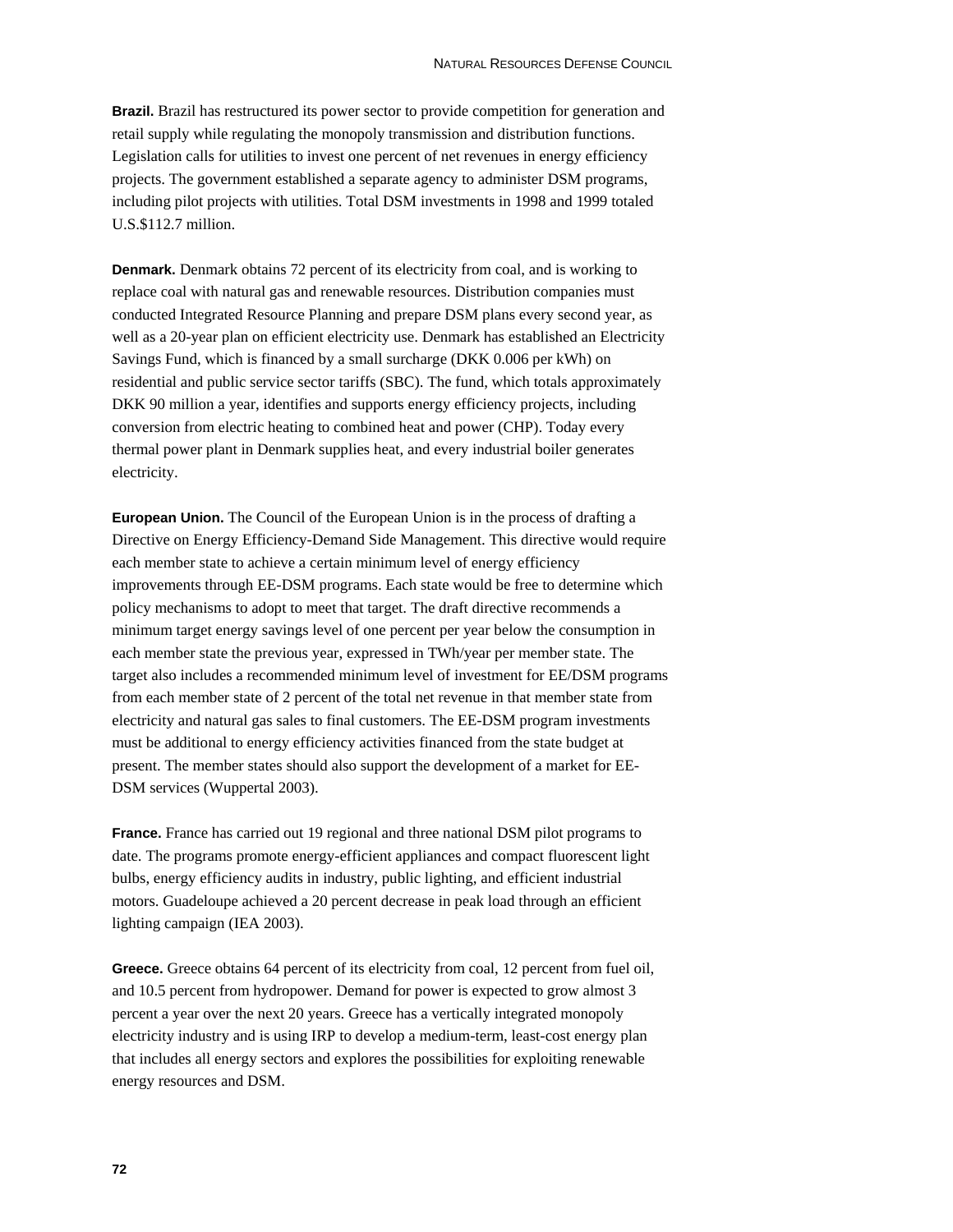**Brazil.** Brazil has restructured its power sector to provide competition for generation and retail supply while regulating the monopoly transmission and distribution functions. Legislation calls for utilities to invest one percent of net revenues in energy efficiency projects. The government established a separate agency to administer DSM programs, including pilot projects with utilities. Total DSM investments in 1998 and 1999 totaled U.S.$112.7 million.

**Denmark.** Denmark obtains 72 percent of its electricity from coal, and is working to replace coal with natural gas and renewable resources. Distribution companies must conducted Integrated Resource Planning and prepare DSM plans every second year, as well as a 20-year plan on efficient electricity use. Denmark has established an Electricity Savings Fund, which is financed by a small surcharge (DKK 0.006 per kWh) on residential and public service sector tariffs (SBC). The fund, which totals approximately DKK 90 million a year, identifies and supports energy efficiency projects, including conversion from electric heating to combined heat and power (CHP). Today every thermal power plant in Denmark supplies heat, and every industrial boiler generates electricity.

**European Union.** The Council of the European Union is in the process of drafting a Directive on Energy Efficiency-Demand Side Management. This directive would require each member state to achieve a certain minimum level of energy efficiency improvements through EE-DSM programs. Each state would be free to determine which policy mechanisms to adopt to meet that target. The draft directive recommends a minimum target energy savings level of one percent per year below the consumption in each member state the previous year, expressed in TWh/year per member state. The target also includes a recommended minimum level of investment for EE/DSM programs from each member state of 2 percent of the total net revenue in that member state from electricity and natural gas sales to final customers. The EE-DSM program investments must be additional to energy efficiency activities financed from the state budget at present. The member states should also support the development of a market for EE-DSM services (Wuppertal 2003).

**France.** France has carried out 19 regional and three national DSM pilot programs to date. The programs promote energy-efficient appliances and compact fluorescent light bulbs, energy efficiency audits in industry, public lighting, and efficient industrial motors. Guadeloupe achieved a 20 percent decrease in peak load through an efficient lighting campaign (IEA 2003).

**Greece.** Greece obtains 64 percent of its electricity from coal, 12 percent from fuel oil, and 10.5 percent from hydropower. Demand for power is expected to grow almost 3 percent a year over the next 20 years. Greece has a vertically integrated monopoly electricity industry and is using IRP to develop a medium-term, least-cost energy plan that includes all energy sectors and explores the possibilities for exploiting renewable energy resources and DSM.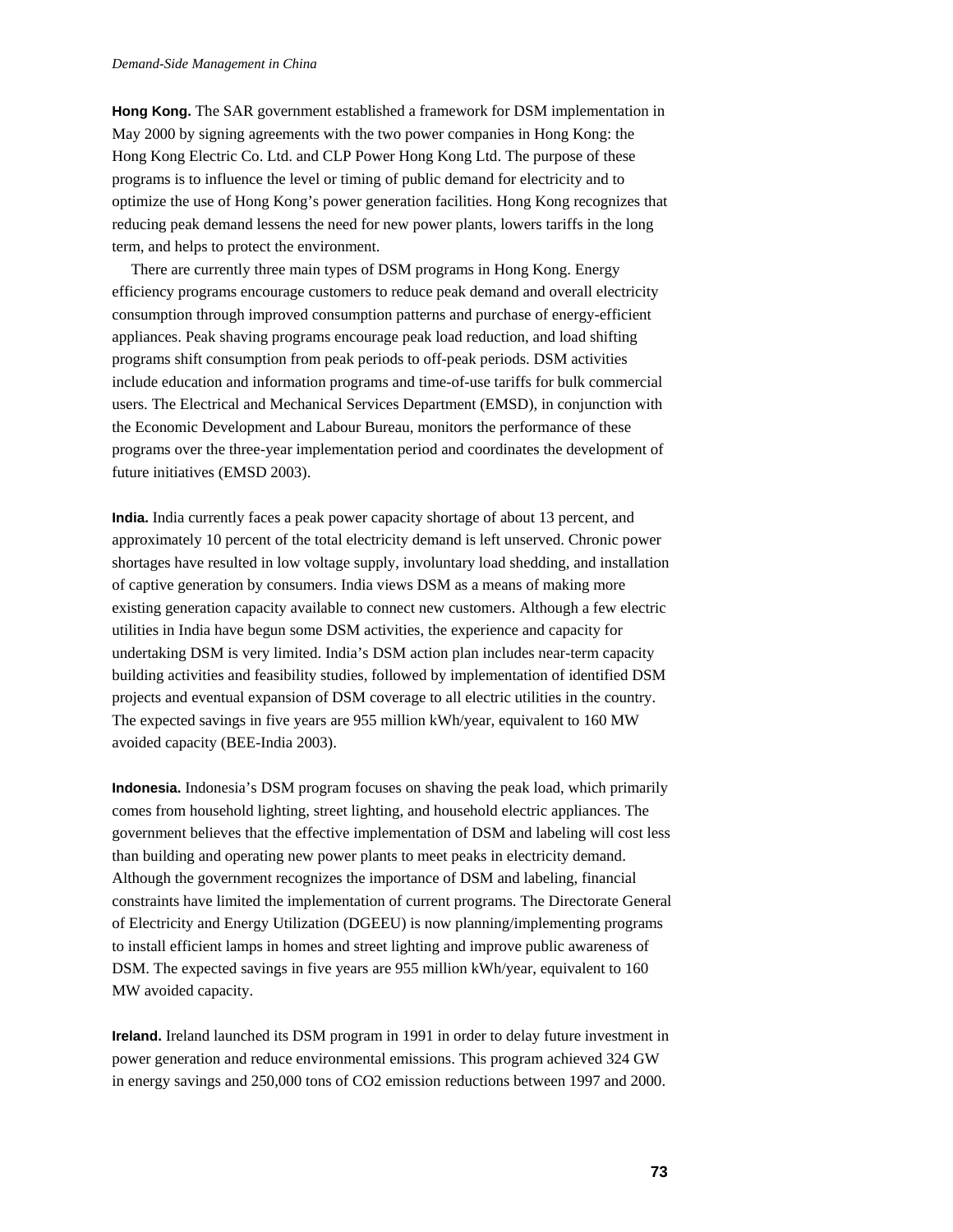**Hong Kong.** The SAR government established a framework for DSM implementation in May 2000 by signing agreements with the two power companies in Hong Kong: the Hong Kong Electric Co. Ltd. and CLP Power Hong Kong Ltd. The purpose of these programs is to influence the level or timing of public demand for electricity and to optimize the use of Hong Kong's power generation facilities. Hong Kong recognizes that reducing peak demand lessens the need for new power plants, lowers tariffs in the long term, and helps to protect the environment.

There are currently three main types of DSM programs in Hong Kong. Energy efficiency programs encourage customers to reduce peak demand and overall electricity consumption through improved consumption patterns and purchase of energy-efficient appliances. Peak shaving programs encourage peak load reduction, and load shifting programs shift consumption from peak periods to off-peak periods. DSM activities include education and information programs and time-of-use tariffs for bulk commercial users. The Electrical and Mechanical Services Department (EMSD), in conjunction with the Economic Development and Labour Bureau, monitors the performance of these programs over the three-year implementation period and coordinates the development of future initiatives (EMSD 2003).

**India.** India currently faces a peak power capacity shortage of about 13 percent, and approximately 10 percent of the total electricity demand is left unserved. Chronic power shortages have resulted in low voltage supply, involuntary load shedding, and installation of captive generation by consumers. India views DSM as a means of making more existing generation capacity available to connect new customers. Although a few electric utilities in India have begun some DSM activities, the experience and capacity for undertaking DSM is very limited. India's DSM action plan includes near-term capacity building activities and feasibility studies, followed by implementation of identified DSM projects and eventual expansion of DSM coverage to all electric utilities in the country. The expected savings in five years are 955 million kWh/year, equivalent to 160 MW avoided capacity (BEE-India 2003).

**Indonesia.** Indonesia's DSM program focuses on shaving the peak load, which primarily comes from household lighting, street lighting, and household electric appliances. The government believes that the effective implementation of DSM and labeling will cost less than building and operating new power plants to meet peaks in electricity demand. Although the government recognizes the importance of DSM and labeling, financial constraints have limited the implementation of current programs. The Directorate General of Electricity and Energy Utilization (DGEEU) is now planning/implementing programs to install efficient lamps in homes and street lighting and improve public awareness of DSM. The expected savings in five years are 955 million kWh/year, equivalent to 160 MW avoided capacity.

**Ireland.** Ireland launched its DSM program in 1991 in order to delay future investment in power generation and reduce environmental emissions. This program achieved 324 GW in energy savings and 250,000 tons of $CO_2$ emission reductions between 1997 and 2000.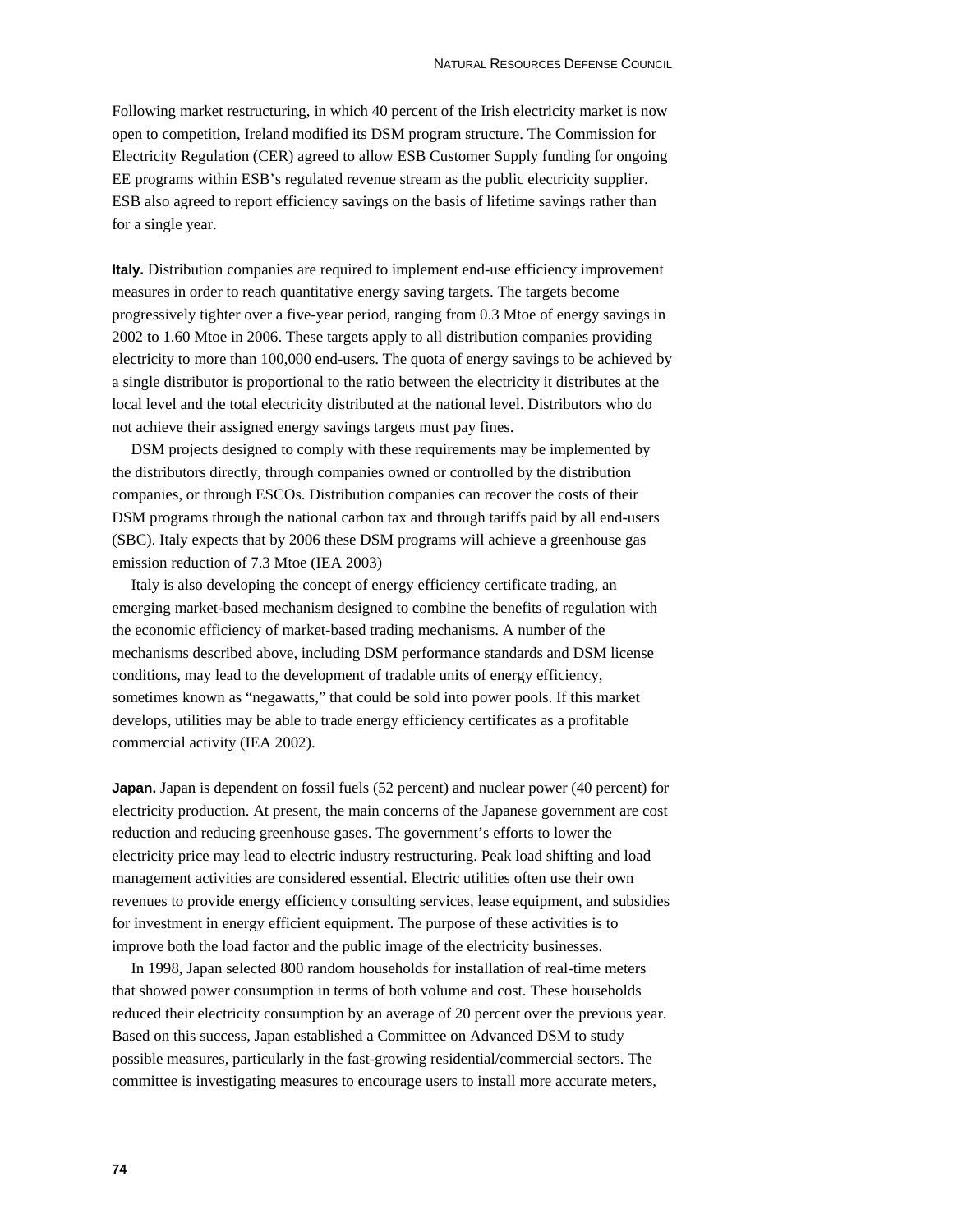Following market restructuring, in which 40 percent of the Irish electricity market is now open to competition, Ireland modified its DSM program structure. The Commission for Electricity Regulation (CER) agreed to allow ESB Customer Supply funding for ongoing EE programs within ESB's regulated revenue stream as the public electricity supplier. ESB also agreed to report efficiency savings on the basis of lifetime savings rather than for a single year.

**Italy.** Distribution companies are required to implement end-use efficiency improvement measures in order to reach quantitative energy saving targets. The targets become progressively tighter over a five-year period, ranging from 0.3 Mtoe of energy savings in 2002 to 1.60 Mtoe in 2006. These targets apply to all distribution companies providing electricity to more than 100,000 end-users. The quota of energy savings to be achieved by a single distributor is proportional to the ratio between the electricity it distributes at the local level and the total electricity distributed at the national level. Distributors who do not achieve their assigned energy savings targets must pay fines.

DSM projects designed to comply with these requirements may be implemented by the distributors directly, through companies owned or controlled by the distribution companies, or through ESCOs. Distribution companies can recover the costs of their DSM programs through the national carbon tax and through tariffs paid by all end-users (SBC). Italy expects that by 2006 these DSM programs will achieve a greenhouse gas emission reduction of 7.3 Mtoe (IEA 2003)

Italy is also developing the concept of energy efficiency certificate trading, an emerging market-based mechanism designed to combine the benefits of regulation with the economic efficiency of market-based trading mechanisms. A number of the mechanisms described above, including DSM performance standards and DSM license conditions, may lead to the development of tradable units of energy efficiency, sometimes known as "negawatts," that could be sold into power pools. If this market develops, utilities may be able to trade energy efficiency certificates as a profitable commercial activity (IEA 2002).

**Japan.** Japan is dependent on fossil fuels (52 percent) and nuclear power (40 percent) for electricity production. At present, the main concerns of the Japanese government are cost reduction and reducing greenhouse gases. The government's efforts to lower the electricity price may lead to electric industry restructuring. Peak load shifting and load management activities are considered essential. Electric utilities often use their own revenues to provide energy efficiency consulting services, lease equipment, and subsidies for investment in energy efficient equipment. The purpose of these activities is to improve both the load factor and the public image of the electricity businesses.

In 1998, Japan selected 800 random households for installation of real-time meters that showed power consumption in terms of both volume and cost. These households reduced their electricity consumption by an average of 20 percent over the previous year. Based on this success, Japan established a Committee on Advanced DSM to study possible measures, particularly in the fast-growing residential/commercial sectors. The committee is investigating measures to encourage users to install more accurate meters,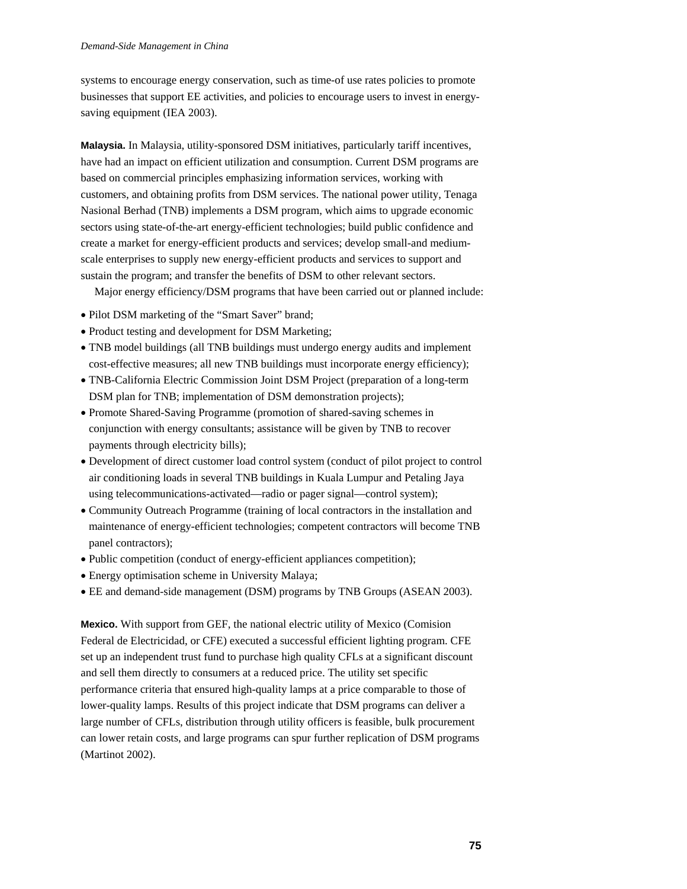systems to encourage energy conservation, such as time-of use rates policies to promote businesses that support EE activities, and policies to encourage users to invest in energy-saving equipment (IEA 2003).

**Malaysia.** In Malaysia, utility-sponsored DSM initiatives, particularly tariff incentives, have had an impact on efficient utilization and consumption. Current DSM programs are based on commercial principles emphasizing information services, working with customers, and obtaining profits from DSM services. The national power utility, Tenaga Nasional Berhad (TNB) implements a DSM program, which aims to upgrade economic sectors using state-of-the-art energy-efficient technologies; build public confidence and create a market for energy-efficient products and services; develop small-and medium-scale enterprises to supply new energy-efficient products and services to support and sustain the program; and transfer the benefits of DSM to other relevant sectors.

Major energy efficiency/DSM programs that have been carried out or planned include:

- Pilot DSM marketing of the "Smart Saver" brand;
- Product testing and development for DSM Marketing;
- TNB model buildings (all TNB buildings must undergo energy audits and implement cost-effective measures; all new TNB buildings must incorporate energy efficiency);
- TNB-California Electric Commission Joint DSM Project (preparation of a long-term DSM plan for TNB; implementation of DSM demonstration projects);
- Promote Shared-Saving Programme (promotion of shared-saving schemes in conjunction with energy consultants; assistance will be given by TNB to recover payments through electricity bills);
- Development of direct customer load control system (conduct of pilot project to control air conditioning loads in several TNB buildings in Kuala Lumpur and Petaling Jaya using telecommunications-activated—radio or pager signal—control system);
- Community Outreach Programme (training of local contractors in the installation and maintenance of energy-efficient technologies; competent contractors will become TNB panel contractors);
- Public competition (conduct of energy-efficient appliances competition);
- Energy optimisation scheme in University Malaya;
- EE and demand-side management (DSM) programs by TNB Groups (ASEAN 2003).

**Mexico.** With support from GEF, the national electric utility of Mexico (Comision Federal de Electricidad, or CFE) executed a successful efficient lighting program. CFE set up an independent trust fund to purchase high quality CFLs at a significant discount and sell them directly to consumers at a reduced price. The utility set specific performance criteria that ensured high-quality lamps at a price comparable to those of lower-quality lamps. Results of this project indicate that DSM programs can deliver a large number of CFLs, distribution through utility officers is feasible, bulk procurement can lower retain costs, and large programs can spur further replication of DSM programs (Martinot 2002).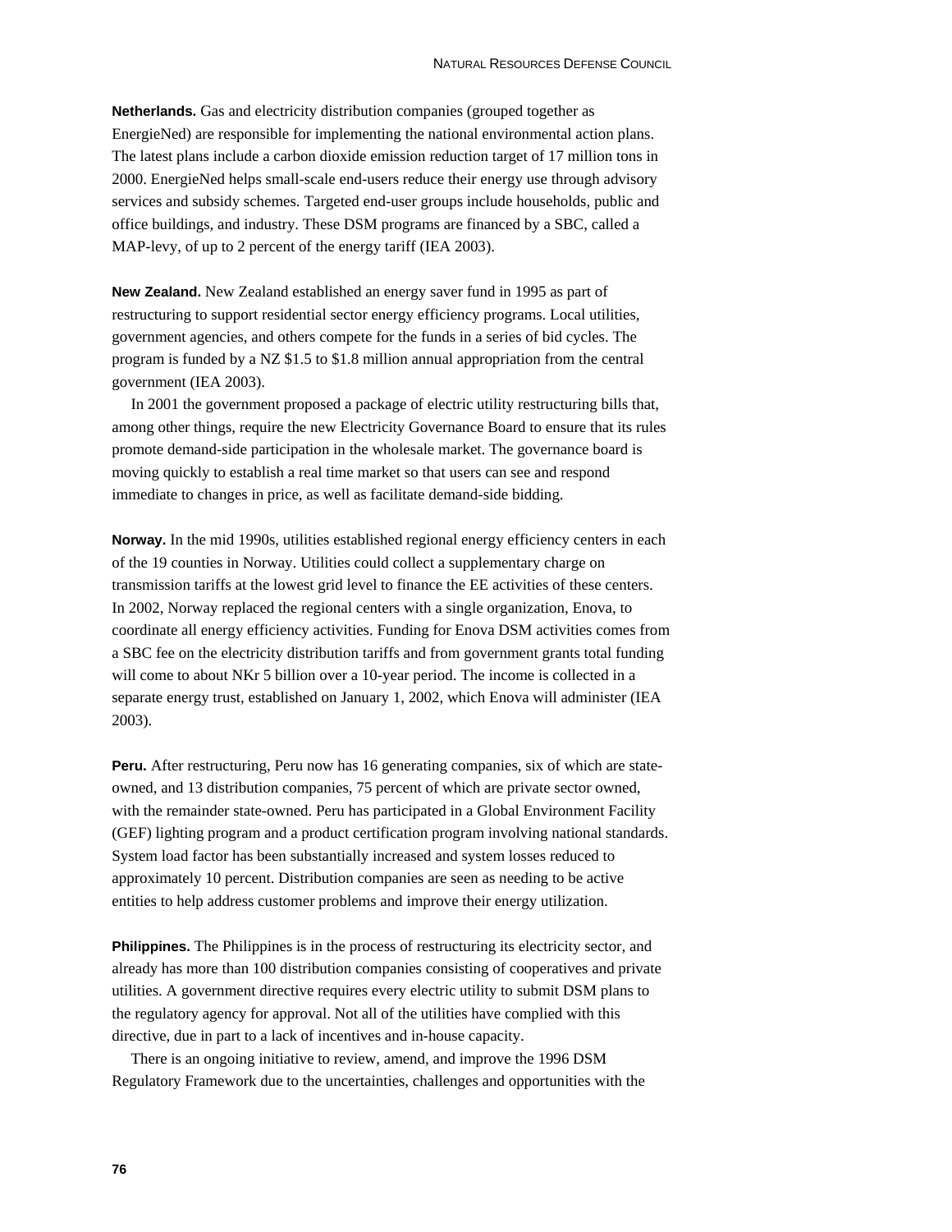**Netherlands.** Gas and electricity distribution companies (grouped together as EnergieNed) are responsible for implementing the national environmental action plans. The latest plans include a carbon dioxide emission reduction target of 17 million tons in 2000. EnergieNed helps small-scale end-users reduce their energy use through advisory services and subsidy schemes. Targeted end-user groups include households, public and office buildings, and industry. These DSM programs are financed by a SBC, called a MAP-levy, of up to 2 percent of the energy tariff (IEA 2003).

**New Zealand.** New Zealand established an energy saver fund in 1995 as part of restructuring to support residential sector energy efficiency programs. Local utilities, government agencies, and others compete for the funds in a series of bid cycles. The program is funded by a NZ $1.5 to $1.8 million annual appropriation from the central government (IEA 2003).

In 2001 the government proposed a package of electric utility restructuring bills that, among other things, require the new Electricity Governance Board to ensure that its rules promote demand-side participation in the wholesale market. The governance board is moving quickly to establish a real time market so that users can see and respond immediate to changes in price, as well as facilitate demand-side bidding.

**Norway.** In the mid 1990s, utilities established regional energy efficiency centers in each of the 19 counties in Norway. Utilities could collect a supplementary charge on transmission tariffs at the lowest grid level to finance the EE activities of these centers. In 2002, Norway replaced the regional centers with a single organization, Enova, to coordinate all energy efficiency activities. Funding for Enova DSM activities comes from a SBC fee on the electricity distribution tariffs and from government grants total funding will come to about NKr 5 billion over a 10-year period. The income is collected in a separate energy trust, established on January 1, 2002, which Enova will administer (IEA 2003).

**Peru.** After restructuring, Peru now has 16 generating companies, six of which are state-owned, and 13 distribution companies, 75 percent of which are private sector owned, with the remainder state-owned. Peru has participated in a Global Environment Facility (GEF) lighting program and a product certification program involving national standards. System load factor has been substantially increased and system losses reduced to approximately 10 percent. Distribution companies are seen as needing to be active entities to help address customer problems and improve their energy utilization.

**Philippines.** The Philippines is in the process of restructuring its electricity sector, and already has more than 100 distribution companies consisting of cooperatives and private utilities. A government directive requires every electric utility to submit DSM plans to the regulatory agency for approval. Not all of the utilities have complied with this directive, due in part to a lack of incentives and in-house capacity.

There is an ongoing initiative to review, amend, and improve the 1996 DSM Regulatory Framework due to the uncertainties, challenges and opportunities with the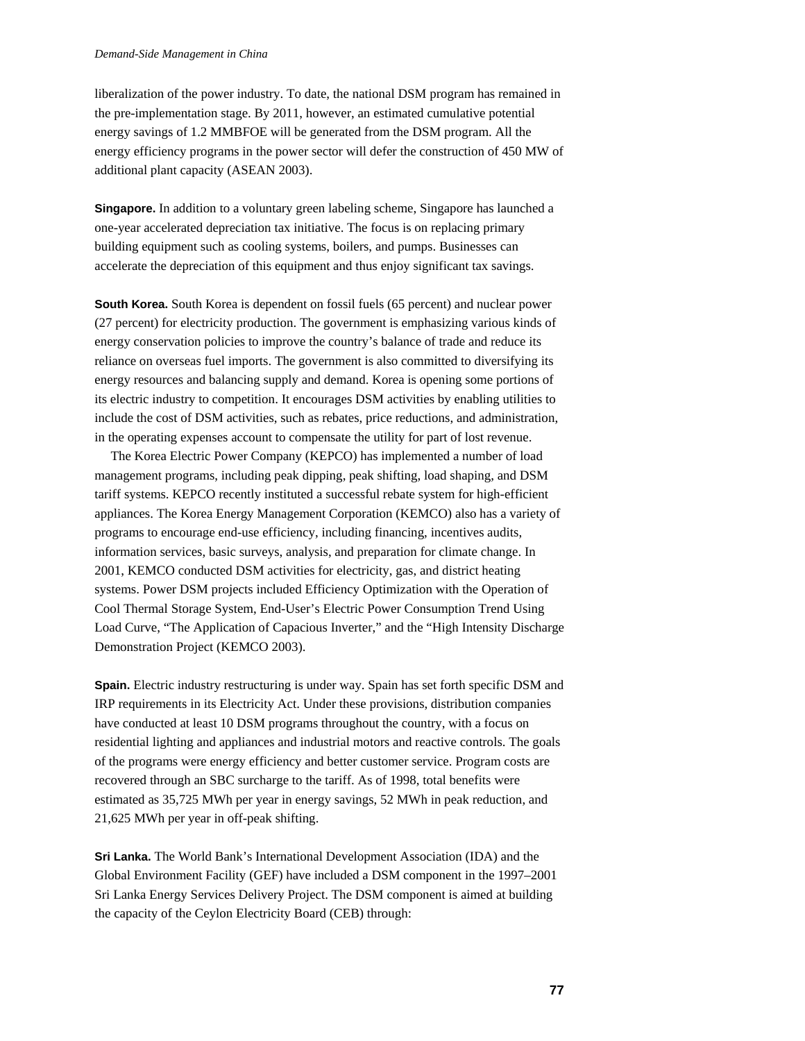liberalization of the power industry. To date, the national DSM program has remained in the pre-implementation stage. By 2011, however, an estimated cumulative potential energy savings of 1.2 MMBFOE will be generated from the DSM program. All the energy efficiency programs in the power sector will defer the construction of 450 MW of additional plant capacity (ASEAN 2003).

**Singapore.** In addition to a voluntary green labeling scheme, Singapore has launched a one-year accelerated depreciation tax initiative. The focus is on replacing primary building equipment such as cooling systems, boilers, and pumps. Businesses can accelerate the depreciation of this equipment and thus enjoy significant tax savings.

**South Korea.** South Korea is dependent on fossil fuels (65 percent) and nuclear power (27 percent) for electricity production. The government is emphasizing various kinds of energy conservation policies to improve the country's balance of trade and reduce its reliance on overseas fuel imports. The government is also committed to diversifying its energy resources and balancing supply and demand. Korea is opening some portions of its electric industry to competition. It encourages DSM activities by enabling utilities to include the cost of DSM activities, such as rebates, price reductions, and administration, in the operating expenses account to compensate the utility for part of lost revenue.

The Korea Electric Power Company (KEPCO) has implemented a number of load management programs, including peak dipping, peak shifting, load shaping, and DSM tariff systems. KEPCO recently instituted a successful rebate system for high-efficient appliances. The Korea Energy Management Corporation (KEMCO) also has a variety of programs to encourage end-use efficiency, including financing, incentives audits, information services, basic surveys, analysis, and preparation for climate change. In 2001, KEMCO conducted DSM activities for electricity, gas, and district heating systems. Power DSM projects included Efficiency Optimization with the Operation of Cool Thermal Storage System, End-User's Electric Power Consumption Trend Using Load Curve, "The Application of Capacious Inverter," and the "High Intensity Discharge Demonstration Project (KEMCO 2003).

**Spain.** Electric industry restructuring is under way. Spain has set forth specific DSM and IRP requirements in its Electricity Act. Under these provisions, distribution companies have conducted at least 10 DSM programs throughout the country, with a focus on residential lighting and appliances and industrial motors and reactive controls. The goals of the programs were energy efficiency and better customer service. Program costs are recovered through an SBC surcharge to the tariff. As of 1998, total benefits were estimated as 35,725 MWh per year in energy savings, 52 MWh in peak reduction, and 21,625 MWh per year in off-peak shifting.

**Sri Lanka.** The World Bank's International Development Association (IDA) and the Global Environment Facility (GEF) have included a DSM component in the 1997–2001 Sri Lanka Energy Services Delivery Project. The DSM component is aimed at building the capacity of the Ceylon Electricity Board (CEB) through: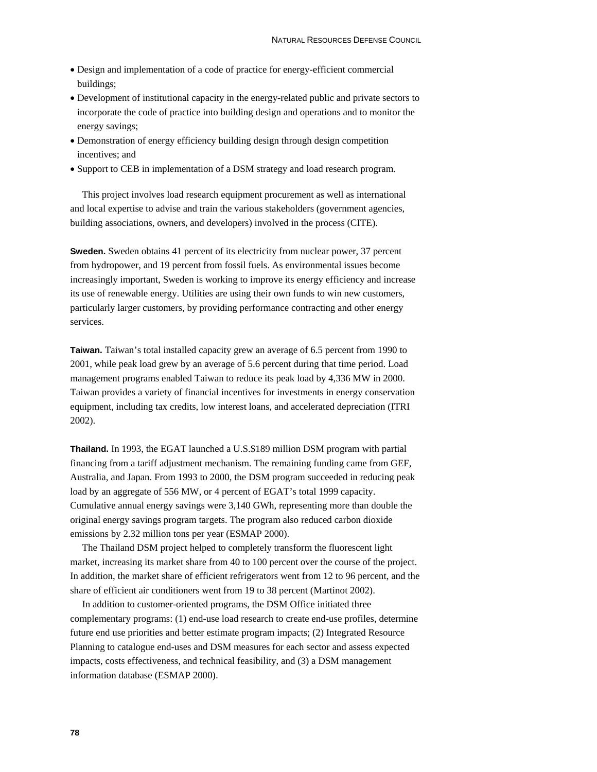- Design and implementation of a code of practice for energy-efficient commercial buildings;
- Development of institutional capacity in the energy-related public and private sectors to incorporate the code of practice into building design and operations and to monitor the energy savings;
- Demonstration of energy efficiency building design through design competition incentives; and
- Support to CEB in implementation of a DSM strategy and load research program.

This project involves load research equipment procurement as well as international and local expertise to advise and train the various stakeholders (government agencies, building associations, owners, and developers) involved in the process (CITE).

**Sweden.** Sweden obtains 41 percent of its electricity from nuclear power, 37 percent from hydropower, and 19 percent from fossil fuels. As environmental issues become increasingly important, Sweden is working to improve its energy efficiency and increase its use of renewable energy. Utilities are using their own funds to win new customers, particularly larger customers, by providing performance contracting and other energy services.

**Taiwan.** Taiwan's total installed capacity grew an average of 6.5 percent from 1990 to 2001, while peak load grew by an average of 5.6 percent during that time period. Load management programs enabled Taiwan to reduce its peak load by 4,336 MW in 2000. Taiwan provides a variety of financial incentives for investments in energy conservation equipment, including tax credits, low interest loans, and accelerated depreciation (ITRI 2002).

**Thailand.** In 1993, the EGAT launched a U.S.$189 million DSM program with partial financing from a tariff adjustment mechanism. The remaining funding came from GEF, Australia, and Japan. From 1993 to 2000, the DSM program succeeded in reducing peak load by an aggregate of 556 MW, or 4 percent of EGAT's total 1999 capacity. Cumulative annual energy savings were 3,140 GWh, representing more than double the original energy savings program targets. The program also reduced carbon dioxide emissions by 2.32 million tons per year (ESMAP 2000).

The Thailand DSM project helped to completely transform the fluorescent light market, increasing its market share from 40 to 100 percent over the course of the project. In addition, the market share of efficient refrigerators went from 12 to 96 percent, and the share of efficient air conditioners went from 19 to 38 percent (Martinot 2002).

In addition to customer-oriented programs, the DSM Office initiated three complementary programs: (1) end-use load research to create end-use profiles, determine future end use priorities and better estimate program impacts; (2) Integrated Resource Planning to catalogue end-uses and DSM measures for each sector and assess expected impacts, costs effectiveness, and technical feasibility, and (3) a DSM management information database (ESMAP 2000).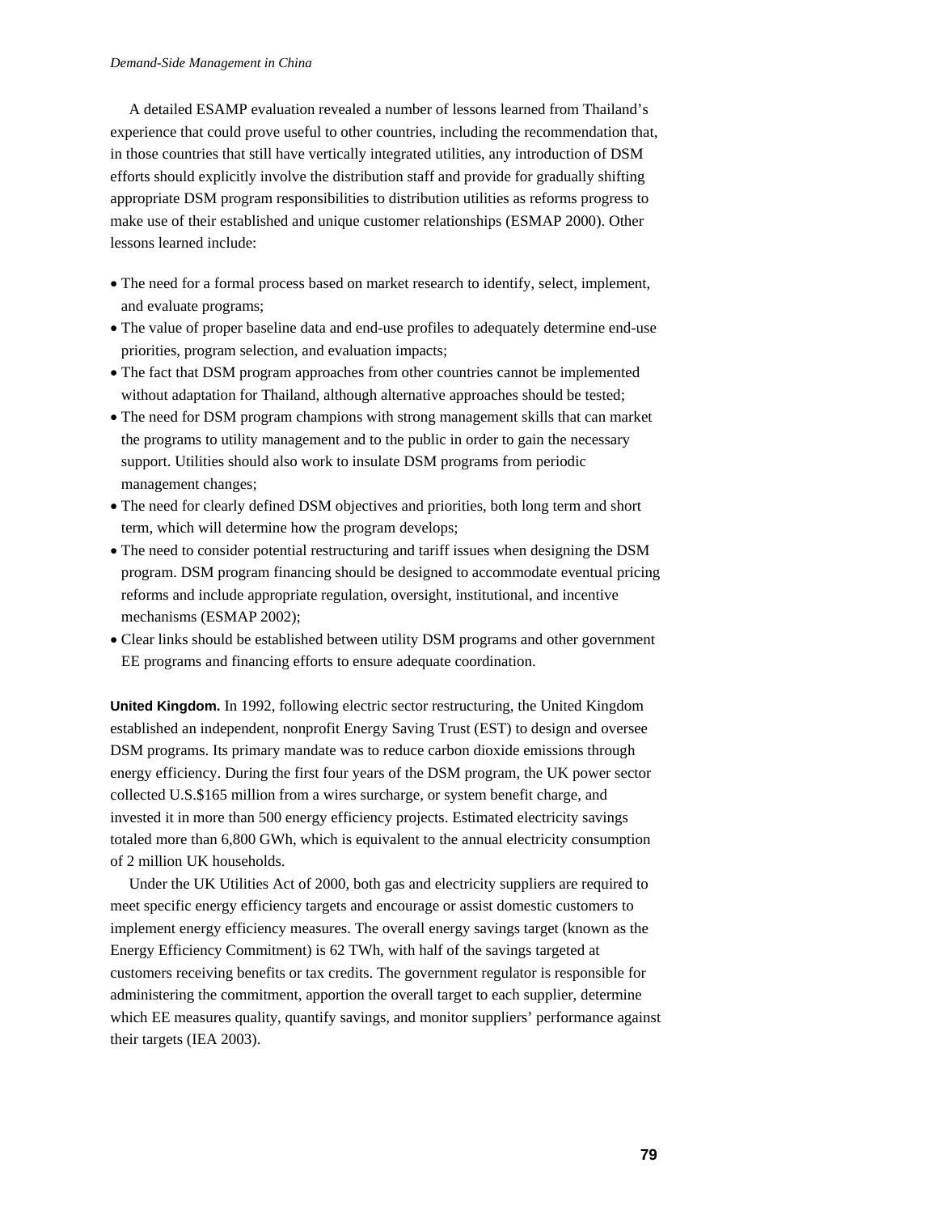A detailed ESAMP evaluation revealed a number of lessons learned from Thailand's experience that could prove useful to other countries, including the recommendation that, in those countries that still have vertically integrated utilities, any introduction of DSM efforts should explicitly involve the distribution staff and provide for gradually shifting appropriate DSM program responsibilities to distribution utilities as reforms progress to make use of their established and unique customer relationships (ESMAP 2000). Other lessons learned include:

- The need for a formal process based on market research to identify, select, implement, and evaluate programs;
- The value of proper baseline data and end-use profiles to adequately determine end-use priorities, program selection, and evaluation impacts;
- The fact that DSM program approaches from other countries cannot be implemented without adaptation for Thailand, although alternative approaches should be tested;
- The need for DSM program champions with strong management skills that can market the programs to utility management and to the public in order to gain the necessary support. Utilities should also work to insulate DSM programs from periodic management changes;
- The need for clearly defined DSM objectives and priorities, both long term and short term, which will determine how the program develops;
- The need to consider potential restructuring and tariff issues when designing the DSM program. DSM program financing should be designed to accommodate eventual pricing reforms and include appropriate regulation, oversight, institutional, and incentive mechanisms (ESMAP 2002);
- Clear links should be established between utility DSM programs and other government EE programs and financing efforts to ensure adequate coordination.

**United Kingdom.** In 1992, following electric sector restructuring, the United Kingdom established an independent, nonprofit Energy Saving Trust (EST) to design and oversee DSM programs. Its primary mandate was to reduce carbon dioxide emissions through energy efficiency. During the first four years of the DSM program, the UK power sector collected U.S.$165 million from a wires surcharge, or system benefit charge, and invested it in more than 500 energy efficiency projects. Estimated electricity savings totaled more than 6,800 GWh, which is equivalent to the annual electricity consumption of 2 million UK households.

Under the UK Utilities Act of 2000, both gas and electricity suppliers are required to meet specific energy efficiency targets and encourage or assist domestic customers to implement energy efficiency measures. The overall energy savings target (known as the Energy Efficiency Commitment) is 62 TWh, with half of the savings targeted at customers receiving benefits or tax credits. The government regulator is responsible for administering the commitment, apportion the overall target to each supplier, determine which EE measures quality, quantify savings, and monitor suppliers' performance against their targets (IEA 2003).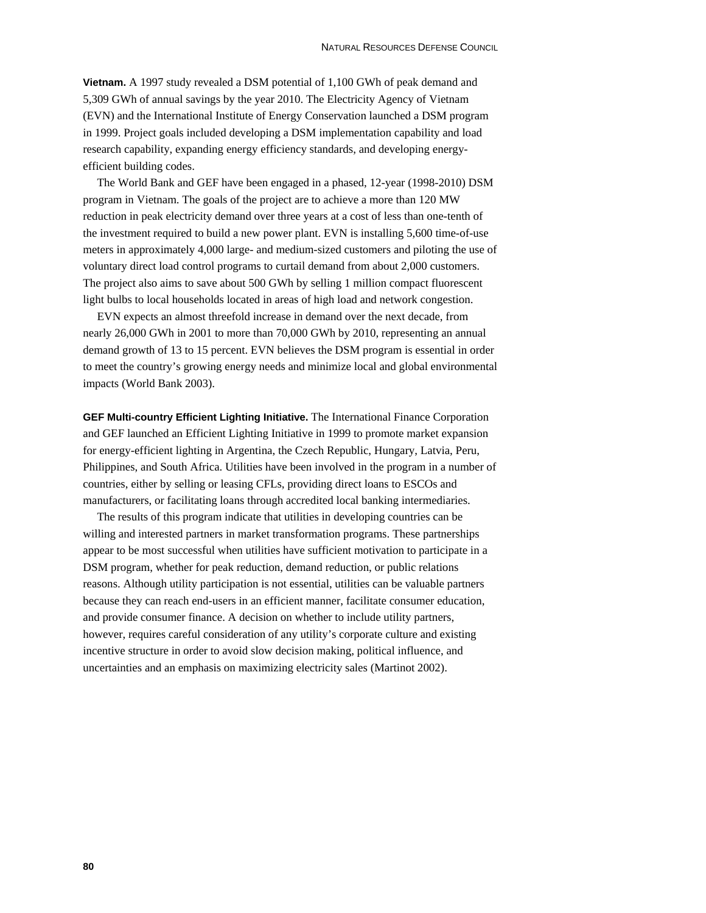**Vietnam.** A 1997 study revealed a DSM potential of 1,100 GWh of peak demand and 5,309 GWh of annual savings by the year 2010. The Electricity Agency of Vietnam (EVN) and the International Institute of Energy Conservation launched a DSM program in 1999. Project goals included developing a DSM implementation capability and load research capability, expanding energy efficiency standards, and developing energy-efficient building codes.

The World Bank and GEF have been engaged in a phased, 12-year (1998-2010) DSM program in Vietnam. The goals of the project are to achieve a more than 120 MW reduction in peak electricity demand over three years at a cost of less than one-tenth of the investment required to build a new power plant. EVN is installing 5,600 time-of-use meters in approximately 4,000 large- and medium-sized customers and piloting the use of voluntary direct load control programs to curtail demand from about 2,000 customers. The project also aims to save about 500 GWh by selling 1 million compact fluorescent light bulbs to local households located in areas of high load and network congestion.

EVN expects an almost threefold increase in demand over the next decade, from nearly 26,000 GWh in 2001 to more than 70,000 GWh by 2010, representing an annual demand growth of 13 to 15 percent. EVN believes the DSM program is essential in order to meet the country's growing energy needs and minimize local and global environmental impacts (World Bank 2003).

**GEF Multi-country Efficient Lighting Initiative.** The International Finance Corporation and GEF launched an Efficient Lighting Initiative in 1999 to promote market expansion for energy-efficient lighting in Argentina, the Czech Republic, Hungary, Latvia, Peru, Philippines, and South Africa. Utilities have been involved in the program in a number of countries, either by selling or leasing CFLs, providing direct loans to ESCOs and manufacturers, or facilitating loans through accredited local banking intermediaries.

The results of this program indicate that utilities in developing countries can be willing and interested partners in market transformation programs. These partnerships appear to be most successful when utilities have sufficient motivation to participate in a DSM program, whether for peak reduction, demand reduction, or public relations reasons. Although utility participation is not essential, utilities can be valuable partners because they can reach end-users in an efficient manner, facilitate consumer education, and provide consumer finance. A decision on whether to include utility partners, however, requires careful consideration of any utility's corporate culture and existing incentive structure in order to avoid slow decision making, political influence, and uncertainties and an emphasis on maximizing electricity sales (Martinot 2002).